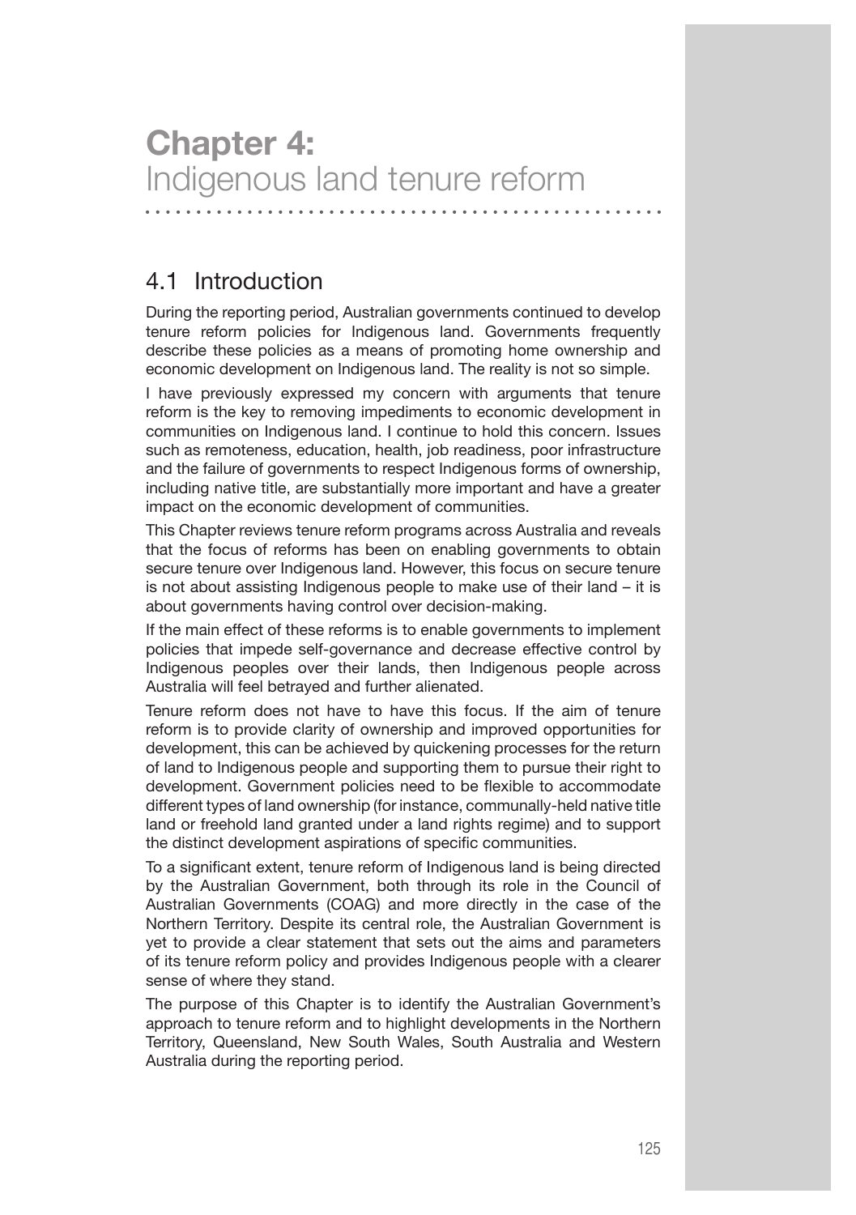# Chapter 4: Indigenous land tenure reform

## 4.1 Introduction

During the reporting period, Australian governments continued to develop tenure reform policies for Indigenous land. Governments frequently describe these policies as a means of promoting home ownership and economic development on Indigenous land. The reality is not so simple.

I have previously expressed my concern with arguments that tenure reform is the key to removing impediments to economic development in communities on Indigenous land. I continue to hold this concern. Issues such as remoteness, education, health, job readiness, poor infrastructure and the failure of governments to respect Indigenous forms of ownership, including native title, are substantially more important and have a greater impact on the economic development of communities.

This Chapter reviews tenure reform programs across Australia and reveals that the focus of reforms has been on enabling governments to obtain secure tenure over Indigenous land. However, this focus on secure tenure is not about assisting Indigenous people to make use of their land – it is about governments having control over decision-making.

If the main effect of these reforms is to enable governments to implement policies that impede self-governance and decrease effective control by Indigenous peoples over their lands, then Indigenous people across Australia will feel betrayed and further alienated.

Tenure reform does not have to have this focus. If the aim of tenure reform is to provide clarity of ownership and improved opportunities for development, this can be achieved by quickening processes for the return of land to Indigenous people and supporting them to pursue their right to development. Government policies need to be flexible to accommodate different types of land ownership (for instance, communally-held native title land or freehold land granted under a land rights regime) and to support the distinct development aspirations of specific communities.

To a significant extent, tenure reform of Indigenous land is being directed by the Australian Government, both through its role in the Council of Australian Governments (COAG) and more directly in the case of the Northern Territory. Despite its central role, the Australian Government is yet to provide a clear statement that sets out the aims and parameters of its tenure reform policy and provides Indigenous people with a clearer sense of where they stand.

The purpose of this Chapter is to identify the Australian Government's approach to tenure reform and to highlight developments in the Northern Territory, Queensland, New South Wales, South Australia and Western Australia during the reporting period.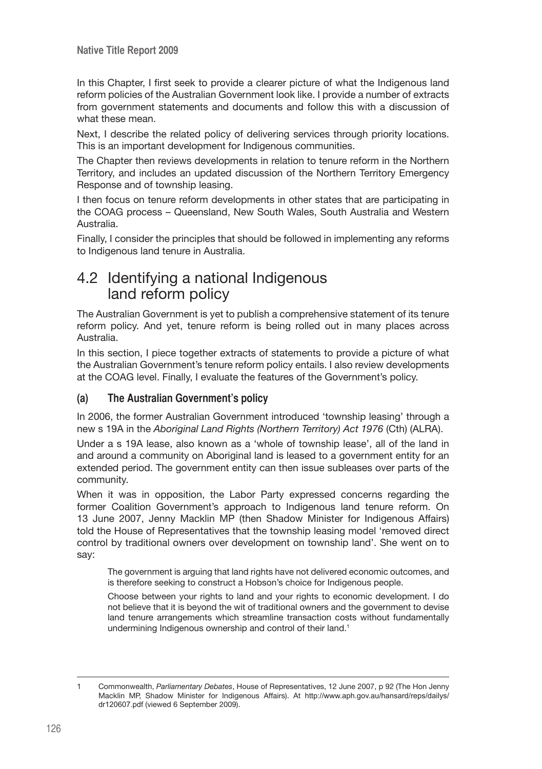In this Chapter, I first seek to provide a clearer picture of what the Indigenous land reform policies of the Australian Government look like. I provide a number of extracts from government statements and documents and follow this with a discussion of what these mean.

Next, I describe the related policy of delivering services through priority locations. This is an important development for Indigenous communities.

The Chapter then reviews developments in relation to tenure reform in the Northern Territory, and includes an updated discussion of the Northern Territory Emergency Response and of township leasing.

I then focus on tenure reform developments in other states that are participating in the COAG process – Queensland, New South Wales, South Australia and Western Australia.

Finally, I consider the principles that should be followed in implementing any reforms to Indigenous land tenure in Australia.

## 4.2 Identifying a national Indigenous land reform policy

The Australian Government is yet to publish a comprehensive statement of its tenure reform policy. And yet, tenure reform is being rolled out in many places across Australia.

In this section, I piece together extracts of statements to provide a picture of what the Australian Government's tenure reform policy entails. I also review developments at the COAG level. Finally, I evaluate the features of the Government's policy.

### (a) The Australian Government's policy

In 2006, the former Australian Government introduced 'township leasing' through a new s 19A in the *Aboriginal Land Rights (Northern Territory) Act 1976* (Cth) (ALRA).

Under a s 19A lease, also known as a 'whole of township lease', all of the land in and around a community on Aboriginal land is leased to a government entity for an extended period. The government entity can then issue subleases over parts of the community.

When it was in opposition, the Labor Party expressed concerns regarding the former Coalition Government's approach to Indigenous land tenure reform. On 13 June 2007, Jenny Macklin MP (then Shadow Minister for Indigenous Affairs) told the House of Representatives that the township leasing model 'removed direct control by traditional owners over development on township land'. She went on to say:

> The government is arguing that land rights have not delivered economic outcomes, and is therefore seeking to construct a Hobson's choice for Indigenous people.
>
> Choose between your rights to land and your rights to economic development. I do not believe that it is beyond the wit of traditional owners and the government to devise land tenure arrangements which streamline transaction costs without fundamentally undermining Indigenous ownership and control of their land.[1]

---

1 Commonwealth, *Parliamentary Debates*, House of Representatives, 12 June 2007, p 92 (The Hon Jenny Macklin MP, Shadow Minister for Indigenous Affairs). At http://www.aph.gov.au/hansard/reps/dailys/dr120607.pdf (viewed 6 September 2009).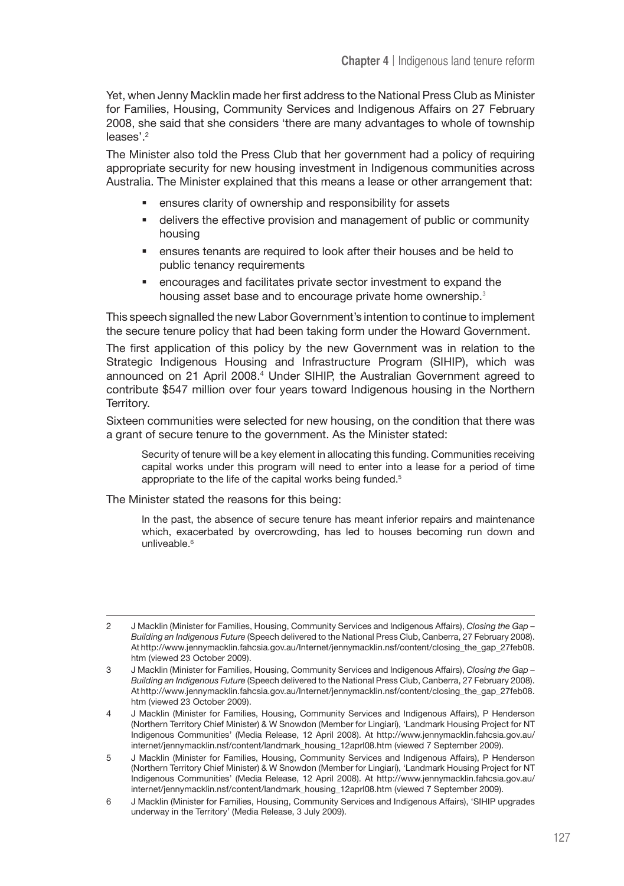Yet, when Jenny Macklin made her first address to the National Press Club as Minister for Families, Housing, Community Services and Indigenous Affairs on 27 February 2008, she said that she considers 'there are many advantages to whole of township leases'.[2]

The Minister also told the Press Club that her government had a policy of requiring appropriate security for new housing investment in Indigenous communities across Australia. The Minister explained that this means a lease or other arrangement that:

- ensures clarity of ownership and responsibility for assets
- delivers the effective provision and management of public or community housing
- ensures tenants are required to look after their houses and be held to public tenancy requirements
- encourages and facilitates private sector investment to expand the housing asset base and to encourage private home ownership.[3]

This speech signalled the new Labor Government's intention to continue to implement the secure tenure policy that had been taking form under the Howard Government.

The first application of this policy by the new Government was in relation to the Strategic Indigenous Housing and Infrastructure Program (SIHIP), which was announced on 21 April 2008.[4] Under SIHIP, the Australian Government agreed to contribute $547 million over four years toward Indigenous housing in the Northern Territory.

Sixteen communities were selected for new housing, on the condition that there was a grant of secure tenure to the government. As the Minister stated:

> Security of tenure will be a key element in allocating this funding. Communities receiving capital works under this program will need to enter into a lease for a period of time appropriate to the life of the capital works being funded.[5]

The Minister stated the reasons for this being:

> In the past, the absence of secure tenure has meant inferior repairs and maintenance which, exacerbated by overcrowding, has led to houses becoming run down and unliveable.[6]

---

2 J Macklin (Minister for Families, Housing, Community Services and Indigenous Affairs), *Closing the Gap – Building an Indigenous Future* (Speech delivered to the National Press Club, Canberra, 27 February 2008). At http://www.jennymacklin.fahcsia.gov.au/Internet/jennymacklin.nsf/content/closing_the_gap_27feb08.htm (viewed 23 October 2009).

3 J Macklin (Minister for Families, Housing, Community Services and Indigenous Affairs), *Closing the Gap – Building an Indigenous Future* (Speech delivered to the National Press Club, Canberra, 27 February 2008). At http://www.jennymacklin.fahcsia.gov.au/Internet/jennymacklin.nsf/content/closing_the_gap_27feb08.htm (viewed 23 October 2009).

4 J Macklin (Minister for Families, Housing, Community Services and Indigenous Affairs), P Henderson (Northern Territory Chief Minister) & W Snowdon (Member for Lingiari), 'Landmark Housing Project for NT Indigenous Communities' (Media Release, 12 April 2008). At http://www.jennymacklin.fahcsia.gov.au/internet/jennymacklin.nsf/content/landmark_housing_12aprl08.htm (viewed 7 September 2009).

5 J Macklin (Minister for Families, Housing, Community Services and Indigenous Affairs), P Henderson (Northern Territory Chief Minister) & W Snowdon (Member for Lingiari), 'Landmark Housing Project for NT Indigenous Communities' (Media Release, 12 April 2008). At http://www.jennymacklin.fahcsia.gov.au/internet/jennymacklin.nsf/content/landmark_housing_12aprl08.htm (viewed 7 September 2009).

6 J Macklin (Minister for Families, Housing, Community Services and Indigenous Affairs), 'SIHIP upgrades underway in the Territory' (Media Release, 3 July 2009).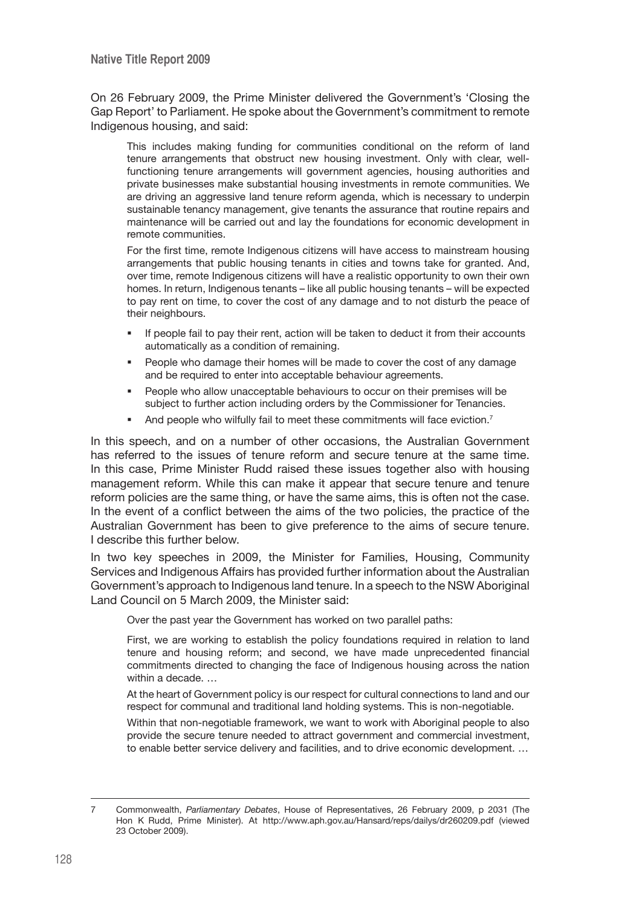On 26 February 2009, the Prime Minister delivered the Government's 'Closing the Gap Report' to Parliament. He spoke about the Government's commitment to remote Indigenous housing, and said:

> This includes making funding for communities conditional on the reform of land tenure arrangements that obstruct new housing investment. Only with clear, well-functioning tenure arrangements will government agencies, housing authorities and private businesses make substantial housing investments in remote communities. We are driving an aggressive land tenure reform agenda, which is necessary to underpin sustainable tenancy management, give tenants the assurance that routine repairs and maintenance will be carried out and lay the foundations for economic development in remote communities.
>
> For the first time, remote Indigenous citizens will have access to mainstream housing arrangements that public housing tenants in cities and towns take for granted. And, over time, remote Indigenous citizens will have a realistic opportunity to own their own homes. In return, Indigenous tenants – like all public housing tenants – will be expected to pay rent on time, to cover the cost of any damage and to not disturb the peace of their neighbours.
>
> - If people fail to pay their rent, action will be taken to deduct it from their accounts automatically as a condition of remaining.
> - People who damage their homes will be made to cover the cost of any damage and be required to enter into acceptable behaviour agreements.
> - People who allow unacceptable behaviours to occur on their premises will be subject to further action including orders by the Commissioner for Tenancies.
> - And people who wilfully fail to meet these commitments will face eviction.[7]

In this speech, and on a number of other occasions, the Australian Government has referred to the issues of tenure reform and secure tenure at the same time. In this case, Prime Minister Rudd raised these issues together also with housing management reform. While this can make it appear that secure tenure and tenure reform policies are the same thing, or have the same aims, this is often not the case. In the event of a conflict between the aims of the two policies, the practice of the Australian Government has been to give preference to the aims of secure tenure. I describe this further below.

In two key speeches in 2009, the Minister for Families, Housing, Community Services and Indigenous Affairs has provided further information about the Australian Government's approach to Indigenous land tenure. In a speech to the NSW Aboriginal Land Council on 5 March 2009, the Minister said:

> Over the past year the Government has worked on two parallel paths:
>
> First, we are working to establish the policy foundations required in relation to land tenure and housing reform; and second, we have made unprecedented financial commitments directed to changing the face of Indigenous housing across the nation within a decade. …
>
> At the heart of Government policy is our respect for cultural connections to land and our respect for communal and traditional land holding systems. This is non-negotiable.
>
> Within that non-negotiable framework, we want to work with Aboriginal people to also provide the secure tenure needed to attract government and commercial investment, to enable better service delivery and facilities, and to drive economic development. …

---

7 Commonwealth, *Parliamentary Debates*, House of Representatives, 26 February 2009, p 2031 (The Hon K Rudd, Prime Minister). At http://www.aph.gov.au/Hansard/reps/dailys/dr260209.pdf (viewed 23 October 2009).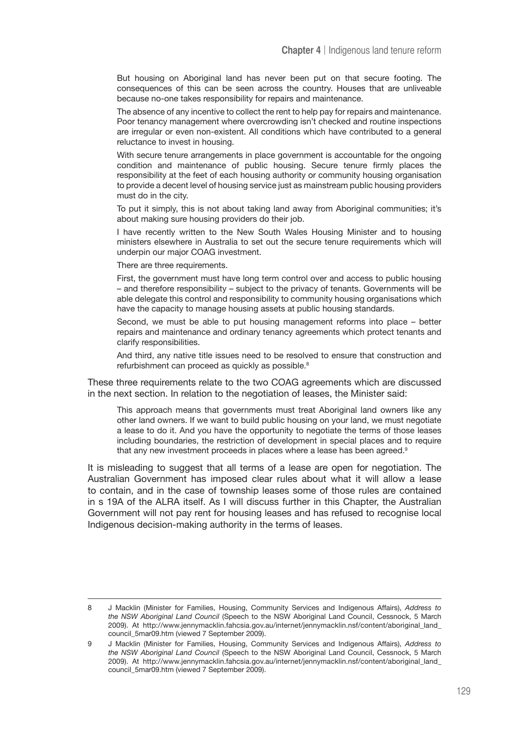> But housing on Aboriginal land has never been put on that secure footing. The consequences of this can be seen across the country. Houses that are unliveable because no-one takes responsibility for repairs and maintenance.
>
> The absence of any incentive to collect the rent to help pay for repairs and maintenance. Poor tenancy management where overcrowding isn't checked and routine inspections are irregular or even non-existent. All conditions which have contributed to a general reluctance to invest in housing.
>
> With secure tenure arrangements in place government is accountable for the ongoing condition and maintenance of public housing. Secure tenure firmly places the responsibility at the feet of each housing authority or community housing organisation to provide a decent level of housing service just as mainstream public housing providers must do in the city.
>
> To put it simply, this is not about taking land away from Aboriginal communities; it's about making sure housing providers do their job.
>
> I have recently written to the New South Wales Housing Minister and to housing ministers elsewhere in Australia to set out the secure tenure requirements which will underpin our major COAG investment.
>
> There are three requirements.
>
> First, the government must have long term control over and access to public housing – and therefore responsibility – subject to the privacy of tenants. Governments will be able delegate this control and responsibility to community housing organisations which have the capacity to manage housing assets at public housing standards.
>
> Second, we must be able to put housing management reforms into place – better repairs and maintenance and ordinary tenancy agreements which protect tenants and clarify responsibilities.
>
> And third, any native title issues need to be resolved to ensure that construction and refurbishment can proceed as quickly as possible.[8]

These three requirements relate to the two COAG agreements which are discussed in the next section. In relation to the negotiation of leases, the Minister said:

> This approach means that governments must treat Aboriginal land owners like any other land owners. If we want to build public housing on your land, we must negotiate a lease to do it. And you have the opportunity to negotiate the terms of those leases including boundaries, the restriction of development in special places and to require that any new investment proceeds in places where a lease has been agreed.[9]

It is misleading to suggest that all terms of a lease are open for negotiation. The Australian Government has imposed clear rules about what it will allow a lease to contain, and in the case of township leases some of those rules are contained in s 19A of the ALRA itself. As I will discuss further in this Chapter, the Australian Government will not pay rent for housing leases and has refused to recognise local Indigenous decision-making authority in the terms of leases.

---

8 J Macklin (Minister for Families, Housing, Community Services and Indigenous Affairs), *Address to the NSW Aboriginal Land Council* (Speech to the NSW Aboriginal Land Council, Cessnock, 5 March 2009). At http://www.jennymacklin.fahcsia.gov.au/internet/jennymacklin.nsf/content/aboriginal_land_council_5mar09.htm (viewed 7 September 2009).

9 J Macklin (Minister for Families, Housing, Community Services and Indigenous Affairs), *Address to the NSW Aboriginal Land Council* (Speech to the NSW Aboriginal Land Council, Cessnock, 5 March 2009). At http://www.jennymacklin.fahcsia.gov.au/internet/jennymacklin.nsf/content/aboriginal_land_council_5mar09.htm (viewed 7 September 2009).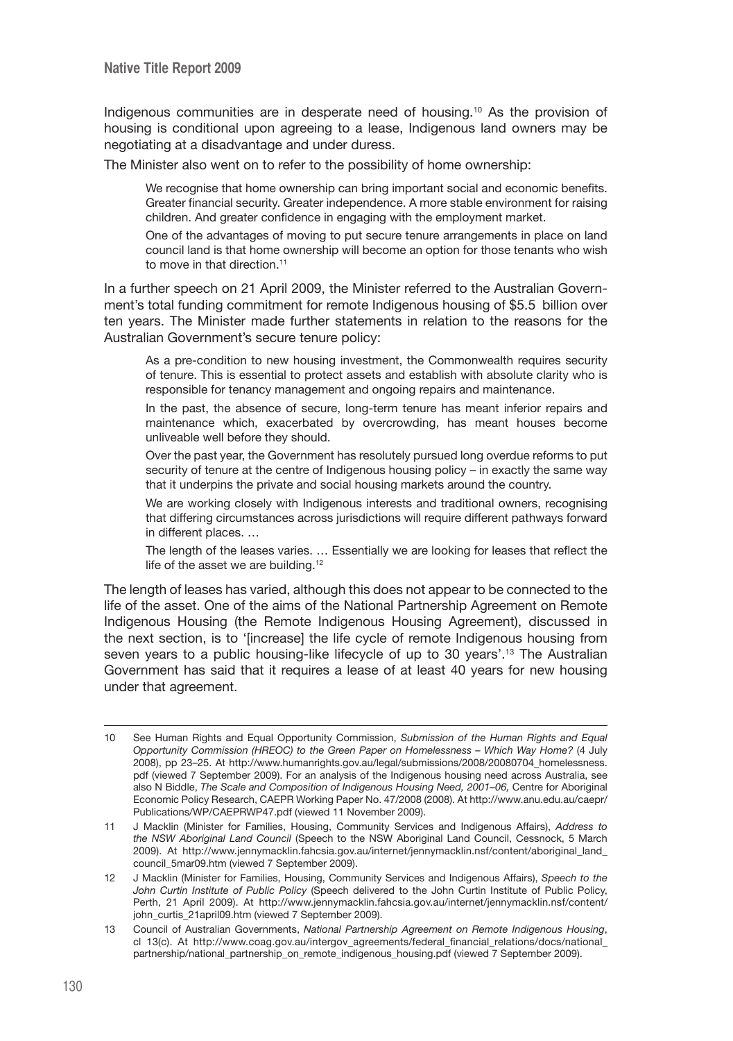Indigenous communities are in desperate need of housing.[10] As the provision of housing is conditional upon agreeing to a lease, Indigenous land owners may be negotiating at a disadvantage and under duress.

The Minister also went on to refer to the possibility of home ownership:

> We recognise that home ownership can bring important social and economic benefits. Greater financial security. Greater independence. A more stable environment for raising children. And greater confidence in engaging with the employment market.
>
> One of the advantages of moving to put secure tenure arrangements in place on land council land is that home ownership will become an option for those tenants who wish to move in that direction.[11]

In a further speech on 21 April 2009, the Minister referred to the Australian Government's total funding commitment for remote Indigenous housing of $5.5 billion over ten years. The Minister made further statements in relation to the reasons for the Australian Government's secure tenure policy:

> As a pre-condition to new housing investment, the Commonwealth requires security of tenure. This is essential to protect assets and establish with absolute clarity who is responsible for tenancy management and ongoing repairs and maintenance.
>
> In the past, the absence of secure, long-term tenure has meant inferior repairs and maintenance which, exacerbated by overcrowding, has meant houses become unliveable well before they should.
>
> Over the past year, the Government has resolutely pursued long overdue reforms to put security of tenure at the centre of Indigenous housing policy – in exactly the same way that it underpins the private and social housing markets around the country.
>
> We are working closely with Indigenous interests and traditional owners, recognising that differing circumstances across jurisdictions will require different pathways forward in different places. …
>
> The length of the leases varies. … Essentially we are looking for leases that reflect the life of the asset we are building.[12]

The length of leases has varied, although this does not appear to be connected to the life of the asset. One of the aims of the National Partnership Agreement on Remote Indigenous Housing (the Remote Indigenous Housing Agreement), discussed in the next section, is to '[increase] the life cycle of remote Indigenous housing from seven years to a public housing-like lifecycle of up to 30 years'.[13] The Australian Government has said that it requires a lease of at least 40 years for new housing under that agreement.

---

10 See Human Rights and Equal Opportunity Commission, *Submission of the Human Rights and Equal Opportunity Commission (HREOC) to the Green Paper on Homelessness – Which Way Home?* (4 July 2008), pp 23–25. At http://www.humanrights.gov.au/legal/submissions/2008/20080704_homelessness.pdf (viewed 7 September 2009). For an analysis of the Indigenous housing need across Australia, see also N Biddle, *The Scale and Composition of Indigenous Housing Need, 2001–06,* Centre for Aboriginal Economic Policy Research, CAEPR Working Paper No. 47/2008 (2008). At http://www.anu.edu.au/caepr/Publications/WP/CAEPRWP47.pdf (viewed 11 November 2009).

11 J Macklin (Minister for Families, Housing, Community Services and Indigenous Affairs), *Address to the NSW Aboriginal Land Council* (Speech to the NSW Aboriginal Land Council, Cessnock, 5 March 2009). At http://www.jennymacklin.fahcsia.gov.au/internet/jennymacklin.nsf/content/aboriginal_land_council_5mar09.htm (viewed 7 September 2009).

12 J Macklin (Minister for Families, Housing, Community Services and Indigenous Affairs), *Speech to the John Curtin Institute of Public Policy* (Speech delivered to the John Curtin Institute of Public Policy, Perth, 21 April 2009). At http://www.jennymacklin.fahcsia.gov.au/internet/jennymacklin.nsf/content/john_curtis_21april09.htm (viewed 7 September 2009).

13 Council of Australian Governments, *National Partnership Agreement on Remote Indigenous Housing*, cl 13(c). At http://www.coag.gov.au/intergov_agreements/federal_financial_relations/docs/national_partnership/national_partnership_on_remote_indigenous_housing.pdf (viewed 7 September 2009).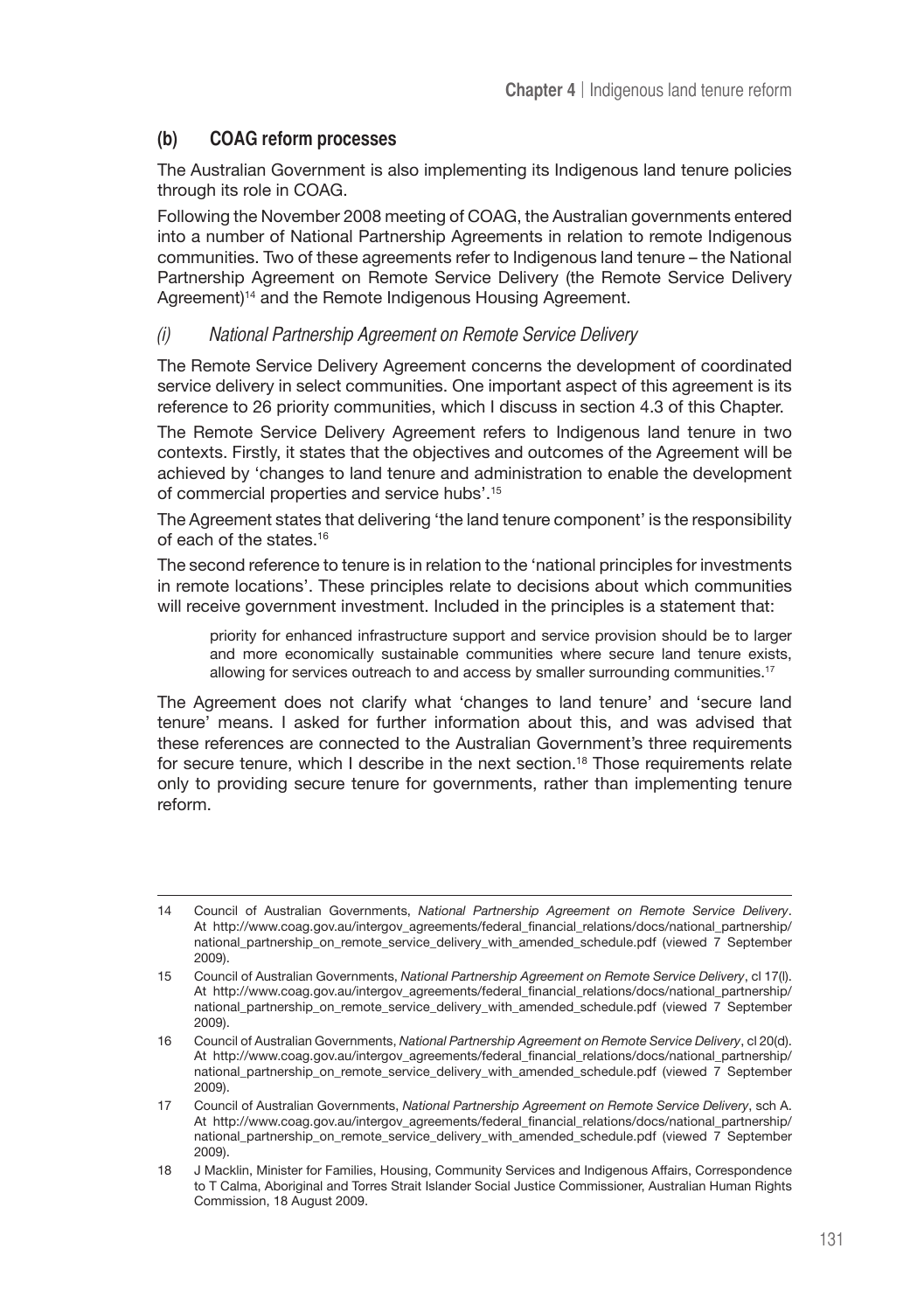### (b) COAG reform processes

The Australian Government is also implementing its Indigenous land tenure policies through its role in COAG.

Following the November 2008 meeting of COAG, the Australian governments entered into a number of National Partnership Agreements in relation to remote Indigenous communities. Two of these agreements refer to Indigenous land tenure – the National Partnership Agreement on Remote Service Delivery (the Remote Service Delivery Agreement)[14] and the Remote Indigenous Housing Agreement.

#### *(i) National Partnership Agreement on Remote Service Delivery*

The Remote Service Delivery Agreement concerns the development of coordinated service delivery in select communities. One important aspect of this agreement is its reference to 26 priority communities, which I discuss in section 4.3 of this Chapter.

The Remote Service Delivery Agreement refers to Indigenous land tenure in two contexts. Firstly, it states that the objectives and outcomes of the Agreement will be achieved by 'changes to land tenure and administration to enable the development of commercial properties and service hubs'.[15]

The Agreement states that delivering 'the land tenure component' is the responsibility of each of the states.[16]

The second reference to tenure is in relation to the 'national principles for investments in remote locations'. These principles relate to decisions about which communities will receive government investment. Included in the principles is a statement that:

> priority for enhanced infrastructure support and service provision should be to larger and more economically sustainable communities where secure land tenure exists, allowing for services outreach to and access by smaller surrounding communities.[17]

The Agreement does not clarify what 'changes to land tenure' and 'secure land tenure' means. I asked for further information about this, and was advised that these references are connected to the Australian Government's three requirements for secure tenure, which I describe in the next section.[18] Those requirements relate only to providing secure tenure for governments, rather than implementing tenure reform.

---

14 Council of Australian Governments, *National Partnership Agreement on Remote Service Delivery*. At http://www.coag.gov.au/intergov_agreements/federal_financial_relations/docs/national_partnership/national_partnership_on_remote_service_delivery_with_amended_schedule.pdf (viewed 7 September 2009).

15 Council of Australian Governments, *National Partnership Agreement on Remote Service Delivery*, cl 17(l). At http://www.coag.gov.au/intergov_agreements/federal_financial_relations/docs/national_partnership/national_partnership_on_remote_service_delivery_with_amended_schedule.pdf (viewed 7 September 2009).

16 Council of Australian Governments, *National Partnership Agreement on Remote Service Delivery*, cl 20(d). At http://www.coag.gov.au/intergov_agreements/federal_financial_relations/docs/national_partnership/national_partnership_on_remote_service_delivery_with_amended_schedule.pdf (viewed 7 September 2009).

17 Council of Australian Governments, *National Partnership Agreement on Remote Service Delivery*, sch A. At http://www.coag.gov.au/intergov_agreements/federal_financial_relations/docs/national_partnership/national_partnership_on_remote_service_delivery_with_amended_schedule.pdf (viewed 7 September 2009).

18 J Macklin, Minister for Families, Housing, Community Services and Indigenous Affairs, Correspondence to T Calma, Aboriginal and Torres Strait Islander Social Justice Commissioner, Australian Human Rights Commission, 18 August 2009.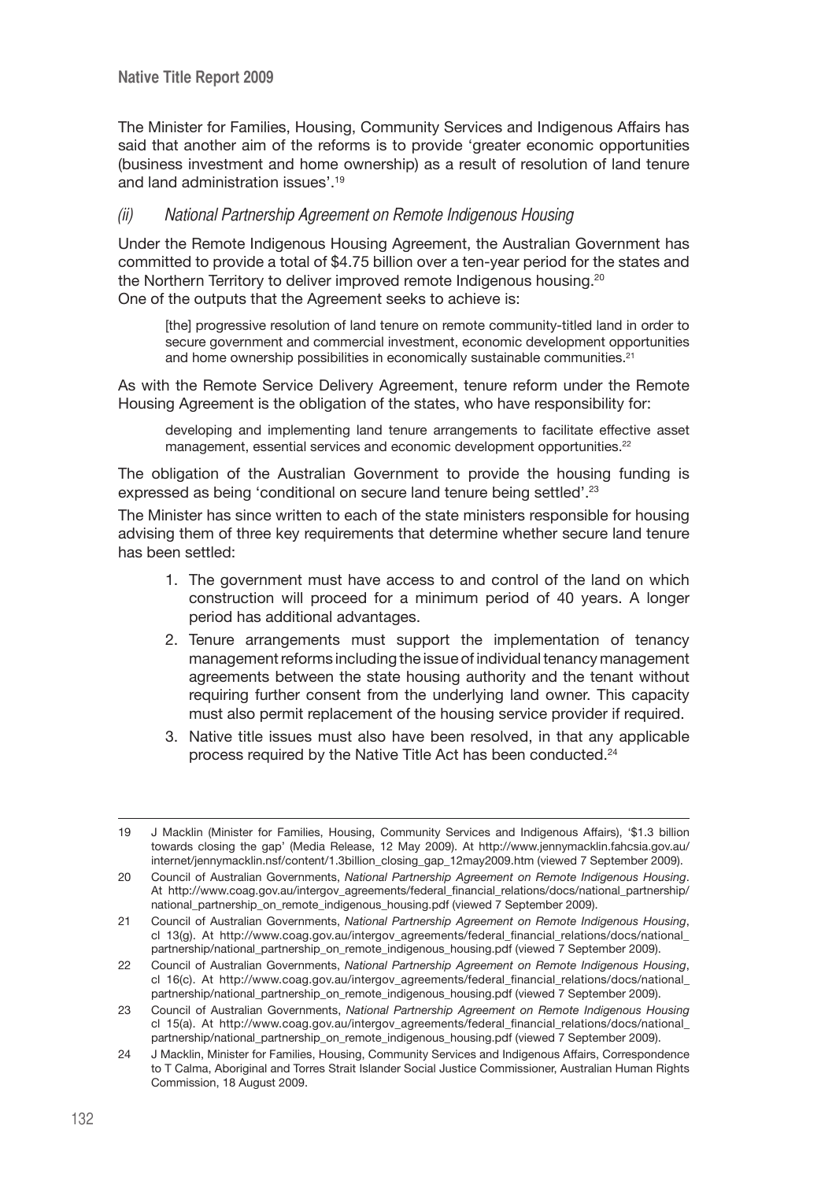The Minister for Families, Housing, Community Services and Indigenous Affairs has said that another aim of the reforms is to provide 'greater economic opportunities (business investment and home ownership) as a result of resolution of land tenure and land administration issues'.[19]

### *(ii) National Partnership Agreement on Remote Indigenous Housing*

Under the Remote Indigenous Housing Agreement, the Australian Government has committed to provide a total of $4.75 billion over a ten-year period for the states and the Northern Territory to deliver improved remote Indigenous housing.[20] One of the outputs that the Agreement seeks to achieve is:

> [the] progressive resolution of land tenure on remote community-titled land in order to secure government and commercial investment, economic development opportunities and home ownership possibilities in economically sustainable communities.[21]

As with the Remote Service Delivery Agreement, tenure reform under the Remote Housing Agreement is the obligation of the states, who have responsibility for:

> developing and implementing land tenure arrangements to facilitate effective asset management, essential services and economic development opportunities.[22]

The obligation of the Australian Government to provide the housing funding is expressed as being 'conditional on secure land tenure being settled'.[23]

The Minister has since written to each of the state ministers responsible for housing advising them of three key requirements that determine whether secure land tenure has been settled:

1. The government must have access to and control of the land on which construction will proceed for a minimum period of 40 years. A longer period has additional advantages.
2. Tenure arrangements must support the implementation of tenancy management reforms including the issue of individual tenancy management agreements between the state housing authority and the tenant without requiring further consent from the underlying land owner. This capacity must also permit replacement of the housing service provider if required.
3. Native title issues must also have been resolved, in that any applicable process required by the Native Title Act has been conducted.[24]

---

19 J Macklin (Minister for Families, Housing, Community Services and Indigenous Affairs), '$1.3 billion towards closing the gap' (Media Release, 12 May 2009). At http://www.jennymacklin.fahcsia.gov.au/internet/jennymacklin.nsf/content/1.3billion_closing_gap_12may2009.htm (viewed 7 September 2009).

20 Council of Australian Governments, *National Partnership Agreement on Remote Indigenous Housing*. At http://www.coag.gov.au/intergov_agreements/federal_financial_relations/docs/national_partnership/national_partnership_on_remote_indigenous_housing.pdf (viewed 7 September 2009).

21 Council of Australian Governments, *National Partnership Agreement on Remote Indigenous Housing*, cl 13(g). At http://www.coag.gov.au/intergov_agreements/federal_financial_relations/docs/national_partnership/national_partnership_on_remote_indigenous_housing.pdf (viewed 7 September 2009).

22 Council of Australian Governments, *National Partnership Agreement on Remote Indigenous Housing*, cl 16(c). At http://www.coag.gov.au/intergov_agreements/federal_financial_relations/docs/national_partnership/national_partnership_on_remote_indigenous_housing.pdf (viewed 7 September 2009).

23 Council of Australian Governments, *National Partnership Agreement on Remote Indigenous Housing* cl 15(a). At http://www.coag.gov.au/intergov_agreements/federal_financial_relations/docs/national_partnership/national_partnership_on_remote_indigenous_housing.pdf (viewed 7 September 2009).

24 J Macklin, Minister for Families, Housing, Community Services and Indigenous Affairs, Correspondence to T Calma, Aboriginal and Torres Strait Islander Social Justice Commissioner, Australian Human Rights Commission, 18 August 2009.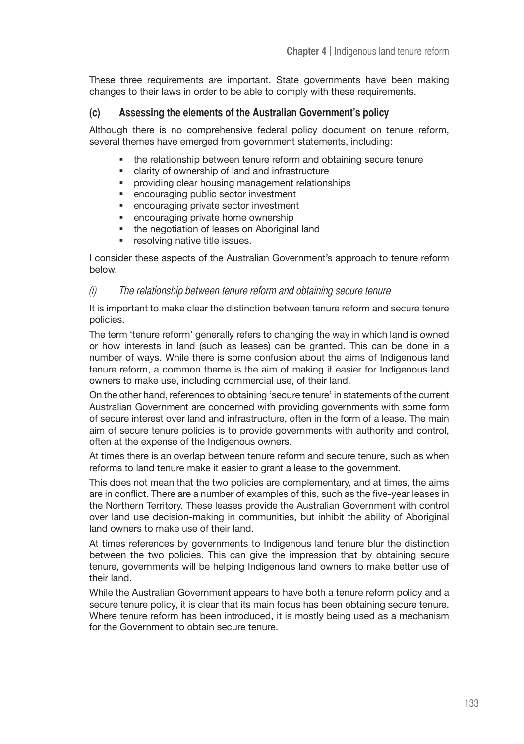These three requirements are important. State governments have been making changes to their laws in order to be able to comply with these requirements.

### (c) Assessing the elements of the Australian Government's policy

Although there is no comprehensive federal policy document on tenure reform, several themes have emerged from government statements, including:

- the relationship between tenure reform and obtaining secure tenure
- clarity of ownership of land and infrastructure
- providing clear housing management relationships
- encouraging public sector investment
- encouraging private sector investment
- encouraging private home ownership
- the negotiation of leases on Aboriginal land
- resolving native title issues.

I consider these aspects of the Australian Government's approach to tenure reform below.

#### *(i) The relationship between tenure reform and obtaining secure tenure*

It is important to make clear the distinction between tenure reform and secure tenure policies.

The term 'tenure reform' generally refers to changing the way in which land is owned or how interests in land (such as leases) can be granted. This can be done in a number of ways. While there is some confusion about the aims of Indigenous land tenure reform, a common theme is the aim of making it easier for Indigenous land owners to make use, including commercial use, of their land.

On the other hand, references to obtaining 'secure tenure' in statements of the current Australian Government are concerned with providing governments with some form of secure interest over land and infrastructure, often in the form of a lease. The main aim of secure tenure policies is to provide governments with authority and control, often at the expense of the Indigenous owners.

At times there is an overlap between tenure reform and secure tenure, such as when reforms to land tenure make it easier to grant a lease to the government.

This does not mean that the two policies are complementary, and at times, the aims are in conflict. There are a number of examples of this, such as the five-year leases in the Northern Territory. These leases provide the Australian Government with control over land use decision-making in communities, but inhibit the ability of Aboriginal land owners to make use of their land.

At times references by governments to Indigenous land tenure blur the distinction between the two policies. This can give the impression that by obtaining secure tenure, governments will be helping Indigenous land owners to make better use of their land.

While the Australian Government appears to have both a tenure reform policy and a secure tenure policy, it is clear that its main focus has been obtaining secure tenure. Where tenure reform has been introduced, it is mostly being used as a mechanism for the Government to obtain secure tenure.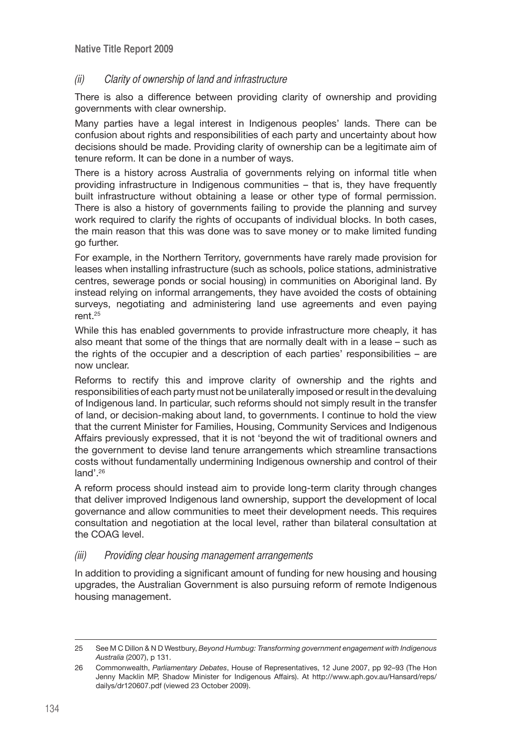### *(ii) Clarity of ownership of land and infrastructure*

There is also a difference between providing clarity of ownership and providing governments with clear ownership.

Many parties have a legal interest in Indigenous peoples' lands. There can be confusion about rights and responsibilities of each party and uncertainty about how decisions should be made. Providing clarity of ownership can be a legitimate aim of tenure reform. It can be done in a number of ways.

There is a history across Australia of governments relying on informal title when providing infrastructure in Indigenous communities – that is, they have frequently built infrastructure without obtaining a lease or other type of formal permission. There is also a history of governments failing to provide the planning and survey work required to clarify the rights of occupants of individual blocks. In both cases, the main reason that this was done was to save money or to make limited funding go further.

For example, in the Northern Territory, governments have rarely made provision for leases when installing infrastructure (such as schools, police stations, administrative centres, sewerage ponds or social housing) in communities on Aboriginal land. By instead relying on informal arrangements, they have avoided the costs of obtaining surveys, negotiating and administering land use agreements and even paying rent.[25]

While this has enabled governments to provide infrastructure more cheaply, it has also meant that some of the things that are normally dealt with in a lease – such as the rights of the occupier and a description of each parties' responsibilities – are now unclear.

Reforms to rectify this and improve clarity of ownership and the rights and responsibilities of each party must not be unilaterally imposed or result in the devaluing of Indigenous land. In particular, such reforms should not simply result in the transfer of land, or decision-making about land, to governments. I continue to hold the view that the current Minister for Families, Housing, Community Services and Indigenous Affairs previously expressed, that it is not 'beyond the wit of traditional owners and the government to devise land tenure arrangements which streamline transactions costs without fundamentally undermining Indigenous ownership and control of their land'.[26]

A reform process should instead aim to provide long-term clarity through changes that deliver improved Indigenous land ownership, support the development of local governance and allow communities to meet their development needs. This requires consultation and negotiation at the local level, rather than bilateral consultation at the COAG level.

### *(iii) Providing clear housing management arrangements*

In addition to providing a significant amount of funding for new housing and housing upgrades, the Australian Government is also pursuing reform of remote Indigenous housing management.

---

25 See M C Dillon & N D Westbury, *Beyond Humbug: Transforming government engagement with Indigenous Australia* (2007), p 131.

26 Commonwealth, *Parliamentary Debates*, House of Representatives, 12 June 2007, pp 92–93 (The Hon Jenny Macklin MP, Shadow Minister for Indigenous Affairs). At http://www.aph.gov.au/Hansard/reps/dailys/dr120607.pdf (viewed 23 October 2009).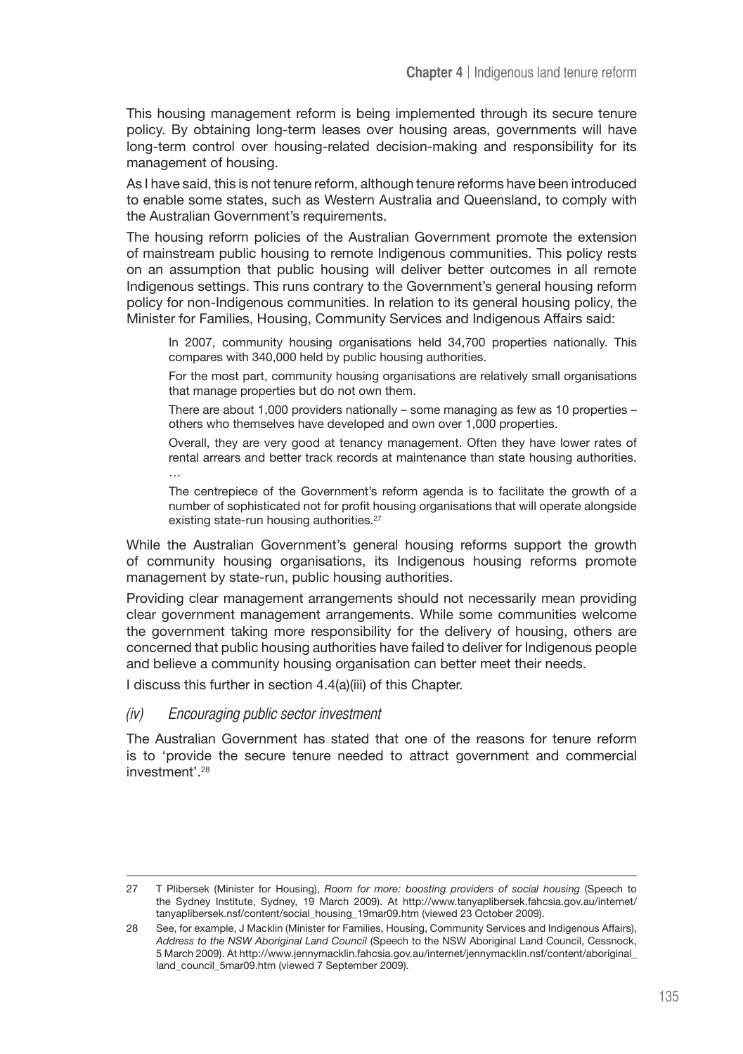This housing management reform is being implemented through its secure tenure policy. By obtaining long-term leases over housing areas, governments will have long-term control over housing-related decision-making and responsibility for its management of housing.

As I have said, this is not tenure reform, although tenure reforms have been introduced to enable some states, such as Western Australia and Queensland, to comply with the Australian Government's requirements.

The housing reform policies of the Australian Government promote the extension of mainstream public housing to remote Indigenous communities. This policy rests on an assumption that public housing will deliver better outcomes in all remote Indigenous settings. This runs contrary to the Government's general housing reform policy for non-Indigenous communities. In relation to its general housing policy, the Minister for Families, Housing, Community Services and Indigenous Affairs said:

> In 2007, community housing organisations held 34,700 properties nationally. This compares with 340,000 held by public housing authorities.
>
> For the most part, community housing organisations are relatively small organisations that manage properties but do not own them.
>
> There are about 1,000 providers nationally – some managing as few as 10 properties – others who themselves have developed and own over 1,000 properties.
>
> Overall, they are very good at tenancy management. Often they have lower rates of rental arrears and better track records at maintenance than state housing authorities. …
>
> The centrepiece of the Government's reform agenda is to facilitate the growth of a number of sophisticated not for profit housing organisations that will operate alongside existing state-run housing authorities.[27]

While the Australian Government's general housing reforms support the growth of community housing organisations, its Indigenous housing reforms promote management by state-run, public housing authorities.

Providing clear management arrangements should not necessarily mean providing clear government management arrangements. While some communities welcome the government taking more responsibility for the delivery of housing, others are concerned that public housing authorities have failed to deliver for Indigenous people and believe a community housing organisation can better meet their needs.

I discuss this further in section 4.4(a)(iii) of this Chapter.

#### *(iv) Encouraging public sector investment*

The Australian Government has stated that one of the reasons for tenure reform is to 'provide the secure tenure needed to attract government and commercial investment'.[28]

---

27 T Plibersek (Minister for Housing), *Room for more: boosting providers of social housing* (Speech to the Sydney Institute, Sydney, 19 March 2009). At http://www.tanyaplibersek.fahcsia.gov.au/internet/tanyaplibersek.nsf/content/social_housing_19mar09.htm (viewed 23 October 2009).

28 See, for example, J Macklin (Minister for Families, Housing, Community Services and Indigenous Affairs), *Address to the NSW Aboriginal Land Council* (Speech to the NSW Aboriginal Land Council, Cessnock, 5 March 2009). At http://www.jennymacklin.fahcsia.gov.au/internet/jennymacklin.nsf/content/aboriginal_land_council_5mar09.htm (viewed 7 September 2009).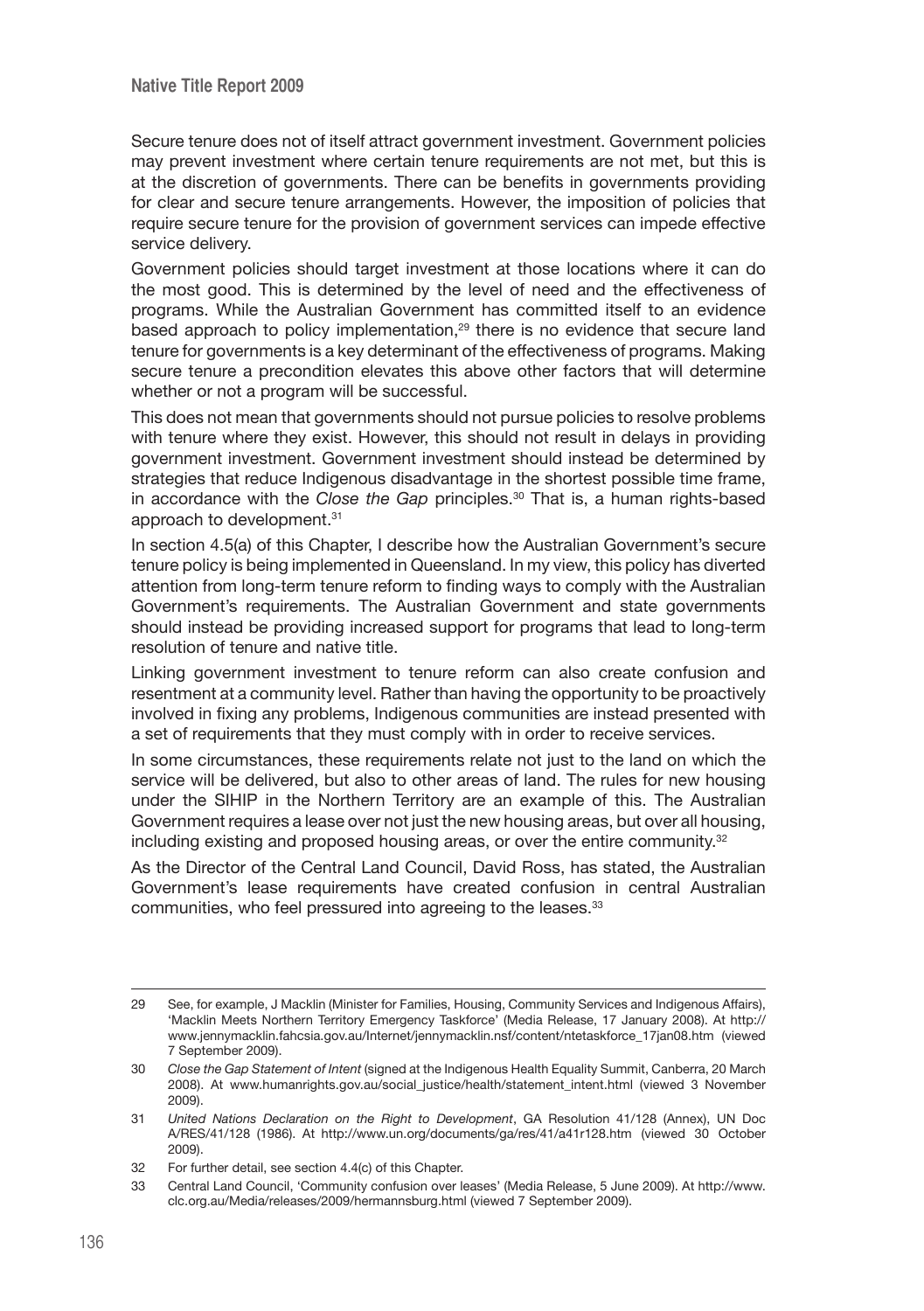Secure tenure does not of itself attract government investment. Government policies may prevent investment where certain tenure requirements are not met, but this is at the discretion of governments. There can be benefits in governments providing for clear and secure tenure arrangements. However, the imposition of policies that require secure tenure for the provision of government services can impede effective service delivery.

Government policies should target investment at those locations where it can do the most good. This is determined by the level of need and the effectiveness of programs. While the Australian Government has committed itself to an evidence based approach to policy implementation,[29] there is no evidence that secure land tenure for governments is a key determinant of the effectiveness of programs. Making secure tenure a precondition elevates this above other factors that will determine whether or not a program will be successful.

This does not mean that governments should not pursue policies to resolve problems with tenure where they exist. However, this should not result in delays in providing government investment. Government investment should instead be determined by strategies that reduce Indigenous disadvantage in the shortest possible time frame, in accordance with the *Close the Gap* principles.[30] That is, a human rights-based approach to development.[31]

In section 4.5(a) of this Chapter, I describe how the Australian Government's secure tenure policy is being implemented in Queensland. In my view, this policy has diverted attention from long-term tenure reform to finding ways to comply with the Australian Government's requirements. The Australian Government and state governments should instead be providing increased support for programs that lead to long-term resolution of tenure and native title.

Linking government investment to tenure reform can also create confusion and resentment at a community level. Rather than having the opportunity to be proactively involved in fixing any problems, Indigenous communities are instead presented with a set of requirements that they must comply with in order to receive services.

In some circumstances, these requirements relate not just to the land on which the service will be delivered, but also to other areas of land. The rules for new housing under the SIHIP in the Northern Territory are an example of this. The Australian Government requires a lease over not just the new housing areas, but over all housing, including existing and proposed housing areas, or over the entire community.[32]

As the Director of the Central Land Council, David Ross, has stated, the Australian Government's lease requirements have created confusion in central Australian communities, who feel pressured into agreeing to the leases.[33]

---

29 See, for example, J Macklin (Minister for Families, Housing, Community Services and Indigenous Affairs), 'Macklin Meets Northern Territory Emergency Taskforce' (Media Release, 17 January 2008). At http://www.jennymacklin.fahcsia.gov.au/Internet/jennymacklin.nsf/content/ntetaskforce_17jan08.htm (viewed 7 September 2009).

30 *Close the Gap Statement of Intent* (signed at the Indigenous Health Equality Summit, Canberra, 20 March 2008). At www.humanrights.gov.au/social_justice/health/statement_intent.html (viewed 3 November 2009).

31 *United Nations Declaration on the Right to Development*, GA Resolution 41/128 (Annex), UN Doc A/RES/41/128 (1986). At http://www.un.org/documents/ga/res/41/a41r128.htm (viewed 30 October 2009).

32 For further detail, see section 4.4(c) of this Chapter.

33 Central Land Council, 'Community confusion over leases' (Media Release, 5 June 2009). At http://www.clc.org.au/Media/releases/2009/hermannsburg.html (viewed 7 September 2009).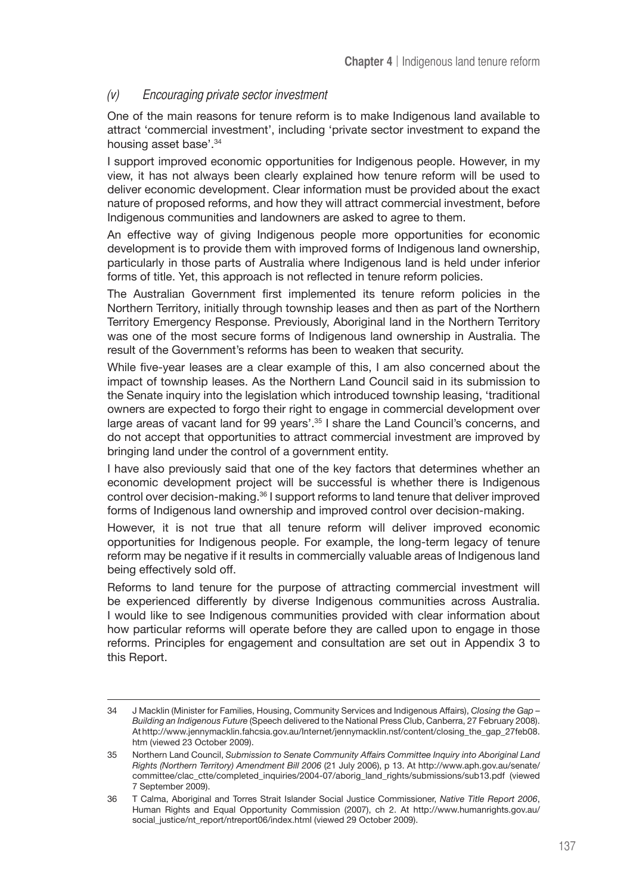### *(v) Encouraging private sector investment*

One of the main reasons for tenure reform is to make Indigenous land available to attract 'commercial investment', including 'private sector investment to expand the housing asset base'.[34]

I support improved economic opportunities for Indigenous people. However, in my view, it has not always been clearly explained how tenure reform will be used to deliver economic development. Clear information must be provided about the exact nature of proposed reforms, and how they will attract commercial investment, before Indigenous communities and landowners are asked to agree to them.

An effective way of giving Indigenous people more opportunities for economic development is to provide them with improved forms of Indigenous land ownership, particularly in those parts of Australia where Indigenous land is held under inferior forms of title. Yet, this approach is not reflected in tenure reform policies.

The Australian Government first implemented its tenure reform policies in the Northern Territory, initially through township leases and then as part of the Northern Territory Emergency Response. Previously, Aboriginal land in the Northern Territory was one of the most secure forms of Indigenous land ownership in Australia. The result of the Government's reforms has been to weaken that security.

While five-year leases are a clear example of this, I am also concerned about the impact of township leases. As the Northern Land Council said in its submission to the Senate inquiry into the legislation which introduced township leasing, 'traditional owners are expected to forgo their right to engage in commercial development over large areas of vacant land for 99 years'.[35] I share the Land Council's concerns, and do not accept that opportunities to attract commercial investment are improved by bringing land under the control of a government entity.

I have also previously said that one of the key factors that determines whether an economic development project will be successful is whether there is Indigenous control over decision-making.[36] I support reforms to land tenure that deliver improved forms of Indigenous land ownership and improved control over decision-making.

However, it is not true that all tenure reform will deliver improved economic opportunities for Indigenous people. For example, the long-term legacy of tenure reform may be negative if it results in commercially valuable areas of Indigenous land being effectively sold off.

Reforms to land tenure for the purpose of attracting commercial investment will be experienced differently by diverse Indigenous communities across Australia. I would like to see Indigenous communities provided with clear information about how particular reforms will operate before they are called upon to engage in those reforms. Principles for engagement and consultation are set out in Appendix 3 to this Report.

---

34 J Macklin (Minister for Families, Housing, Community Services and Indigenous Affairs), *Closing the Gap – Building an Indigenous Future* (Speech delivered to the National Press Club, Canberra, 27 February 2008). At http://www.jennymacklin.fahcsia.gov.au/Internet/jennymacklin.nsf/content/closing_the_gap_27feb08.htm (viewed 23 October 2009).

35 Northern Land Council, *Submission to Senate Community Affairs Committee Inquiry into Aboriginal Land Rights (Northern Territory) Amendment Bill 2006* (21 July 2006), p 13. At http://www.aph.gov.au/senate/committee/clac_ctte/completed_inquiries/2004-07/aborig_land_rights/submissions/sub13.pdf (viewed 7 September 2009).

36 T Calma, Aboriginal and Torres Strait Islander Social Justice Commissioner, *Native Title Report 2006*, Human Rights and Equal Opportunity Commission (2007), ch 2. At http://www.humanrights.gov.au/social_justice/nt_report/ntreport06/index.html (viewed 29 October 2009).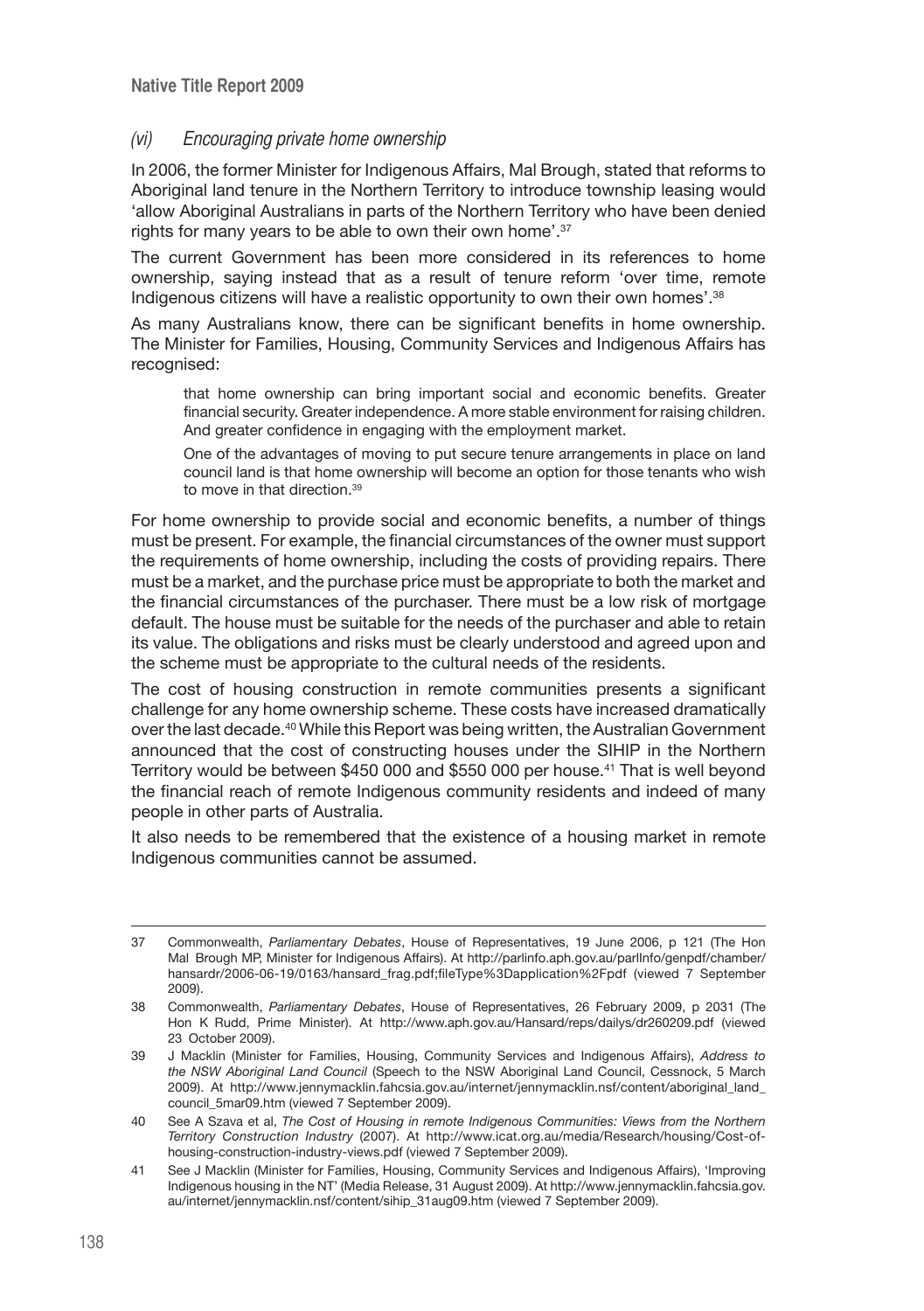### *(vi) Encouraging private home ownership*

In 2006, the former Minister for Indigenous Affairs, Mal Brough, stated that reforms to Aboriginal land tenure in the Northern Territory to introduce township leasing would 'allow Aboriginal Australians in parts of the Northern Territory who have been denied rights for many years to be able to own their own home'.[37]

The current Government has been more considered in its references to home ownership, saying instead that as a result of tenure reform 'over time, remote Indigenous citizens will have a realistic opportunity to own their own homes'.[38]

As many Australians know, there can be significant benefits in home ownership. The Minister for Families, Housing, Community Services and Indigenous Affairs has recognised:

> that home ownership can bring important social and economic benefits. Greater financial security. Greater independence. A more stable environment for raising children. And greater confidence in engaging with the employment market.
>
> One of the advantages of moving to put secure tenure arrangements in place on land council land is that home ownership will become an option for those tenants who wish to move in that direction.[39]

For home ownership to provide social and economic benefits, a number of things must be present. For example, the financial circumstances of the owner must support the requirements of home ownership, including the costs of providing repairs. There must be a market, and the purchase price must be appropriate to both the market and the financial circumstances of the purchaser. There must be a low risk of mortgage default. The house must be suitable for the needs of the purchaser and able to retain its value. The obligations and risks must be clearly understood and agreed upon and the scheme must be appropriate to the cultural needs of the residents.

The cost of housing construction in remote communities presents a significant challenge for any home ownership scheme. These costs have increased dramatically over the last decade.[40] While this Report was being written, the Australian Government announced that the cost of constructing houses under the SIHIP in the Northern Territory would be between $450 000 and $550 000 per house.[41] That is well beyond the financial reach of remote Indigenous community residents and indeed of many people in other parts of Australia.

It also needs to be remembered that the existence of a housing market in remote Indigenous communities cannot be assumed.

---

37 Commonwealth, *Parliamentary Debates*, House of Representatives, 19 June 2006, p 121 (The Hon Mal Brough MP, Minister for Indigenous Affairs). At http://parlinfo.aph.gov.au/parlInfo/genpdf/chamber/hansardr/2006-06-19/0163/hansard_frag.pdf;fileType%3Dapplication%2Fpdf (viewed 7 September 2009).

38 Commonwealth, *Parliamentary Debates*, House of Representatives, 26 February 2009, p 2031 (The Hon K Rudd, Prime Minister). At http://www.aph.gov.au/Hansard/reps/dailys/dr260209.pdf (viewed 23 October 2009).

39 J Macklin (Minister for Families, Housing, Community Services and Indigenous Affairs), *Address to the NSW Aboriginal Land Council* (Speech to the NSW Aboriginal Land Council, Cessnock, 5 March 2009). At http://www.jennymacklin.fahcsia.gov.au/internet/jennymacklin.nsf/content/aboriginal_land_council_5mar09.htm (viewed 7 September 2009).

40 See A Szava et al, *The Cost of Housing in remote Indigenous Communities: Views from the Northern Territory Construction Industry* (2007). At http://www.icat.org.au/media/Research/housing/Cost-of-housing-construction-industry-views.pdf (viewed 7 September 2009).

41 See J Macklin (Minister for Families, Housing, Community Services and Indigenous Affairs), 'Improving Indigenous housing in the NT' (Media Release, 31 August 2009). At http://www.jennymacklin.fahcsia.gov.au/internet/jennymacklin.nsf/content/sihip_31aug09.htm (viewed 7 September 2009).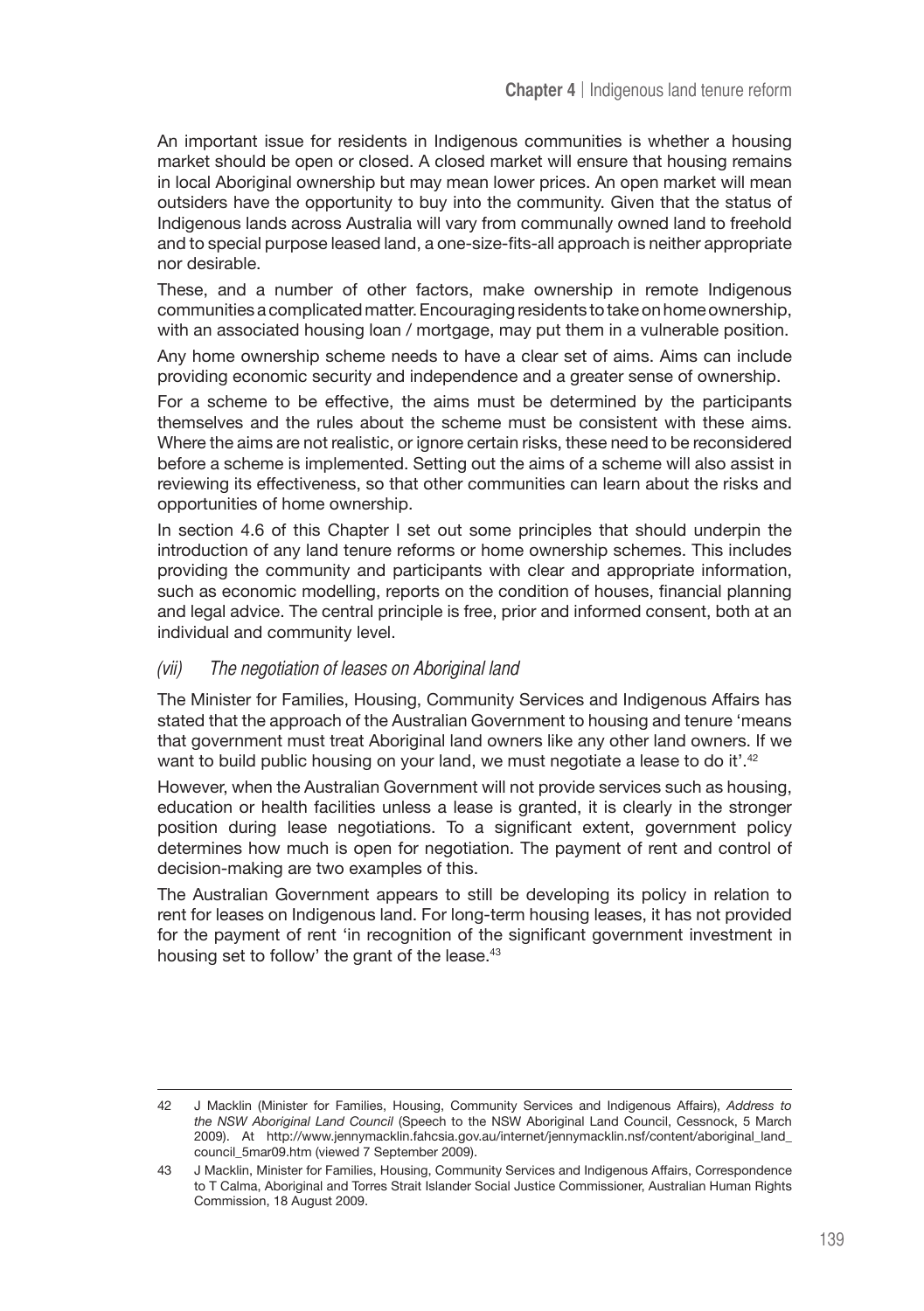An important issue for residents in Indigenous communities is whether a housing market should be open or closed. A closed market will ensure that housing remains in local Aboriginal ownership but may mean lower prices. An open market will mean outsiders have the opportunity to buy into the community. Given that the status of Indigenous lands across Australia will vary from communally owned land to freehold and to special purpose leased land, a one-size-fits-all approach is neither appropriate nor desirable.

These, and a number of other factors, make ownership in remote Indigenous communities a complicated matter. Encouraging residents to take on home ownership, with an associated housing loan / mortgage, may put them in a vulnerable position.

Any home ownership scheme needs to have a clear set of aims. Aims can include providing economic security and independence and a greater sense of ownership.

For a scheme to be effective, the aims must be determined by the participants themselves and the rules about the scheme must be consistent with these aims. Where the aims are not realistic, or ignore certain risks, these need to be reconsidered before a scheme is implemented. Setting out the aims of a scheme will also assist in reviewing its effectiveness, so that other communities can learn about the risks and opportunities of home ownership.

In section 4.6 of this Chapter I set out some principles that should underpin the introduction of any land tenure reforms or home ownership schemes. This includes providing the community and participants with clear and appropriate information, such as economic modelling, reports on the condition of houses, financial planning and legal advice. The central principle is free, prior and informed consent, both at an individual and community level.

### *(vii) The negotiation of leases on Aboriginal land*

The Minister for Families, Housing, Community Services and Indigenous Affairs has stated that the approach of the Australian Government to housing and tenure 'means that government must treat Aboriginal land owners like any other land owners. If we want to build public housing on your land, we must negotiate a lease to do it'.[42]

However, when the Australian Government will not provide services such as housing, education or health facilities unless a lease is granted, it is clearly in the stronger position during lease negotiations. To a significant extent, government policy determines how much is open for negotiation. The payment of rent and control of decision-making are two examples of this.

The Australian Government appears to still be developing its policy in relation to rent for leases on Indigenous land. For long-term housing leases, it has not provided for the payment of rent 'in recognition of the significant government investment in housing set to follow' the grant of the lease.[43]

---

42 J Macklin (Minister for Families, Housing, Community Services and Indigenous Affairs), *Address to the NSW Aboriginal Land Council* (Speech to the NSW Aboriginal Land Council, Cessnock, 5 March 2009). At http://www.jennymacklin.fahcsia.gov.au/internet/jennymacklin.nsf/content/aboriginal_land_council_5mar09.htm (viewed 7 September 2009).

43 J Macklin, Minister for Families, Housing, Community Services and Indigenous Affairs, Correspondence to T Calma, Aboriginal and Torres Strait Islander Social Justice Commissioner, Australian Human Rights Commission, 18 August 2009.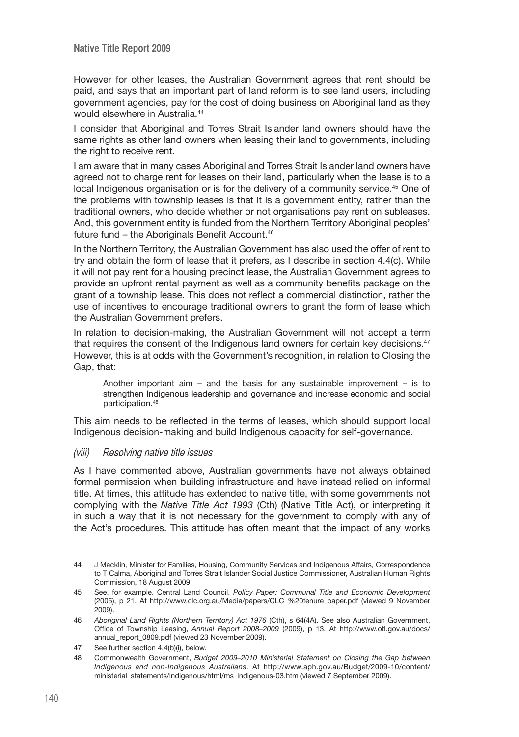However for other leases, the Australian Government agrees that rent should be paid, and says that an important part of land reform is to see land users, including government agencies, pay for the cost of doing business on Aboriginal land as they would elsewhere in Australia.[44]

I consider that Aboriginal and Torres Strait Islander land owners should have the same rights as other land owners when leasing their land to governments, including the right to receive rent.

I am aware that in many cases Aboriginal and Torres Strait Islander land owners have agreed not to charge rent for leases on their land, particularly when the lease is to a local Indigenous organisation or is for the delivery of a community service.[45] One of the problems with township leases is that it is a government entity, rather than the traditional owners, who decide whether or not organisations pay rent on subleases. And, this government entity is funded from the Northern Territory Aboriginal peoples' future fund – the Aboriginals Benefit Account.[46]

In the Northern Territory, the Australian Government has also used the offer of rent to try and obtain the form of lease that it prefers, as I describe in section 4.4(c). While it will not pay rent for a housing precinct lease, the Australian Government agrees to provide an upfront rental payment as well as a community benefits package on the grant of a township lease. This does not reflect a commercial distinction, rather the use of incentives to encourage traditional owners to grant the form of lease which the Australian Government prefers.

In relation to decision-making, the Australian Government will not accept a term that requires the consent of the Indigenous land owners for certain key decisions.[47] However, this is at odds with the Government's recognition, in relation to Closing the Gap, that:

> Another important aim – and the basis for any sustainable improvement – is to strengthen Indigenous leadership and governance and increase economic and social participation.[48]

This aim needs to be reflected in the terms of leases, which should support local Indigenous decision-making and build Indigenous capacity for self-governance.

#### *(viii) Resolving native title issues*

As I have commented above, Australian governments have not always obtained formal permission when building infrastructure and have instead relied on informal title. At times, this attitude has extended to native title, with some governments not complying with the *Native Title Act 1993* (Cth) (Native Title Act), or interpreting it in such a way that it is not necessary for the government to comply with any of the Act's procedures. This attitude has often meant that the impact of any works

---

44 J Macklin, Minister for Families, Housing, Community Services and Indigenous Affairs, Correspondence to T Calma, Aboriginal and Torres Strait Islander Social Justice Commissioner, Australian Human Rights Commission, 18 August 2009.

45 See, for example, Central Land Council, *Policy Paper: Communal Title and Economic Development* (2005), p 21. At http://www.clc.org.au/Media/papers/CLC_%20tenure_paper.pdf (viewed 9 November 2009).

46 *Aboriginal Land Rights (Northern Territory) Act 1976* (Cth), s 64(4A). See also Australian Government, Office of Township Leasing, *Annual Report 2008–2009* (2009), p 13. At http://www.otl.gov.au/docs/annual_report_0809.pdf (viewed 23 November 2009).

47 See further section 4.4(b)(i), below.

48 Commonwealth Government, *Budget 2009–2010 Ministerial Statement on Closing the Gap between Indigenous and non-Indigenous Australians*. At http://www.aph.gov.au/Budget/2009-10/content/ministerial_statements/indigenous/html/ms_indigenous-03.htm (viewed 7 September 2009).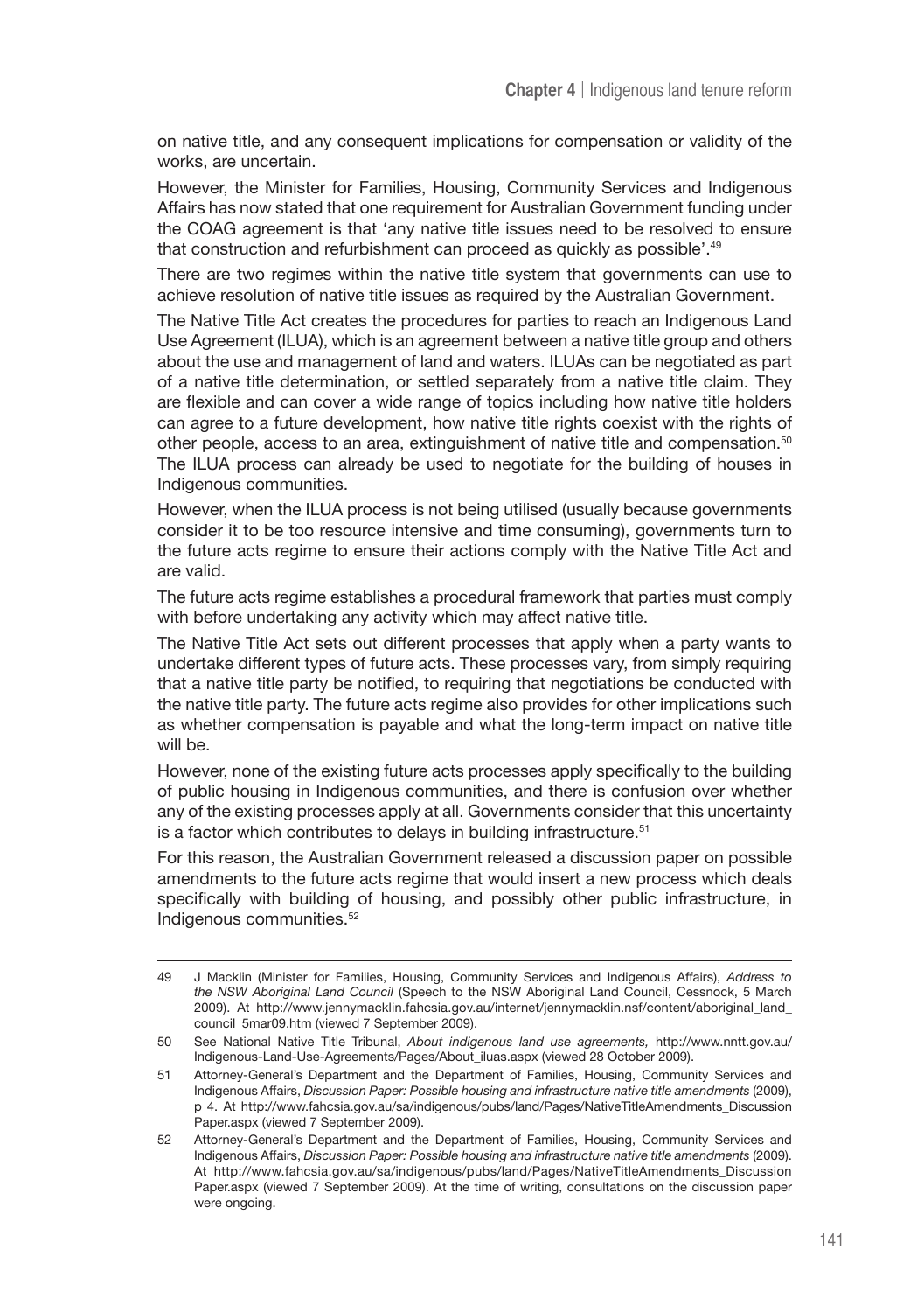on native title, and any consequent implications for compensation or validity of the works, are uncertain.

However, the Minister for Families, Housing, Community Services and Indigenous Affairs has now stated that one requirement for Australian Government funding under the COAG agreement is that 'any native title issues need to be resolved to ensure that construction and refurbishment can proceed as quickly as possible'.[49]

There are two regimes within the native title system that governments can use to achieve resolution of native title issues as required by the Australian Government.

The Native Title Act creates the procedures for parties to reach an Indigenous Land Use Agreement (ILUA), which is an agreement between a native title group and others about the use and management of land and waters. ILUAs can be negotiated as part of a native title determination, or settled separately from a native title claim. They are flexible and can cover a wide range of topics including how native title holders can agree to a future development, how native title rights coexist with the rights of other people, access to an area, extinguishment of native title and compensation.[50] The ILUA process can already be used to negotiate for the building of houses in Indigenous communities.

However, when the ILUA process is not being utilised (usually because governments consider it to be too resource intensive and time consuming), governments turn to the future acts regime to ensure their actions comply with the Native Title Act and are valid.

The future acts regime establishes a procedural framework that parties must comply with before undertaking any activity which may affect native title.

The Native Title Act sets out different processes that apply when a party wants to undertake different types of future acts. These processes vary, from simply requiring that a native title party be notified, to requiring that negotiations be conducted with the native title party. The future acts regime also provides for other implications such as whether compensation is payable and what the long-term impact on native title will be.

However, none of the existing future acts processes apply specifically to the building of public housing in Indigenous communities, and there is confusion over whether any of the existing processes apply at all. Governments consider that this uncertainty is a factor which contributes to delays in building infrastructure.[51]

For this reason, the Australian Government released a discussion paper on possible amendments to the future acts regime that would insert a new process which deals specifically with building of housing, and possibly other public infrastructure, in Indigenous communities.[52]

---

49 J Macklin (Minister for Families, Housing, Community Services and Indigenous Affairs), *Address to the NSW Aboriginal Land Council* (Speech to the NSW Aboriginal Land Council, Cessnock, 5 March 2009). At http://www.jennymacklin.fahcsia.gov.au/internet/jennymacklin.nsf/content/aboriginal_land_council_5mar09.htm (viewed 7 September 2009).

50 See National Native Title Tribunal, *About indigenous land use agreements,* http://www.nntt.gov.au/Indigenous-Land-Use-Agreements/Pages/About_iluas.aspx (viewed 28 October 2009).

51 Attorney-General's Department and the Department of Families, Housing, Community Services and Indigenous Affairs, *Discussion Paper: Possible housing and infrastructure native title amendments* (2009), p 4. At http://www.fahcsia.gov.au/sa/indigenous/pubs/land/Pages/NativeTitleAmendments_DiscussionPaper.aspx (viewed 7 September 2009).

52 Attorney-General's Department and the Department of Families, Housing, Community Services and Indigenous Affairs, *Discussion Paper: Possible housing and infrastructure native title amendments* (2009). At http://www.fahcsia.gov.au/sa/indigenous/pubs/land/Pages/NativeTitleAmendments_DiscussionPaper.aspx (viewed 7 September 2009). At the time of writing, consultations on the discussion paper were ongoing.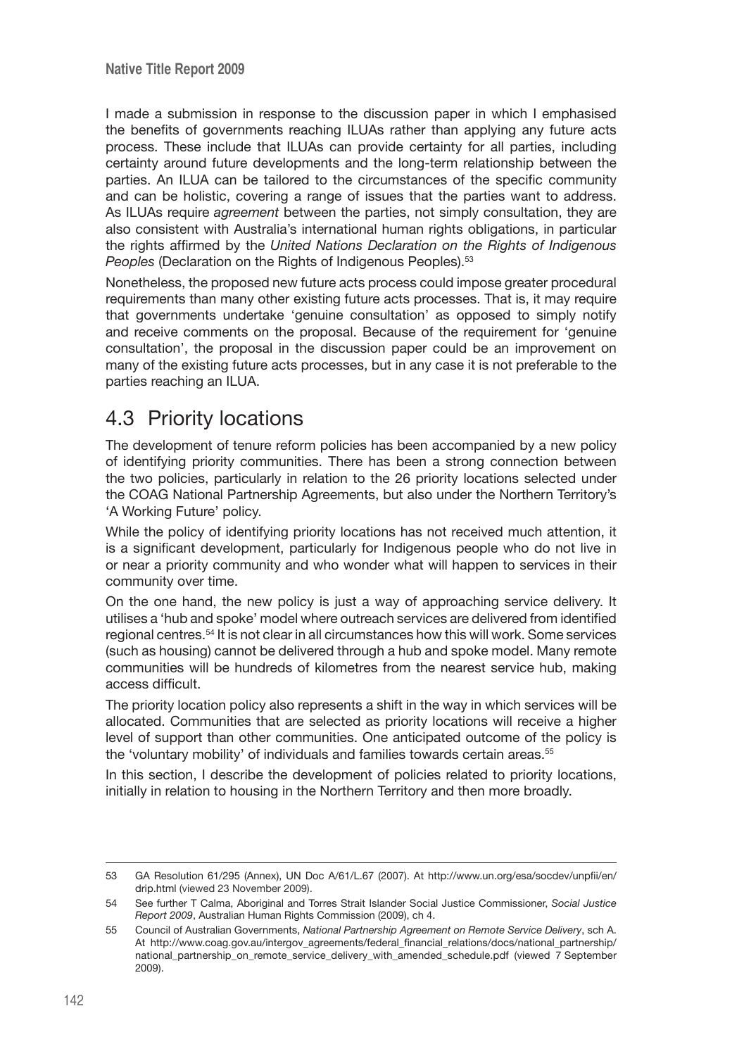I made a submission in response to the discussion paper in which I emphasised the benefits of governments reaching ILUAs rather than applying any future acts process. These include that ILUAs can provide certainty for all parties, including certainty around future developments and the long-term relationship between the parties. An ILUA can be tailored to the circumstances of the specific community and can be holistic, covering a range of issues that the parties want to address. As ILUAs require *agreement* between the parties, not simply consultation, they are also consistent with Australia's international human rights obligations, in particular the rights affirmed by the *United Nations Declaration on the Rights of Indigenous Peoples* (Declaration on the Rights of Indigenous Peoples).[53]

Nonetheless, the proposed new future acts process could impose greater procedural requirements than many other existing future acts processes. That is, it may require that governments undertake 'genuine consultation' as opposed to simply notify and receive comments on the proposal. Because of the requirement for 'genuine consultation', the proposal in the discussion paper could be an improvement on many of the existing future acts processes, but in any case it is not preferable to the parties reaching an ILUA.

## 4.3 Priority locations

The development of tenure reform policies has been accompanied by a new policy of identifying priority communities. There has been a strong connection between the two policies, particularly in relation to the 26 priority locations selected under the COAG National Partnership Agreements, but also under the Northern Territory's 'A Working Future' policy.

While the policy of identifying priority locations has not received much attention, it is a significant development, particularly for Indigenous people who do not live in or near a priority community and who wonder what will happen to services in their community over time.

On the one hand, the new policy is just a way of approaching service delivery. It utilises a 'hub and spoke' model where outreach services are delivered from identified regional centres.[54] It is not clear in all circumstances how this will work. Some services (such as housing) cannot be delivered through a hub and spoke model. Many remote communities will be hundreds of kilometres from the nearest service hub, making access difficult.

The priority location policy also represents a shift in the way in which services will be allocated. Communities that are selected as priority locations will receive a higher level of support than other communities. One anticipated outcome of the policy is the 'voluntary mobility' of individuals and families towards certain areas.[55]

In this section, I describe the development of policies related to priority locations, initially in relation to housing in the Northern Territory and then more broadly.

---

53 GA Resolution 61/295 (Annex), UN Doc A/61/L.67 (2007). At http://www.un.org/esa/socdev/unpfii/en/drip.html (viewed 23 November 2009).

54 See further T Calma, Aboriginal and Torres Strait Islander Social Justice Commissioner, *Social Justice Report 2009*, Australian Human Rights Commission (2009), ch 4.

55 Council of Australian Governments, *National Partnership Agreement on Remote Service Delivery*, sch A. At http://www.coag.gov.au/intergov_agreements/federal_financial_relations/docs/national_partnership/national_partnership_on_remote_service_delivery_with_amended_schedule.pdf (viewed 7 September 2009).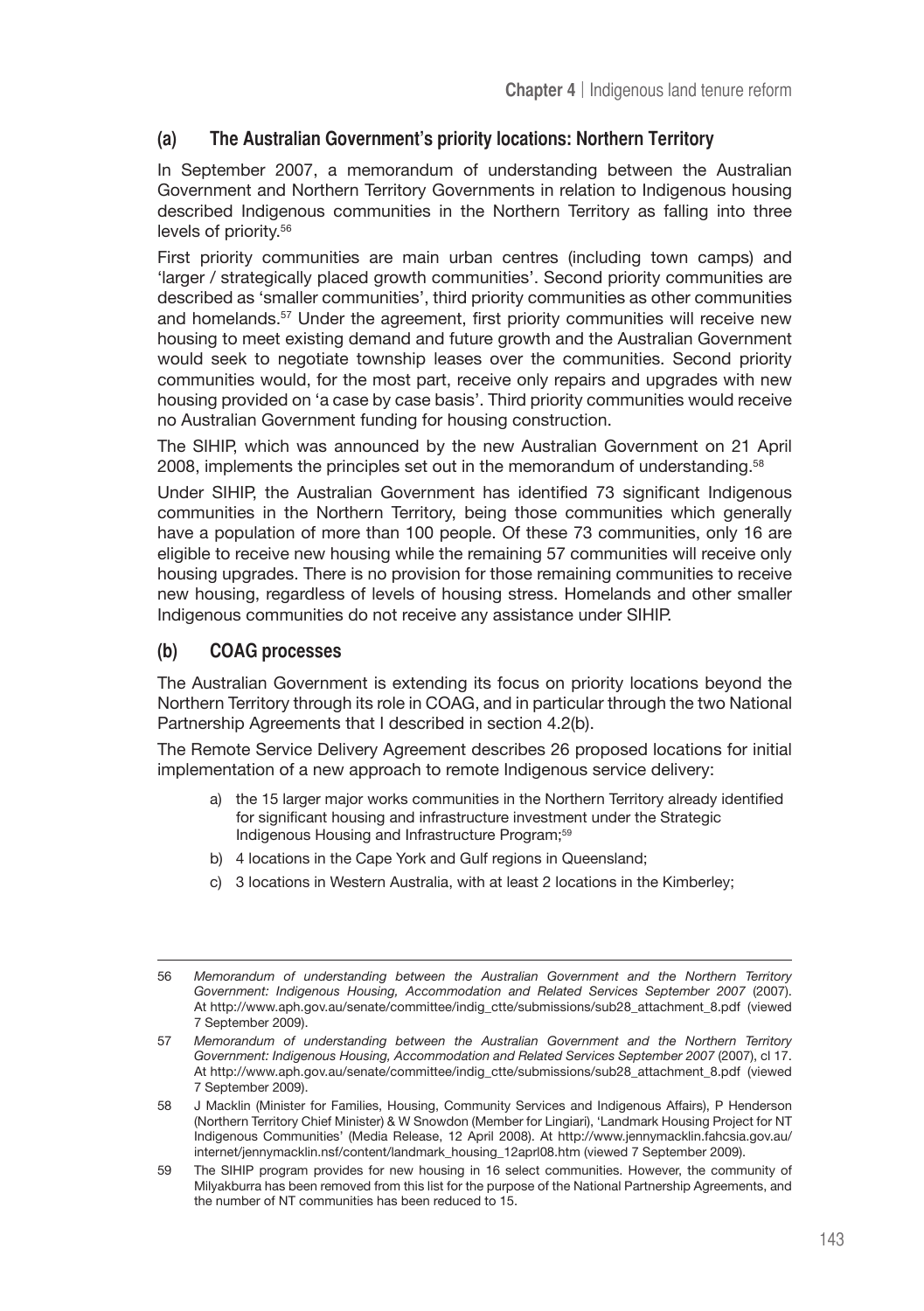### (a) The Australian Government's priority locations: Northern Territory

In September 2007, a memorandum of understanding between the Australian Government and Northern Territory Governments in relation to Indigenous housing described Indigenous communities in the Northern Territory as falling into three levels of priority.[56]

First priority communities are main urban centres (including town camps) and 'larger / strategically placed growth communities'. Second priority communities are described as 'smaller communities', third priority communities as other communities and homelands.[57] Under the agreement, first priority communities will receive new housing to meet existing demand and future growth and the Australian Government would seek to negotiate township leases over the communities. Second priority communities would, for the most part, receive only repairs and upgrades with new housing provided on 'a case by case basis'. Third priority communities would receive no Australian Government funding for housing construction.

The SIHIP, which was announced by the new Australian Government on 21 April 2008, implements the principles set out in the memorandum of understanding.[58]

Under SIHIP, the Australian Government has identified 73 significant Indigenous communities in the Northern Territory, being those communities which generally have a population of more than 100 people. Of these 73 communities, only 16 are eligible to receive new housing while the remaining 57 communities will receive only housing upgrades. There is no provision for those remaining communities to receive new housing, regardless of levels of housing stress. Homelands and other smaller Indigenous communities do not receive any assistance under SIHIP.

### (b) COAG processes

The Australian Government is extending its focus on priority locations beyond the Northern Territory through its role in COAG, and in particular through the two National Partnership Agreements that I described in section 4.2(b).

The Remote Service Delivery Agreement describes 26 proposed locations for initial implementation of a new approach to remote Indigenous service delivery:

a) the 15 larger major works communities in the Northern Territory already identified for significant housing and infrastructure investment under the Strategic Indigenous Housing and Infrastructure Program;[59]

b) 4 locations in the Cape York and Gulf regions in Queensland;

c) 3 locations in Western Australia, with at least 2 locations in the Kimberley;

---

56 *Memorandum of understanding between the Australian Government and the Northern Territory Government: Indigenous Housing, Accommodation and Related Services September 2007* (2007). At http://www.aph.gov.au/senate/committee/indig_ctte/submissions/sub28_attachment_8.pdf (viewed 7 September 2009).

57 *Memorandum of understanding between the Australian Government and the Northern Territory Government: Indigenous Housing, Accommodation and Related Services September 2007* (2007), cl 17. At http://www.aph.gov.au/senate/committee/indig_ctte/submissions/sub28_attachment_8.pdf (viewed 7 September 2009).

58 J Macklin (Minister for Families, Housing, Community Services and Indigenous Affairs), P Henderson (Northern Territory Chief Minister) & W Snowdon (Member for Lingiari), 'Landmark Housing Project for NT Indigenous Communities' (Media Release, 12 April 2008). At http://www.jennymacklin.fahcsia.gov.au/internet/jennymacklin.nsf/content/landmark_housing_12aprl08.htm (viewed 7 September 2009).

59 The SIHIP program provides for new housing in 16 select communities. However, the community of Milyakburra has been removed from this list for the purpose of the National Partnership Agreements, and the number of NT communities has been reduced to 15.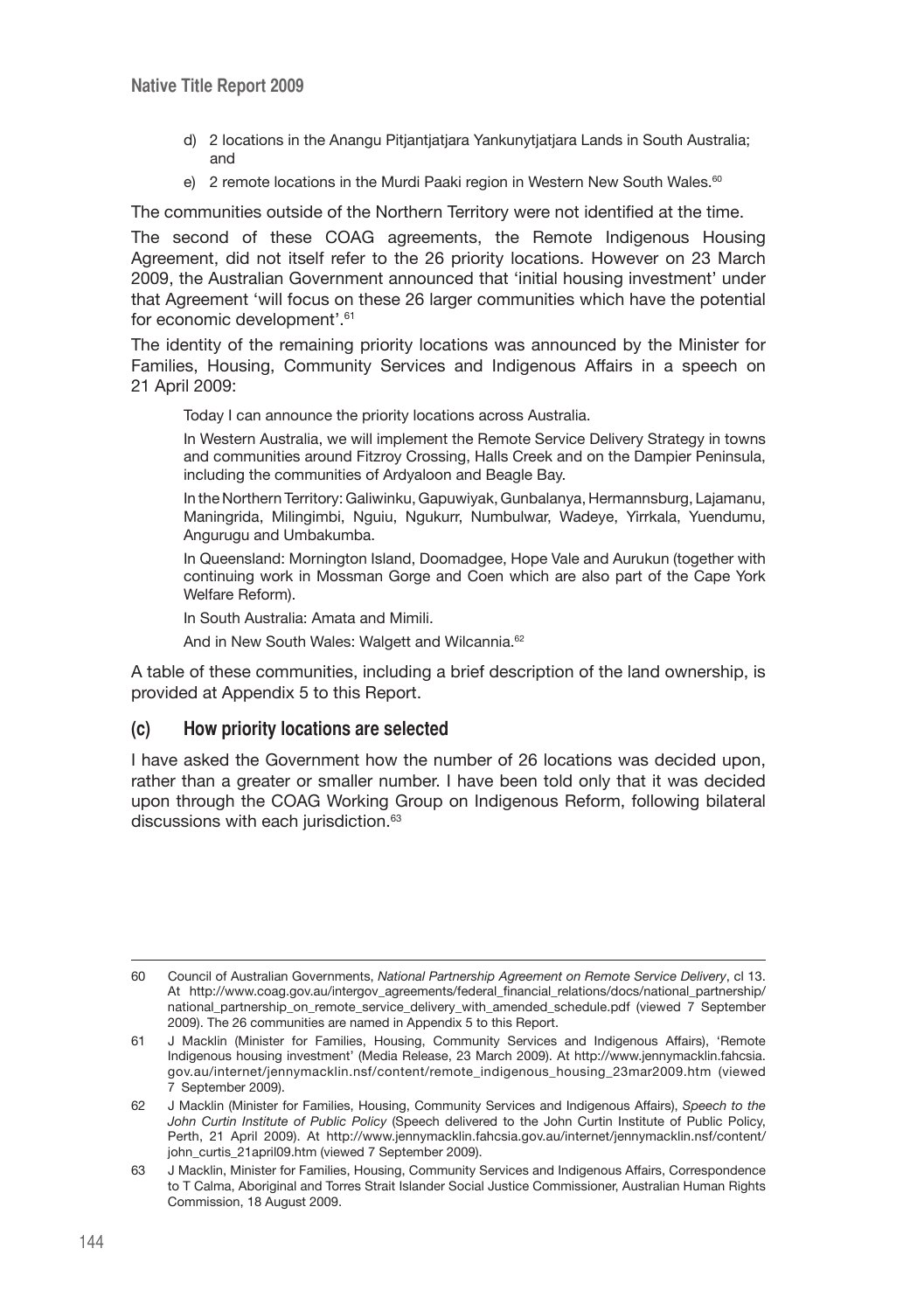d) 2 locations in the Anangu Pitjantjatjara Yankunytjatjara Lands in South Australia; and
e) 2 remote locations in the Murdi Paaki region in Western New South Wales.[60]

The communities outside of the Northern Territory were not identified at the time.

The second of these COAG agreements, the Remote Indigenous Housing Agreement, did not itself refer to the 26 priority locations. However on 23 March 2009, the Australian Government announced that 'initial housing investment' under that Agreement 'will focus on these 26 larger communities which have the potential for economic development'.[61]

The identity of the remaining priority locations was announced by the Minister for Families, Housing, Community Services and Indigenous Affairs in a speech on 21 April 2009:

> Today I can announce the priority locations across Australia.
>
> In Western Australia, we will implement the Remote Service Delivery Strategy in towns and communities around Fitzroy Crossing, Halls Creek and on the Dampier Peninsula, including the communities of Ardyaloon and Beagle Bay.
>
> In the Northern Territory: Galiwinku, Gapuwiyak, Gunbalanya, Hermannsburg, Lajamanu, Maningrida, Milingimbi, Nguiu, Ngukurr, Numbulwar, Wadeye, Yirrkala, Yuendumu, Angurugu and Umbakumba.
>
> In Queensland: Mornington Island, Doomadgee, Hope Vale and Aurukun (together with continuing work in Mossman Gorge and Coen which are also part of the Cape York Welfare Reform).
>
> In South Australia: Amata and Mimili.
>
> And in New South Wales: Walgett and Wilcannia.[62]

A table of these communities, including a brief description of the land ownership, is provided at Appendix 5 to this Report.

### (c) How priority locations are selected

I have asked the Government how the number of 26 locations was decided upon, rather than a greater or smaller number. I have been told only that it was decided upon through the COAG Working Group on Indigenous Reform, following bilateral discussions with each jurisdiction.[63]

---

60 Council of Australian Governments, *National Partnership Agreement on Remote Service Delivery*, cl 13. At http://www.coag.gov.au/intergov_agreements/federal_financial_relations/docs/national_partnership/national_partnership_on_remote_service_delivery_with_amended_schedule.pdf (viewed 7 September 2009). The 26 communities are named in Appendix 5 to this Report.

61 J Macklin (Minister for Families, Housing, Community Services and Indigenous Affairs), 'Remote Indigenous housing investment' (Media Release, 23 March 2009). At http://www.jennymacklin.fahcsia.gov.au/internet/jennymacklin.nsf/content/remote_indigenous_housing_23mar2009.htm (viewed 7 September 2009).

62 J Macklin (Minister for Families, Housing, Community Services and Indigenous Affairs), *Speech to the John Curtin Institute of Public Policy* (Speech delivered to the John Curtin Institute of Public Policy, Perth, 21 April 2009). At http://www.jennymacklin.fahcsia.gov.au/internet/jennymacklin.nsf/content/john_curtis_21april09.htm (viewed 7 September 2009).

63 J Macklin, Minister for Families, Housing, Community Services and Indigenous Affairs, Correspondence to T Calma, Aboriginal and Torres Strait Islander Social Justice Commissioner, Australian Human Rights Commission, 18 August 2009.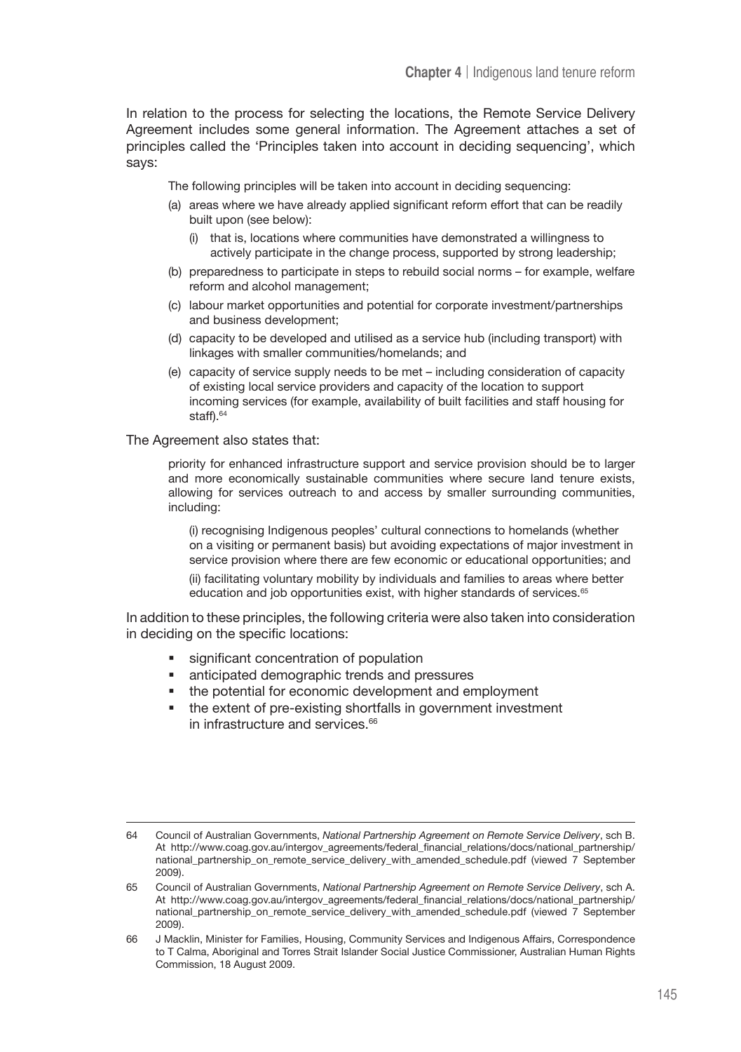In relation to the process for selecting the locations, the Remote Service Delivery Agreement includes some general information. The Agreement attaches a set of principles called the 'Principles taken into account in deciding sequencing', which says:

> The following principles will be taken into account in deciding sequencing:
>
> (a) areas where we have already applied significant reform effort that can be readily built upon (see below):
>
> (i) that is, locations where communities have demonstrated a willingness to actively participate in the change process, supported by strong leadership;
>
> (b) preparedness to participate in steps to rebuild social norms – for example, welfare reform and alcohol management;
>
> (c) labour market opportunities and potential for corporate investment/partnerships and business development;
>
> (d) capacity to be developed and utilised as a service hub (including transport) with linkages with smaller communities/homelands; and
>
> (e) capacity of service supply needs to be met – including consideration of capacity of existing local service providers and capacity of the location to support incoming services (for example, availability of built facilities and staff housing for staff).[64]

The Agreement also states that:

> priority for enhanced infrastructure support and service provision should be to larger and more economically sustainable communities where secure land tenure exists, allowing for services outreach to and access by smaller surrounding communities, including:
>
> (i) recognising Indigenous peoples' cultural connections to homelands (whether on a visiting or permanent basis) but avoiding expectations of major investment in service provision where there are few economic or educational opportunities; and
>
> (ii) facilitating voluntary mobility by individuals and families to areas where better education and job opportunities exist, with higher standards of services.[65]

In addition to these principles, the following criteria were also taken into consideration in deciding on the specific locations:

- significant concentration of population
- anticipated demographic trends and pressures
- the potential for economic development and employment
- the extent of pre-existing shortfalls in government investment in infrastructure and services.[66]

---

64 Council of Australian Governments, *National Partnership Agreement on Remote Service Delivery*, sch B. At http://www.coag.gov.au/intergov_agreements/federal_financial_relations/docs/national_partnership/national_partnership_on_remote_service_delivery_with_amended_schedule.pdf (viewed 7 September 2009).

65 Council of Australian Governments, *National Partnership Agreement on Remote Service Delivery*, sch A. At http://www.coag.gov.au/intergov_agreements/federal_financial_relations/docs/national_partnership/national_partnership_on_remote_service_delivery_with_amended_schedule.pdf (viewed 7 September 2009).

66 J Macklin, Minister for Families, Housing, Community Services and Indigenous Affairs, Correspondence to T Calma, Aboriginal and Torres Strait Islander Social Justice Commissioner, Australian Human Rights Commission, 18 August 2009.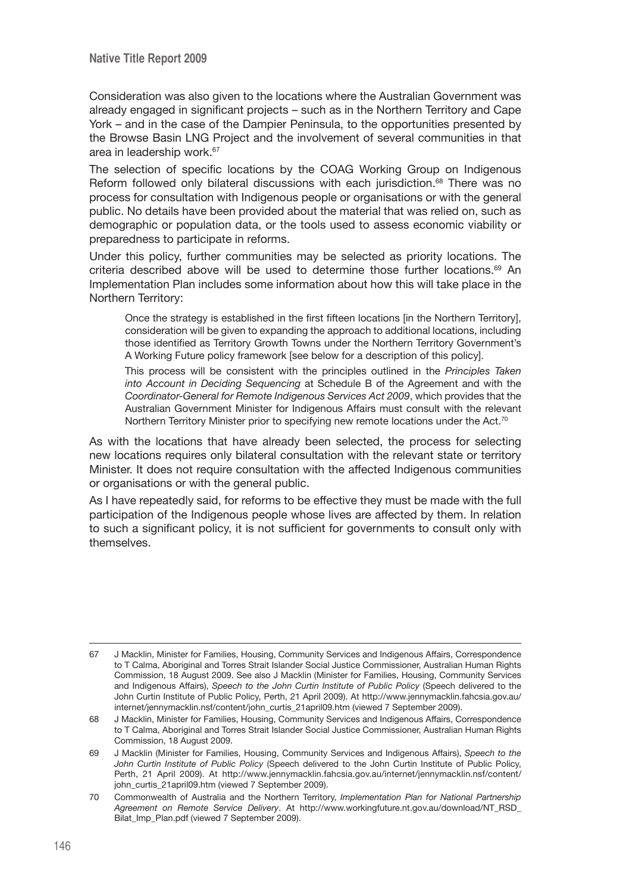Consideration was also given to the locations where the Australian Government was already engaged in significant projects – such as in the Northern Territory and Cape York – and in the case of the Dampier Peninsula, to the opportunities presented by the Browse Basin LNG Project and the involvement of several communities in that area in leadership work.[67]

The selection of specific locations by the COAG Working Group on Indigenous Reform followed only bilateral discussions with each jurisdiction.[68] There was no process for consultation with Indigenous people or organisations or with the general public. No details have been provided about the material that was relied on, such as demographic or population data, or the tools used to assess economic viability or preparedness to participate in reforms.

Under this policy, further communities may be selected as priority locations. The criteria described above will be used to determine those further locations.[69] An Implementation Plan includes some information about how this will take place in the Northern Territory:

> Once the strategy is established in the first fifteen locations [in the Northern Territory], consideration will be given to expanding the approach to additional locations, including those identified as Territory Growth Towns under the Northern Territory Government's A Working Future policy framework [see below for a description of this policy].
>
> This process will be consistent with the principles outlined in the *Principles Taken into Account in Deciding Sequencing* at Schedule B of the Agreement and with the *Coordinator-General for Remote Indigenous Services Act 2009*, which provides that the Australian Government Minister for Indigenous Affairs must consult with the relevant Northern Territory Minister prior to specifying new remote locations under the Act.[70]

As with the locations that have already been selected, the process for selecting new locations requires only bilateral consultation with the relevant state or territory Minister. It does not require consultation with the affected Indigenous communities or organisations or with the general public.

As I have repeatedly said, for reforms to be effective they must be made with the full participation of the Indigenous people whose lives are affected by them. In relation to such a significant policy, it is not sufficient for governments to consult only with themselves.

---

67 J Macklin, Minister for Families, Housing, Community Services and Indigenous Affairs, Correspondence to T Calma, Aboriginal and Torres Strait Islander Social Justice Commissioner, Australian Human Rights Commission, 18 August 2009. See also J Macklin (Minister for Families, Housing, Community Services and Indigenous Affairs), *Speech to the John Curtin Institute of Public Policy* (Speech delivered to the John Curtin Institute of Public Policy, Perth, 21 April 2009). At http://www.jennymacklin.fahcsia.gov.au/internet/jennymacklin.nsf/content/john_curtis_21april09.htm (viewed 7 September 2009).

68 J Macklin, Minister for Families, Housing, Community Services and Indigenous Affairs, Correspondence to T Calma, Aboriginal and Torres Strait Islander Social Justice Commissioner, Australian Human Rights Commission, 18 August 2009.

69 J Macklin (Minister for Families, Housing, Community Services and Indigenous Affairs), *Speech to the John Curtin Institute of Public Policy* (Speech delivered to the John Curtin Institute of Public Policy, Perth, 21 April 2009). At http://www.jennymacklin.fahcsia.gov.au/internet/jennymacklin.nsf/content/john_curtis_21april09.htm (viewed 7 September 2009).

70 Commonwealth of Australia and the Northern Territory, *Implementation Plan for National Partnership Agreement on Remote Service Delivery*. At http://www.workingfuture.nt.gov.au/download/NT_RSD_Bilat_Imp_Plan.pdf (viewed 7 September 2009).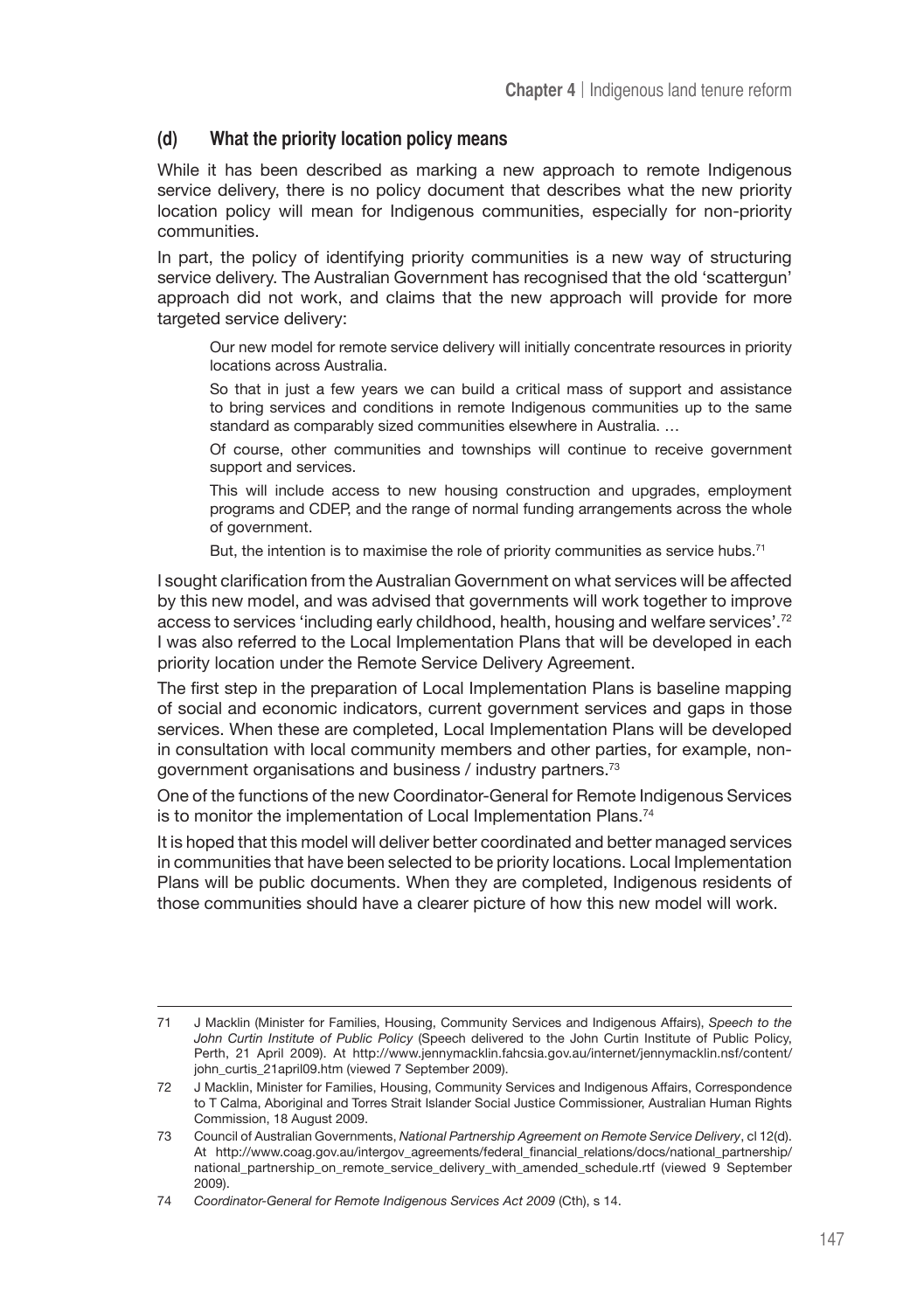### (d) What the priority location policy means

While it has been described as marking a new approach to remote Indigenous service delivery, there is no policy document that describes what the new priority location policy will mean for Indigenous communities, especially for non-priority communities.

In part, the policy of identifying priority communities is a new way of structuring service delivery. The Australian Government has recognised that the old 'scattergun' approach did not work, and claims that the new approach will provide for more targeted service delivery:

> Our new model for remote service delivery will initially concentrate resources in priority locations across Australia.
>
> So that in just a few years we can build a critical mass of support and assistance to bring services and conditions in remote Indigenous communities up to the same standard as comparably sized communities elsewhere in Australia. …
>
> Of course, other communities and townships will continue to receive government support and services.
>
> This will include access to new housing construction and upgrades, employment programs and CDEP, and the range of normal funding arrangements across the whole of government.
>
> But, the intention is to maximise the role of priority communities as service hubs.[71]

I sought clarification from the Australian Government on what services will be affected by this new model, and was advised that governments will work together to improve access to services 'including early childhood, health, housing and welfare services'.[72] I was also referred to the Local Implementation Plans that will be developed in each priority location under the Remote Service Delivery Agreement.

The first step in the preparation of Local Implementation Plans is baseline mapping of social and economic indicators, current government services and gaps in those services. When these are completed, Local Implementation Plans will be developed in consultation with local community members and other parties, for example, non-government organisations and business / industry partners.[73]

One of the functions of the new Coordinator-General for Remote Indigenous Services is to monitor the implementation of Local Implementation Plans.[74]

It is hoped that this model will deliver better coordinated and better managed services in communities that have been selected to be priority locations. Local Implementation Plans will be public documents. When they are completed, Indigenous residents of those communities should have a clearer picture of how this new model will work.

---

71 J Macklin (Minister for Families, Housing, Community Services and Indigenous Affairs), *Speech to the John Curtin Institute of Public Policy* (Speech delivered to the John Curtin Institute of Public Policy, Perth, 21 April 2009). At http://www.jennymacklin.fahcsia.gov.au/internet/jennymacklin.nsf/content/john_curtis_21april09.htm (viewed 7 September 2009).

72 J Macklin, Minister for Families, Housing, Community Services and Indigenous Affairs, Correspondence to T Calma, Aboriginal and Torres Strait Islander Social Justice Commissioner, Australian Human Rights Commission, 18 August 2009.

73 Council of Australian Governments, *National Partnership Agreement on Remote Service Delivery*, cl 12(d). At http://www.coag.gov.au/intergov_agreements/federal_financial_relations/docs/national_partnership/national_partnership_on_remote_service_delivery_with_amended_schedule.rtf (viewed 9 September 2009).

74 *Coordinator-General for Remote Indigenous Services Act 2009* (Cth), s 14.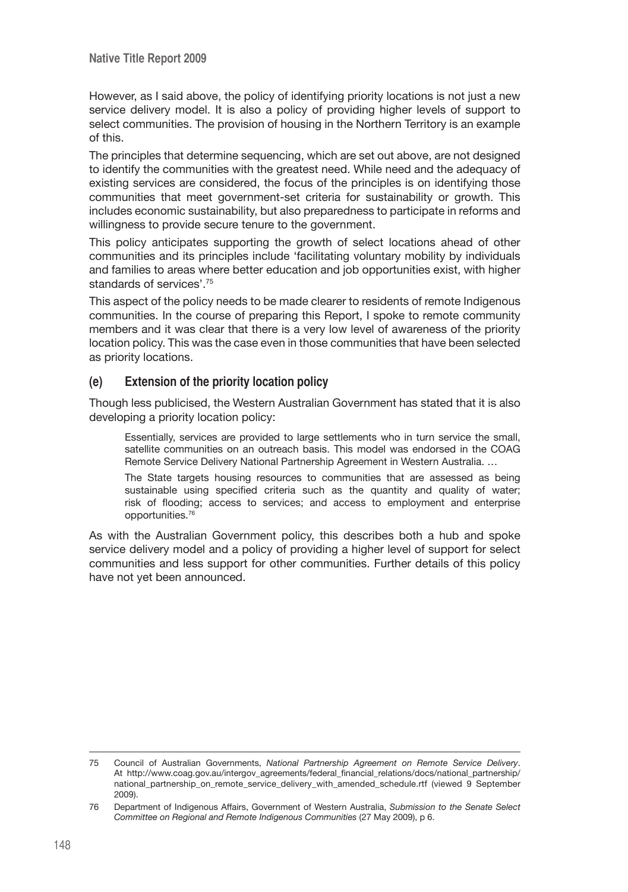However, as I said above, the policy of identifying priority locations is not just a new service delivery model. It is also a policy of providing higher levels of support to select communities. The provision of housing in the Northern Territory is an example of this.

The principles that determine sequencing, which are set out above, are not designed to identify the communities with the greatest need. While need and the adequacy of existing services are considered, the focus of the principles is on identifying those communities that meet government-set criteria for sustainability or growth. This includes economic sustainability, but also preparedness to participate in reforms and willingness to provide secure tenure to the government.

This policy anticipates supporting the growth of select locations ahead of other communities and its principles include 'facilitating voluntary mobility by individuals and families to areas where better education and job opportunities exist, with higher standards of services'.[75]

This aspect of the policy needs to be made clearer to residents of remote Indigenous communities. In the course of preparing this Report, I spoke to remote community members and it was clear that there is a very low level of awareness of the priority location policy. This was the case even in those communities that have been selected as priority locations.

### (e) Extension of the priority location policy

Though less publicised, the Western Australian Government has stated that it is also developing a priority location policy:

> Essentially, services are provided to large settlements who in turn service the small, satellite communities on an outreach basis. This model was endorsed in the COAG Remote Service Delivery National Partnership Agreement in Western Australia. …
>
> The State targets housing resources to communities that are assessed as being sustainable using specified criteria such as the quantity and quality of water; risk of flooding; access to services; and access to employment and enterprise opportunities.[76]

As with the Australian Government policy, this describes both a hub and spoke service delivery model and a policy of providing a higher level of support for select communities and less support for other communities. Further details of this policy have not yet been announced.

---

75 Council of Australian Governments, *National Partnership Agreement on Remote Service Delivery*. At http://www.coag.gov.au/intergov_agreements/federal_financial_relations/docs/national_partnership/national_partnership_on_remote_service_delivery_with_amended_schedule.rtf (viewed 9 September 2009).

76 Department of Indigenous Affairs, Government of Western Australia, *Submission to the Senate Select Committee on Regional and Remote Indigenous Communities* (27 May 2009), p 6.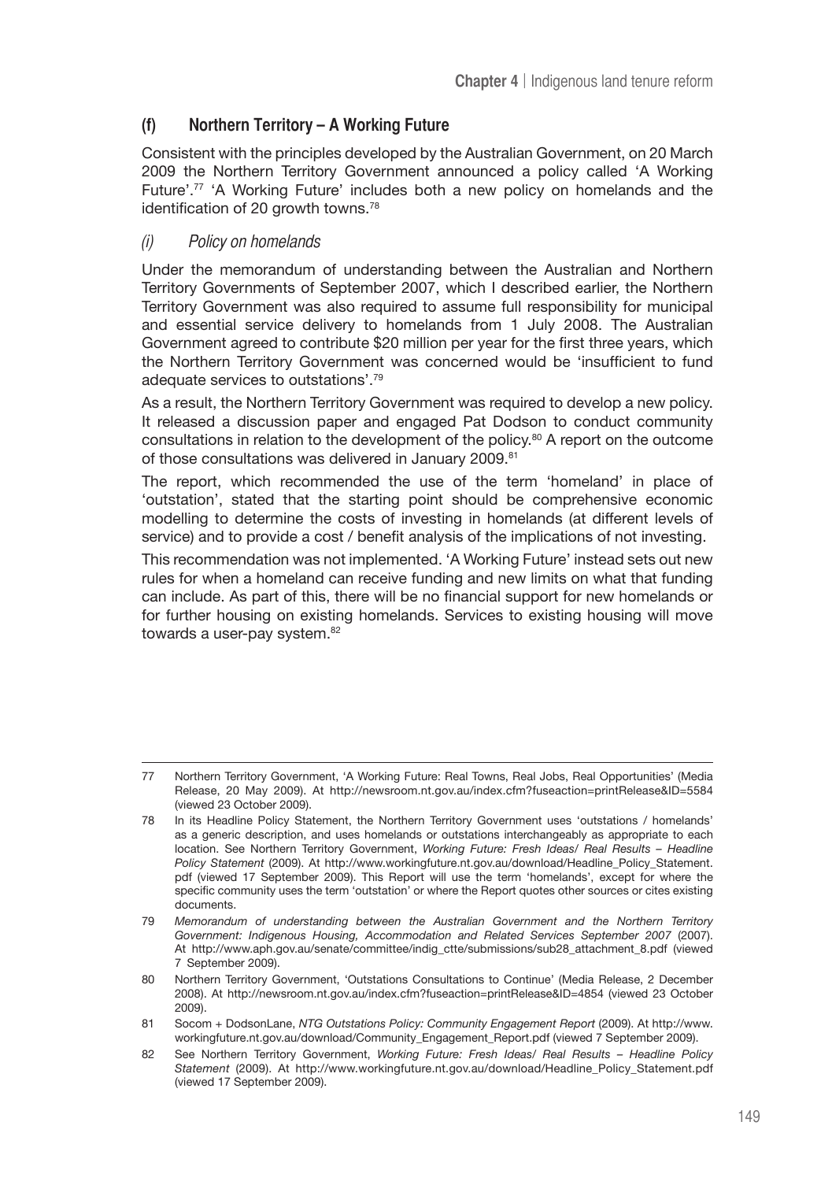### (f) Northern Territory – A Working Future

Consistent with the principles developed by the Australian Government, on 20 March 2009 the Northern Territory Government announced a policy called 'A Working Future'.[77] 'A Working Future' includes both a new policy on homelands and the identification of 20 growth towns.[78]

#### *(i) Policy on homelands*

Under the memorandum of understanding between the Australian and Northern Territory Governments of September 2007, which I described earlier, the Northern Territory Government was also required to assume full responsibility for municipal and essential service delivery to homelands from 1 July 2008. The Australian Government agreed to contribute $20 million per year for the first three years, which the Northern Territory Government was concerned would be 'insufficient to fund adequate services to outstations'.[79]

As a result, the Northern Territory Government was required to develop a new policy. It released a discussion paper and engaged Pat Dodson to conduct community consultations in relation to the development of the policy.[80] A report on the outcome of those consultations was delivered in January 2009.[81]

The report, which recommended the use of the term 'homeland' in place of 'outstation', stated that the starting point should be comprehensive economic modelling to determine the costs of investing in homelands (at different levels of service) and to provide a cost / benefit analysis of the implications of not investing.

This recommendation was not implemented. 'A Working Future' instead sets out new rules for when a homeland can receive funding and new limits on what that funding can include. As part of this, there will be no financial support for new homelands or for further housing on existing homelands. Services to existing housing will move towards a user-pay system.[82]

---

77 Northern Territory Government, 'A Working Future: Real Towns, Real Jobs, Real Opportunities' (Media Release, 20 May 2009). At http://newsroom.nt.gov.au/index.cfm?fuseaction=printRelease&ID=5584 (viewed 23 October 2009).

78 In its Headline Policy Statement, the Northern Territory Government uses 'outstations / homelands' as a generic description, and uses homelands or outstations interchangeably as appropriate to each location. See Northern Territory Government, *Working Future: Fresh Ideas/ Real Results – Headline Policy Statement* (2009). At http://www.workingfuture.nt.gov.au/download/Headline_Policy_Statement.pdf (viewed 17 September 2009). This Report will use the term 'homelands', except for where the specific community uses the term 'outstation' or where the Report quotes other sources or cites existing documents.

79 *Memorandum of understanding between the Australian Government and the Northern Territory Government: Indigenous Housing, Accommodation and Related Services September 2007* (2007). At http://www.aph.gov.au/senate/committee/indig_ctte/submissions/sub28_attachment_8.pdf (viewed 7 September 2009).

80 Northern Territory Government, 'Outstations Consultations to Continue' (Media Release, 2 December 2008). At http://newsroom.nt.gov.au/index.cfm?fuseaction=printRelease&ID=4854 (viewed 23 October 2009).

81 Socom + DodsonLane, *NTG Outstations Policy: Community Engagement Report* (2009). At http://www.workingfuture.nt.gov.au/download/Community_Engagement_Report.pdf (viewed 7 September 2009).

82 See Northern Territory Government, *Working Future: Fresh Ideas/ Real Results – Headline Policy Statement* (2009). At http://www.workingfuture.nt.gov.au/download/Headline_Policy_Statement.pdf (viewed 17 September 2009).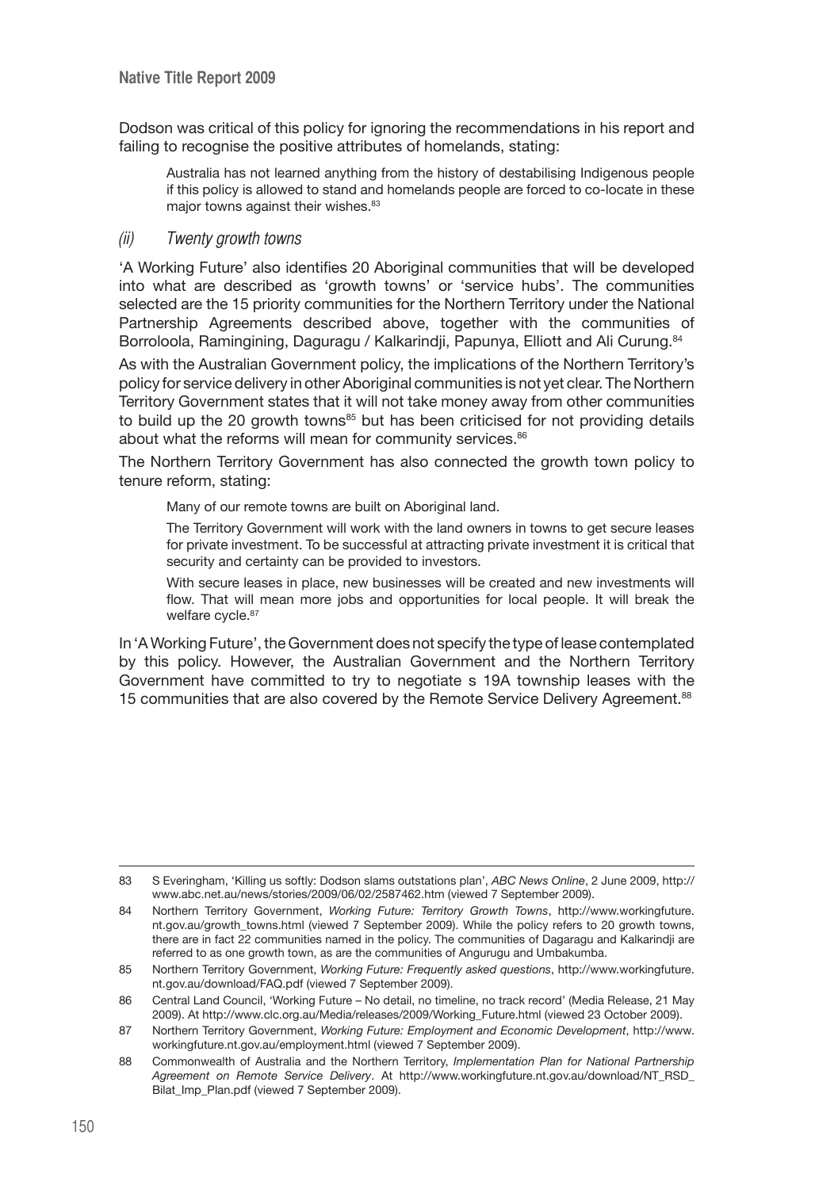Dodson was critical of this policy for ignoring the recommendations in his report and failing to recognise the positive attributes of homelands, stating:

> Australia has not learned anything from the history of destabilising Indigenous people if this policy is allowed to stand and homelands people are forced to co-locate in these major towns against their wishes.[83]

### *(ii) Twenty growth towns*

'A Working Future' also identifies 20 Aboriginal communities that will be developed into what are described as 'growth towns' or 'service hubs'. The communities selected are the 15 priority communities for the Northern Territory under the National Partnership Agreements described above, together with the communities of Borroloola, Ramingining, Daguragu / Kalkarindji, Papunya, Elliott and Ali Curung.[84]

As with the Australian Government policy, the implications of the Northern Territory's policy for service delivery in other Aboriginal communities is not yet clear. The Northern Territory Government states that it will not take money away from other communities to build up the 20 growth towns[85] but has been criticised for not providing details about what the reforms will mean for community services.[86]

The Northern Territory Government has also connected the growth town policy to tenure reform, stating:

> Many of our remote towns are built on Aboriginal land.
>
> The Territory Government will work with the land owners in towns to get secure leases for private investment. To be successful at attracting private investment it is critical that security and certainty can be provided to investors.
>
> With secure leases in place, new businesses will be created and new investments will flow. That will mean more jobs and opportunities for local people. It will break the welfare cycle.[87]

In 'A Working Future', the Government does not specify the type of lease contemplated by this policy. However, the Australian Government and the Northern Territory Government have committed to try to negotiate s 19A township leases with the 15 communities that are also covered by the Remote Service Delivery Agreement.[88]

---

83 S Everingham, 'Killing us softly: Dodson slams outstations plan', *ABC News Online*, 2 June 2009, http://www.abc.net.au/news/stories/2009/06/02/2587462.htm (viewed 7 September 2009).

84 Northern Territory Government, *Working Future: Territory Growth Towns*, http://www.workingfuture.nt.gov.au/growth_towns.html (viewed 7 September 2009). While the policy refers to 20 growth towns, there are in fact 22 communities named in the policy. The communities of Dagaragu and Kalkarindji are referred to as one growth town, as are the communities of Angurugu and Umbakumba.

85 Northern Territory Government, *Working Future: Frequently asked questions*, http://www.workingfuture.nt.gov.au/download/FAQ.pdf (viewed 7 September 2009).

86 Central Land Council, 'Working Future – No detail, no timeline, no track record' (Media Release, 21 May 2009). At http://www.clc.org.au/Media/releases/2009/Working_Future.html (viewed 23 October 2009).

87 Northern Territory Government, *Working Future: Employment and Economic Development*, http://www.workingfuture.nt.gov.au/employment.html (viewed 7 September 2009).

88 Commonwealth of Australia and the Northern Territory, *Implementation Plan for National Partnership Agreement on Remote Service Delivery*. At http://www.workingfuture.nt.gov.au/download/NT_RSD_Bilat_Imp_Plan.pdf (viewed 7 September 2009).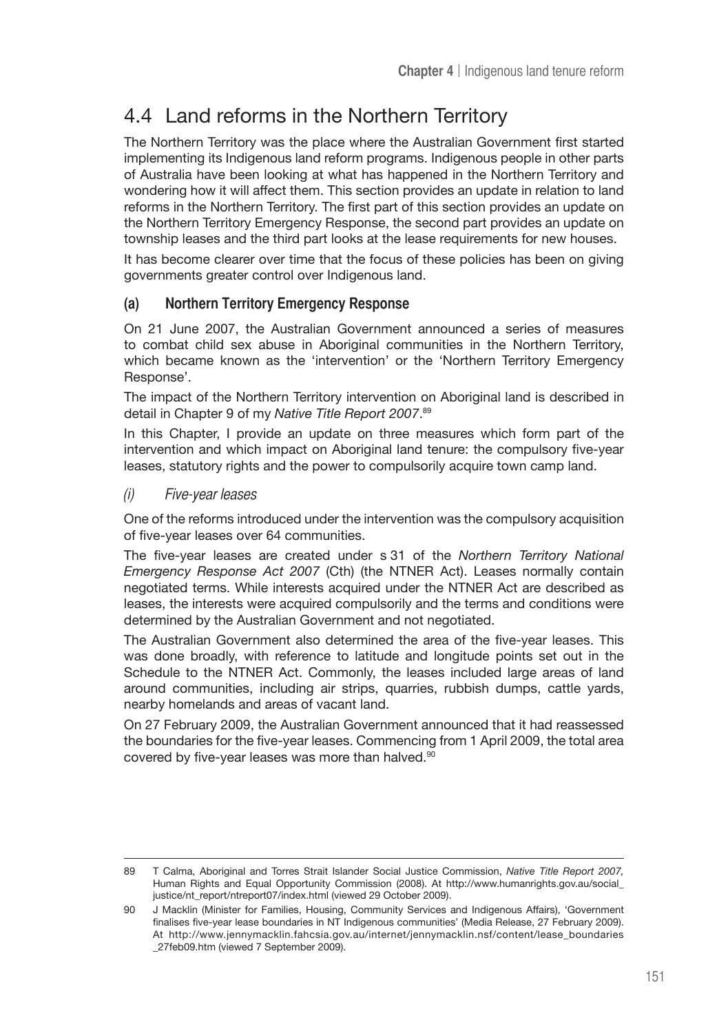## 4.4 Land reforms in the Northern Territory

The Northern Territory was the place where the Australian Government first started implementing its Indigenous land reform programs. Indigenous people in other parts of Australia have been looking at what has happened in the Northern Territory and wondering how it will affect them. This section provides an update in relation to land reforms in the Northern Territory. The first part of this section provides an update on the Northern Territory Emergency Response, the second part provides an update on township leases and the third part looks at the lease requirements for new houses.

It has become clearer over time that the focus of these policies has been on giving governments greater control over Indigenous land.

### (a) Northern Territory Emergency Response

On 21 June 2007, the Australian Government announced a series of measures to combat child sex abuse in Aboriginal communities in the Northern Territory, which became known as the 'intervention' or the 'Northern Territory Emergency Response'.

The impact of the Northern Territory intervention on Aboriginal land is described in detail in Chapter 9 of my *Native Title Report 2007*.[89]

In this Chapter, I provide an update on three measures which form part of the intervention and which impact on Aboriginal land tenure: the compulsory five-year leases, statutory rights and the power to compulsorily acquire town camp land.

#### *(i) Five-year leases*

One of the reforms introduced under the intervention was the compulsory acquisition of five-year leases over 64 communities.

The five-year leases are created under s 31 of the *Northern Territory National Emergency Response Act 2007* (Cth) (the NTNER Act). Leases normally contain negotiated terms. While interests acquired under the NTNER Act are described as leases, the interests were acquired compulsorily and the terms and conditions were determined by the Australian Government and not negotiated.

The Australian Government also determined the area of the five-year leases. This was done broadly, with reference to latitude and longitude points set out in the Schedule to the NTNER Act. Commonly, the leases included large areas of land around communities, including air strips, quarries, rubbish dumps, cattle yards, nearby homelands and areas of vacant land.

On 27 February 2009, the Australian Government announced that it had reassessed the boundaries for the five-year leases. Commencing from 1 April 2009, the total area covered by five-year leases was more than halved.[90]

---

89 T Calma, Aboriginal and Torres Strait Islander Social Justice Commission, *Native Title Report 2007,* Human Rights and Equal Opportunity Commission (2008). At http://www.humanrights.gov.au/social_justice/nt_report/ntreport07/index.html (viewed 29 October 2009).

90 J Macklin (Minister for Families, Housing, Community Services and Indigenous Affairs), 'Government finalises five-year lease boundaries in NT Indigenous communities' (Media Release, 27 February 2009). At http://www.jennymacklin.fahcsia.gov.au/internet/jennymacklin.nsf/content/lease_boundaries_27feb09.htm (viewed 7 September 2009).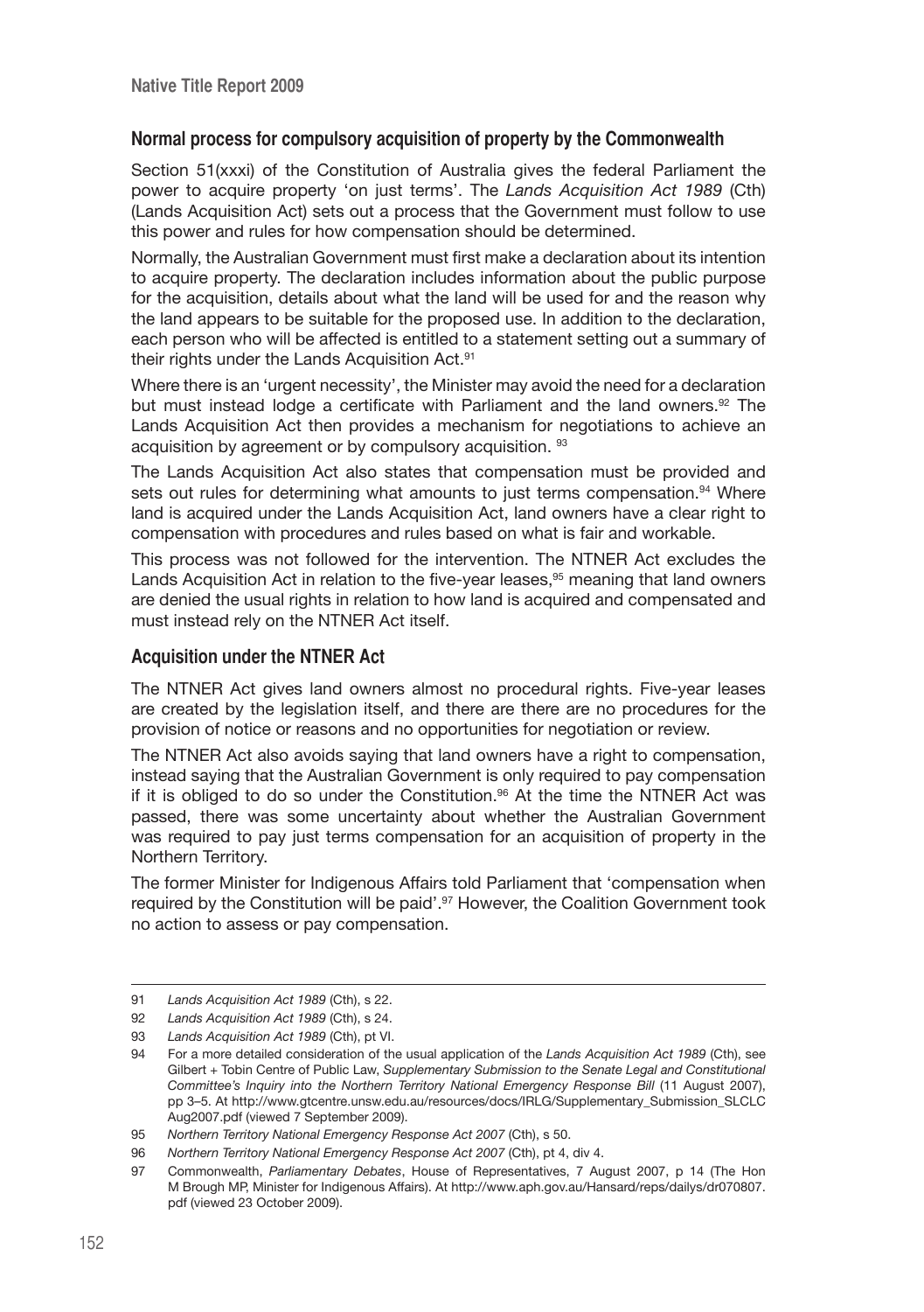## Normal process for compulsory acquisition of property by the Commonwealth

Section 51(xxxi) of the Constitution of Australia gives the federal Parliament the power to acquire property 'on just terms'. The *Lands Acquisition Act 1989* (Cth) (Lands Acquisition Act) sets out a process that the Government must follow to use this power and rules for how compensation should be determined.

Normally, the Australian Government must first make a declaration about its intention to acquire property. The declaration includes information about the public purpose for the acquisition, details about what the land will be used for and the reason why the land appears to be suitable for the proposed use. In addition to the declaration, each person who will be affected is entitled to a statement setting out a summary of their rights under the Lands Acquisition Act.[91]

Where there is an 'urgent necessity', the Minister may avoid the need for a declaration but must instead lodge a certificate with Parliament and the land owners.[92] The Lands Acquisition Act then provides a mechanism for negotiations to achieve an acquisition by agreement or by compulsory acquisition. [93]

The Lands Acquisition Act also states that compensation must be provided and sets out rules for determining what amounts to just terms compensation.[94] Where land is acquired under the Lands Acquisition Act, land owners have a clear right to compensation with procedures and rules based on what is fair and workable.

This process was not followed for the intervention. The NTNER Act excludes the Lands Acquisition Act in relation to the five-year leases,[95] meaning that land owners are denied the usual rights in relation to how land is acquired and compensated and must instead rely on the NTNER Act itself.

## Acquisition under the NTNER Act

The NTNER Act gives land owners almost no procedural rights. Five-year leases are created by the legislation itself, and there are there are no procedures for the provision of notice or reasons and no opportunities for negotiation or review.

The NTNER Act also avoids saying that land owners have a right to compensation, instead saying that the Australian Government is only required to pay compensation if it is obliged to do so under the Constitution.[96] At the time the NTNER Act was passed, there was some uncertainty about whether the Australian Government was required to pay just terms compensation for an acquisition of property in the Northern Territory.

The former Minister for Indigenous Affairs told Parliament that 'compensation when required by the Constitution will be paid'.[97] However, the Coalition Government took no action to assess or pay compensation.

---

91 *Lands Acquisition Act 1989* (Cth), s 22.

92 *Lands Acquisition Act 1989* (Cth), s 24.

93 *Lands Acquisition Act 1989* (Cth), pt VI.

94 For a more detailed consideration of the usual application of the *Lands Acquisition Act 1989* (Cth), see Gilbert + Tobin Centre of Public Law, *Supplementary Submission to the Senate Legal and Constitutional Committee's Inquiry into the Northern Territory National Emergency Response Bill* (11 August 2007), pp 3–5. At http://www.gtcentre.unsw.edu.au/resources/docs/IRLG/Supplementary_Submission_SLCLC Aug2007.pdf (viewed 7 September 2009).

95 *Northern Territory National Emergency Response Act 2007* (Cth), s 50.

96 *Northern Territory National Emergency Response Act 2007* (Cth), pt 4, div 4.

97 Commonwealth, *Parliamentary Debates*, House of Representatives, 7 August 2007, p 14 (The Hon M Brough MP, Minister for Indigenous Affairs). At http://www.aph.gov.au/Hansard/reps/dailys/dr070807.pdf (viewed 23 October 2009).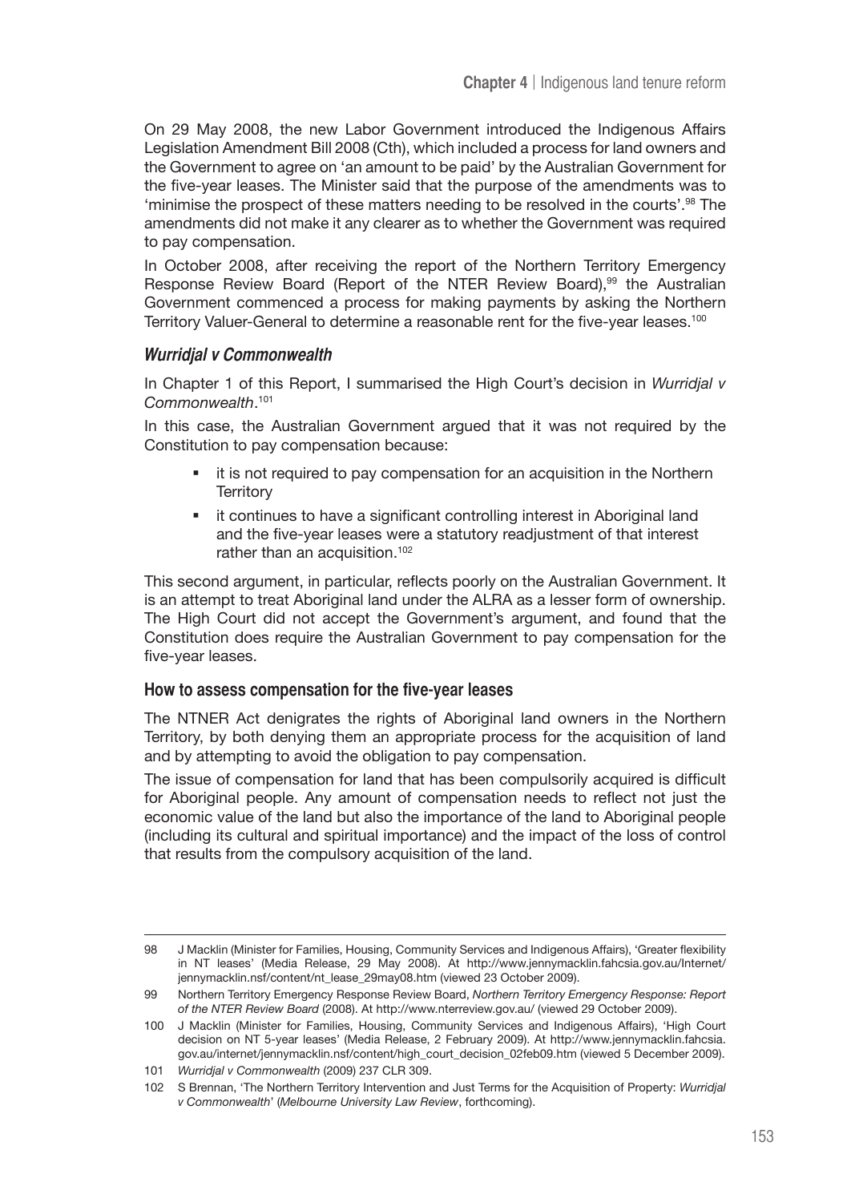On 29 May 2008, the new Labor Government introduced the Indigenous Affairs Legislation Amendment Bill 2008 (Cth), which included a process for land owners and the Government to agree on 'an amount to be paid' by the Australian Government for the five-year leases. The Minister said that the purpose of the amendments was to 'minimise the prospect of these matters needing to be resolved in the courts'.[98] The amendments did not make it any clearer as to whether the Government was required to pay compensation.

In October 2008, after receiving the report of the Northern Territory Emergency Response Review Board (Report of the NTER Review Board),[99] the Australian Government commenced a process for making payments by asking the Northern Territory Valuer-General to determine a reasonable rent for the five-year leases.[100]

### *Wurridjal v Commonwealth*

In Chapter 1 of this Report, I summarised the High Court's decision in *Wurridjal v Commonwealth*.[101]

In this case, the Australian Government argued that it was not required by the Constitution to pay compensation because:

- it is not required to pay compensation for an acquisition in the Northern Territory
- it continues to have a significant controlling interest in Aboriginal land and the five-year leases were a statutory readjustment of that interest rather than an acquisition.[102]

This second argument, in particular, reflects poorly on the Australian Government. It is an attempt to treat Aboriginal land under the ALRA as a lesser form of ownership. The High Court did not accept the Government's argument, and found that the Constitution does require the Australian Government to pay compensation for the five-year leases.

#### How to assess compensation for the five-year leases

The NTNER Act denigrates the rights of Aboriginal land owners in the Northern Territory, by both denying them an appropriate process for the acquisition of land and by attempting to avoid the obligation to pay compensation.

The issue of compensation for land that has been compulsorily acquired is difficult for Aboriginal people. Any amount of compensation needs to reflect not just the economic value of the land but also the importance of the land to Aboriginal people (including its cultural and spiritual importance) and the impact of the loss of control that results from the compulsory acquisition of the land.

---

98 J Macklin (Minister for Families, Housing, Community Services and Indigenous Affairs), 'Greater flexibility in NT leases' (Media Release, 29 May 2008). At http://www.jennymacklin.fahcsia.gov.au/Internet/jennymacklin.nsf/content/nt_lease_29may08.htm (viewed 23 October 2009).

99 Northern Territory Emergency Response Review Board, *Northern Territory Emergency Response: Report of the NTER Review Board* (2008). At http://www.nterreview.gov.au/ (viewed 29 October 2009).

100 J Macklin (Minister for Families, Housing, Community Services and Indigenous Affairs), 'High Court decision on NT 5-year leases' (Media Release, 2 February 2009). At http://www.jennymacklin.fahcsia.gov.au/internet/jennymacklin.nsf/content/high_court_decision_02feb09.htm (viewed 5 December 2009).

101 *Wurridjal v Commonwealth* (2009) 237 CLR 309.

102 S Brennan, 'The Northern Territory Intervention and Just Terms for the Acquisition of Property: *Wurridjal v Commonwealth*' (*Melbourne University Law Review*, forthcoming).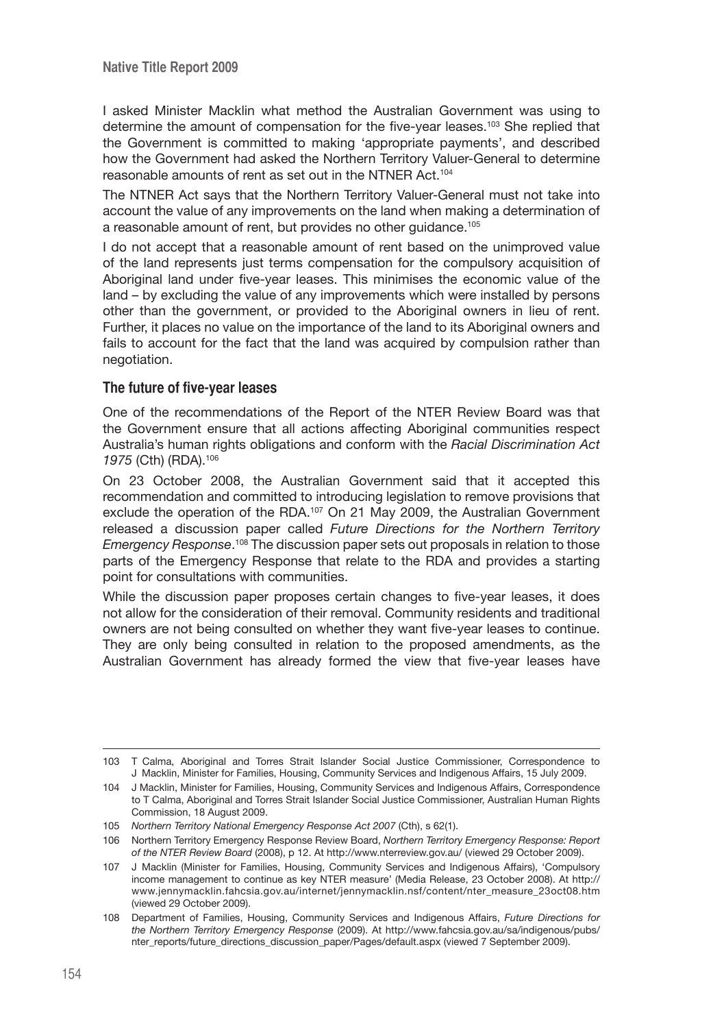I asked Minister Macklin what method the Australian Government was using to determine the amount of compensation for the five-year leases.[103] She replied that the Government is committed to making 'appropriate payments', and described how the Government had asked the Northern Territory Valuer-General to determine reasonable amounts of rent as set out in the NTNER Act.[104]

The NTNER Act says that the Northern Territory Valuer-General must not take into account the value of any improvements on the land when making a determination of a reasonable amount of rent, but provides no other guidance.[105]

I do not accept that a reasonable amount of rent based on the unimproved value of the land represents just terms compensation for the compulsory acquisition of Aboriginal land under five-year leases. This minimises the economic value of the land – by excluding the value of any improvements which were installed by persons other than the government, or provided to the Aboriginal owners in lieu of rent. Further, it places no value on the importance of the land to its Aboriginal owners and fails to account for the fact that the land was acquired by compulsion rather than negotiation.

### The future of five-year leases

One of the recommendations of the Report of the NTER Review Board was that the Government ensure that all actions affecting Aboriginal communities respect Australia's human rights obligations and conform with the *Racial Discrimination Act 1975* (Cth) (RDA).[106]

On 23 October 2008, the Australian Government said that it accepted this recommendation and committed to introducing legislation to remove provisions that exclude the operation of the RDA.[107] On 21 May 2009, the Australian Government released a discussion paper called *Future Directions for the Northern Territory Emergency Response*.[108] The discussion paper sets out proposals in relation to those parts of the Emergency Response that relate to the RDA and provides a starting point for consultations with communities.

While the discussion paper proposes certain changes to five-year leases, it does not allow for the consideration of their removal. Community residents and traditional owners are not being consulted on whether they want five-year leases to continue. They are only being consulted in relation to the proposed amendments, as the Australian Government has already formed the view that five-year leases have

---

103 T Calma, Aboriginal and Torres Strait Islander Social Justice Commissioner, Correspondence to J Macklin, Minister for Families, Housing, Community Services and Indigenous Affairs, 15 July 2009.

104 J Macklin, Minister for Families, Housing, Community Services and Indigenous Affairs, Correspondence to T Calma, Aboriginal and Torres Strait Islander Social Justice Commissioner, Australian Human Rights Commission, 18 August 2009.

105 *Northern Territory National Emergency Response Act 2007* (Cth), s 62(1).

106 Northern Territory Emergency Response Review Board, *Northern Territory Emergency Response: Report of the NTER Review Board* (2008), p 12. At http://www.nterreview.gov.au/ (viewed 29 October 2009).

107 J Macklin (Minister for Families, Housing, Community Services and Indigenous Affairs), 'Compulsory income management to continue as key NTER measure' (Media Release, 23 October 2008). At http://www.jennymacklin.fahcsia.gov.au/internet/jennymacklin.nsf/content/nter_measure_23oct08.htm (viewed 29 October 2009).

108 Department of Families, Housing, Community Services and Indigenous Affairs, *Future Directions for the Northern Territory Emergency Response* (2009). At http://www.fahcsia.gov.au/sa/indigenous/pubs/nter_reports/future_directions_discussion_paper/Pages/default.aspx (viewed 7 September 2009).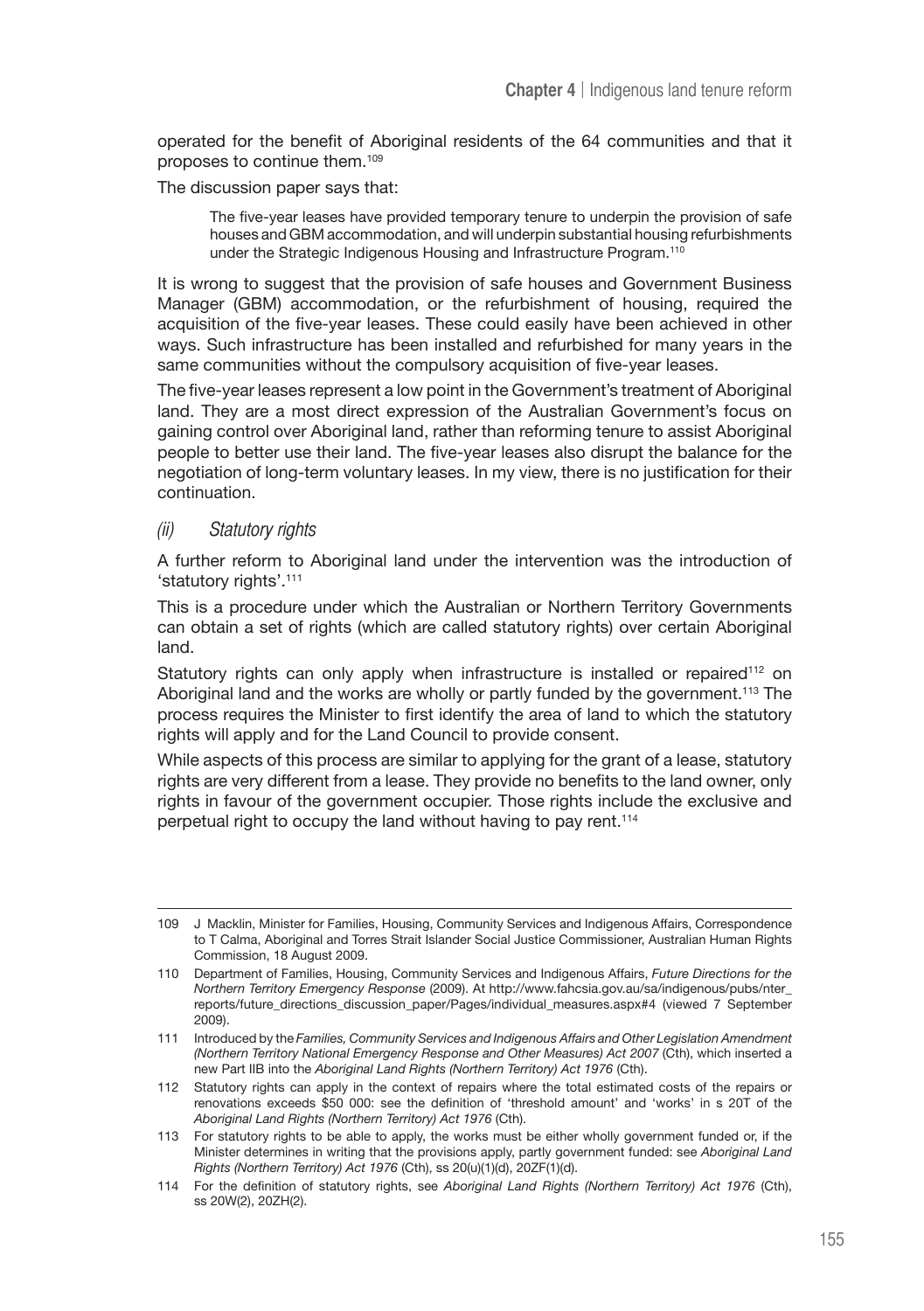operated for the benefit of Aboriginal residents of the 64 communities and that it proposes to continue them.[109]

The discussion paper says that:

> The five-year leases have provided temporary tenure to underpin the provision of safe houses and GBM accommodation, and will underpin substantial housing refurbishments under the Strategic Indigenous Housing and Infrastructure Program.[110]

It is wrong to suggest that the provision of safe houses and Government Business Manager (GBM) accommodation, or the refurbishment of housing, required the acquisition of the five-year leases. These could easily have been achieved in other ways. Such infrastructure has been installed and refurbished for many years in the same communities without the compulsory acquisition of five-year leases.

The five-year leases represent a low point in the Government's treatment of Aboriginal land. They are a most direct expression of the Australian Government's focus on gaining control over Aboriginal land, rather than reforming tenure to assist Aboriginal people to better use their land. The five-year leases also disrupt the balance for the negotiation of long-term voluntary leases. In my view, there is no justification for their continuation.

#### *(ii) Statutory rights*

A further reform to Aboriginal land under the intervention was the introduction of 'statutory rights'.[111]

This is a procedure under which the Australian or Northern Territory Governments can obtain a set of rights (which are called statutory rights) over certain Aboriginal land.

Statutory rights can only apply when infrastructure is installed or repaired[112] on Aboriginal land and the works are wholly or partly funded by the government.[113] The process requires the Minister to first identify the area of land to which the statutory rights will apply and for the Land Council to provide consent.

While aspects of this process are similar to applying for the grant of a lease, statutory rights are very different from a lease. They provide no benefits to the land owner, only rights in favour of the government occupier. Those rights include the exclusive and perpetual right to occupy the land without having to pay rent.[114]

---

109 J Macklin, Minister for Families, Housing, Community Services and Indigenous Affairs, Correspondence to T Calma, Aboriginal and Torres Strait Islander Social Justice Commissioner, Australian Human Rights Commission, 18 August 2009.

110 Department of Families, Housing, Community Services and Indigenous Affairs, *Future Directions for the Northern Territory Emergency Response* (2009). At http://www.fahcsia.gov.au/sa/indigenous/pubs/nter_reports/future_directions_discussion_paper/Pages/individual_measures.aspx#4 (viewed 7 September 2009).

111 Introduced by the *Families, Community Services and Indigenous Affairs and Other Legislation Amendment (Northern Territory National Emergency Response and Other Measures) Act 2007* (Cth), which inserted a new Part IIB into the *Aboriginal Land Rights (Northern Territory) Act 1976* (Cth).

112 Statutory rights can apply in the context of repairs where the total estimated costs of the repairs or renovations exceeds $50 000: see the definition of 'threshold amount' and 'works' in s 20T of the *Aboriginal Land Rights (Northern Territory) Act 1976* (Cth).

113 For statutory rights to be able to apply, the works must be either wholly government funded or, if the Minister determines in writing that the provisions apply, partly government funded: see *Aboriginal Land Rights (Northern Territory) Act 1976* (Cth), ss 20(u)(1)(d), 20ZF(1)(d).

114 For the definition of statutory rights, see *Aboriginal Land Rights (Northern Territory) Act 1976* (Cth), ss 20W(2), 20ZH(2).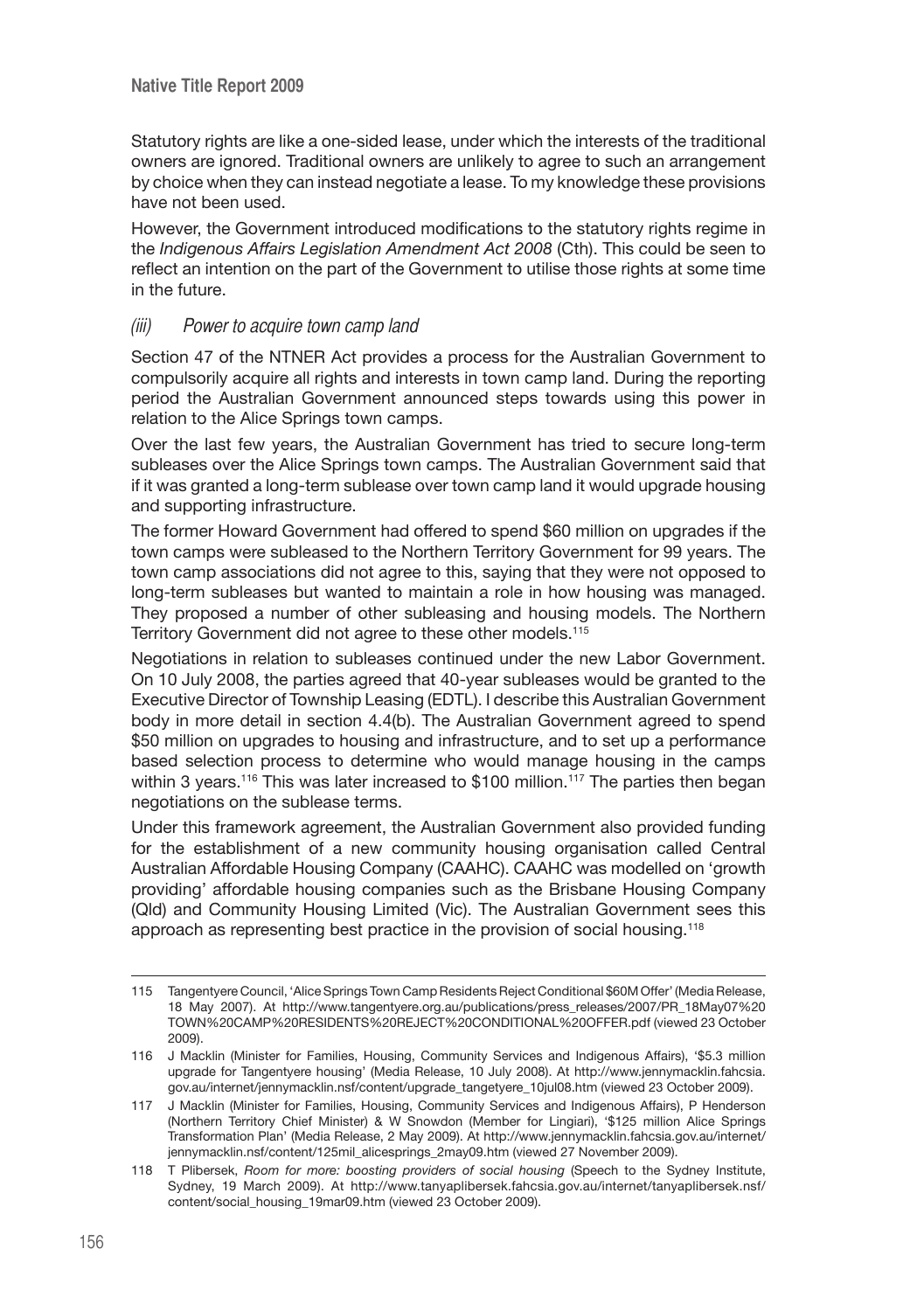Statutory rights are like a one-sided lease, under which the interests of the traditional owners are ignored. Traditional owners are unlikely to agree to such an arrangement by choice when they can instead negotiate a lease. To my knowledge these provisions have not been used.

However, the Government introduced modifications to the statutory rights regime in the *Indigenous Affairs Legislation Amendment Act 2008* (Cth). This could be seen to reflect an intention on the part of the Government to utilise those rights at some time in the future.

### *(iii) Power to acquire town camp land*

Section 47 of the NTNER Act provides a process for the Australian Government to compulsorily acquire all rights and interests in town camp land. During the reporting period the Australian Government announced steps towards using this power in relation to the Alice Springs town camps.

Over the last few years, the Australian Government has tried to secure long-term subleases over the Alice Springs town camps. The Australian Government said that if it was granted a long-term sublease over town camp land it would upgrade housing and supporting infrastructure.

The former Howard Government had offered to spend $60 million on upgrades if the town camps were subleased to the Northern Territory Government for 99 years. The town camp associations did not agree to this, saying that they were not opposed to long-term subleases but wanted to maintain a role in how housing was managed. They proposed a number of other subleasing and housing models. The Northern Territory Government did not agree to these other models.[115]

Negotiations in relation to subleases continued under the new Labor Government. On 10 July 2008, the parties agreed that 40-year subleases would be granted to the Executive Director of Township Leasing (EDTL). I describe this Australian Government body in more detail in section 4.4(b). The Australian Government agreed to spend $50 million on upgrades to housing and infrastructure, and to set up a performance based selection process to determine who would manage housing in the camps within 3 years.[116] This was later increased to $100 million.[117] The parties then began negotiations on the sublease terms.

Under this framework agreement, the Australian Government also provided funding for the establishment of a new community housing organisation called Central Australian Affordable Housing Company (CAAHC). CAAHC was modelled on 'growth providing' affordable housing companies such as the Brisbane Housing Company (Qld) and Community Housing Limited (Vic). The Australian Government sees this approach as representing best practice in the provision of social housing.[118]

---

115 Tangentyere Council, 'Alice Springs Town Camp Residents Reject Conditional $60M Offer' (Media Release, 18 May 2007). At http://www.tangentyere.org.au/publications/press_releases/2007/PR_18May07%20TOWN%20CAMP%20RESIDENTS%20REJECT%20CONDITIONAL%20OFFER.pdf (viewed 23 October 2009).

116 J Macklin (Minister for Families, Housing, Community Services and Indigenous Affairs), '$5.3 million upgrade for Tangentyere housing' (Media Release, 10 July 2008). At http://www.jennymacklin.fahcsia.gov.au/internet/jennymacklin.nsf/content/upgrade_tangetyere_10jul08.htm (viewed 23 October 2009).

117 J Macklin (Minister for Families, Housing, Community Services and Indigenous Affairs), P Henderson (Northern Territory Chief Minister) & W Snowdon (Member for Lingiari), '$125 million Alice Springs Transformation Plan' (Media Release, 2 May 2009). At http://www.jennymacklin.fahcsia.gov.au/internet/jennymacklin.nsf/content/125mil_alicesprings_2may09.htm (viewed 27 November 2009).

118 T Plibersek, *Room for more: boosting providers of social housing* (Speech to the Sydney Institute, Sydney, 19 March 2009). At http://www.tanyaplibersek.fahcsia.gov.au/internet/tanyaplibersek.nsf/content/social_housing_19mar09.htm (viewed 23 October 2009).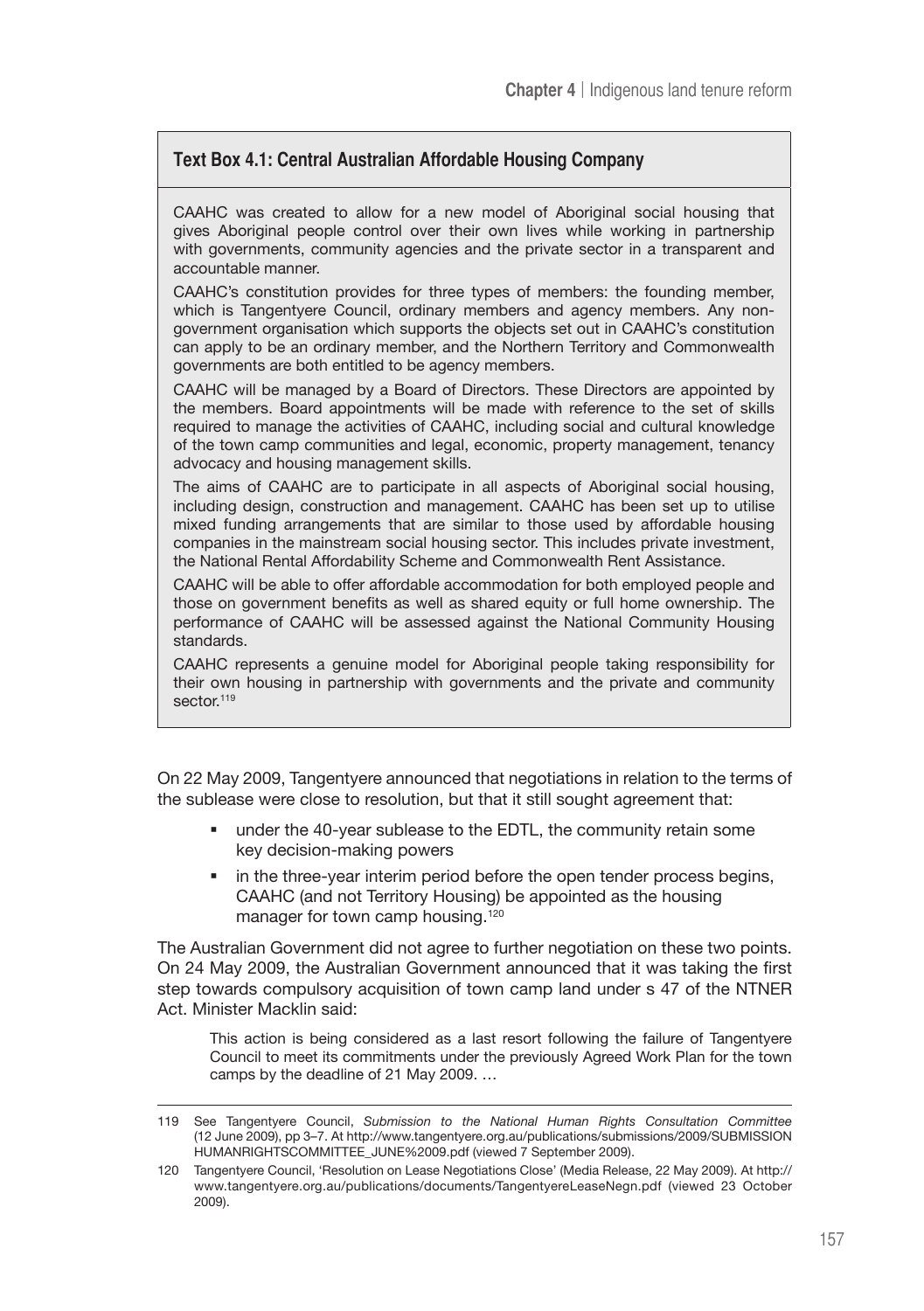**Text Box 4.1: Central Australian Affordable Housing Company**

CAAHC was created to allow for a new model of Aboriginal social housing that gives Aboriginal people control over their own lives while working in partnership with governments, community agencies and the private sector in a transparent and accountable manner.

CAAHC's constitution provides for three types of members: the founding member, which is Tangentyere Council, ordinary members and agency members. Any non-government organisation which supports the objects set out in CAAHC's constitution can apply to be an ordinary member, and the Northern Territory and Commonwealth governments are both entitled to be agency members.

CAAHC will be managed by a Board of Directors. These Directors are appointed by the members. Board appointments will be made with reference to the set of skills required to manage the activities of CAAHC, including social and cultural knowledge of the town camp communities and legal, economic, property management, tenancy advocacy and housing management skills.

The aims of CAAHC are to participate in all aspects of Aboriginal social housing, including design, construction and management. CAAHC has been set up to utilise mixed funding arrangements that are similar to those used by affordable housing companies in the mainstream social housing sector. This includes private investment, the National Rental Affordability Scheme and Commonwealth Rent Assistance.

CAAHC will be able to offer affordable accommodation for both employed people and those on government benefits as well as shared equity or full home ownership. The performance of CAAHC will be assessed against the National Community Housing standards.

CAAHC represents a genuine model for Aboriginal people taking responsibility for their own housing in partnership with governments and the private and community sector.[119]

On 22 May 2009, Tangentyere announced that negotiations in relation to the terms of the sublease were close to resolution, but that it still sought agreement that:

- under the 40-year sublease to the EDTL, the community retain some key decision-making powers
- in the three-year interim period before the open tender process begins, CAAHC (and not Territory Housing) be appointed as the housing manager for town camp housing.[120]

The Australian Government did not agree to further negotiation on these two points. On 24 May 2009, the Australian Government announced that it was taking the first step towards compulsory acquisition of town camp land under s 47 of the NTNER Act. Minister Macklin said:

> This action is being considered as a last resort following the failure of Tangentyere Council to meet its commitments under the previously Agreed Work Plan for the town camps by the deadline of 21 May 2009. …

---

119 See Tangentyere Council, *Submission to the National Human Rights Consultation Committee* (12 June 2009), pp 3–7. At http://www.tangentyere.org.au/publications/submissions/2009/SUBMISSION HUMANRIGHTSCOMMITTEE_JUNE%2009.pdf (viewed 7 September 2009).

120 Tangentyere Council, 'Resolution on Lease Negotiations Close' (Media Release, 22 May 2009). At http://www.tangentyere.org.au/publications/documents/TangentyereLeaseNegn.pdf (viewed 23 October 2009).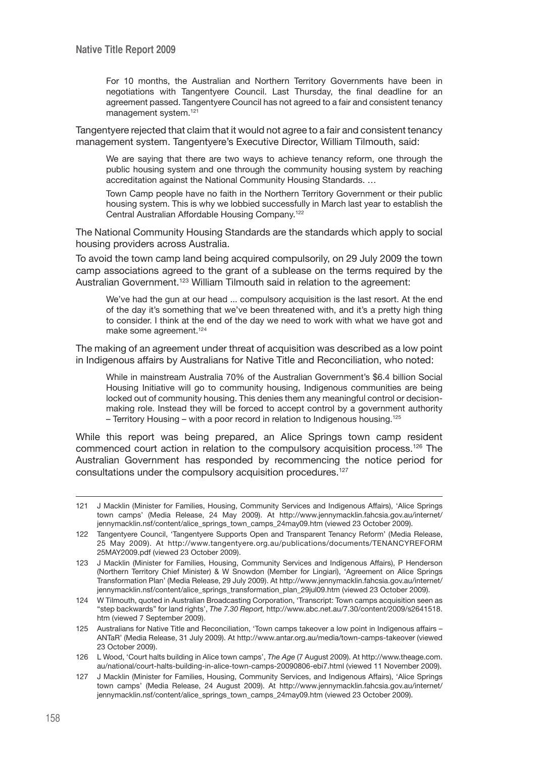> For 10 months, the Australian and Northern Territory Governments have been in negotiations with Tangentyere Council. Last Thursday, the final deadline for an agreement passed. Tangentyere Council has not agreed to a fair and consistent tenancy management system.[121]

Tangentyere rejected that claim that it would not agree to a fair and consistent tenancy management system. Tangentyere's Executive Director, William Tilmouth, said:

> We are saying that there are two ways to achieve tenancy reform, one through the public housing system and one through the community housing system by reaching accreditation against the National Community Housing Standards. …
>
> Town Camp people have no faith in the Northern Territory Government or their public housing system. This is why we lobbied successfully in March last year to establish the Central Australian Affordable Housing Company.[122]

The National Community Housing Standards are the standards which apply to social housing providers across Australia.

To avoid the town camp land being acquired compulsorily, on 29 July 2009 the town camp associations agreed to the grant of a sublease on the terms required by the Australian Government.[123] William Tilmouth said in relation to the agreement:

> We've had the gun at our head ... compulsory acquisition is the last resort. At the end of the day it's something that we've been threatened with, and it's a pretty high thing to consider. I think at the end of the day we need to work with what we have got and make some agreement.[124]

The making of an agreement under threat of acquisition was described as a low point in Indigenous affairs by Australians for Native Title and Reconciliation, who noted:

> While in mainstream Australia 70% of the Australian Government's $6.4 billion Social Housing Initiative will go to community housing, Indigenous communities are being locked out of community housing. This denies them any meaningful control or decision-making role. Instead they will be forced to accept control by a government authority – Territory Housing – with a poor record in relation to Indigenous housing.[125]

While this report was being prepared, an Alice Springs town camp resident commenced court action in relation to the compulsory acquisition process.[126] The Australian Government has responded by recommencing the notice period for consultations under the compulsory acquisition procedures.[127]

---

121 J Macklin (Minister for Families, Housing, Community Services and Indigenous Affairs), 'Alice Springs town camps' (Media Release, 24 May 2009). At http://www.jennymacklin.fahcsia.gov.au/internet/jennymacklin.nsf/content/alice_springs_town_camps_24may09.htm (viewed 23 October 2009).

122 Tangentyere Council, 'Tangentyere Supports Open and Transparent Tenancy Reform' (Media Release, 25 May 2009). At http://www.tangentyere.org.au/publications/documents/TENANCYREFORM25MAY2009.pdf (viewed 23 October 2009).

123 J Macklin (Minister for Families, Housing, Community Services and Indigenous Affairs), P Henderson (Northern Territory Chief Minister) & W Snowdon (Member for Lingiari), 'Agreement on Alice Springs Transformation Plan' (Media Release, 29 July 2009). At http://www.jennymacklin.fahcsia.gov.au/internet/jennymacklin.nsf/content/alice_springs_transformation_plan_29jul09.htm (viewed 23 October 2009).

124 W Tilmouth, quoted in Australian Broadcasting Corporation, 'Transcript: Town camps acquisition seen as "step backwards" for land rights', *The 7.30 Report,* http://www.abc.net.au/7.30/content/2009/s2641518.htm (viewed 7 September 2009).

125 Australians for Native Title and Reconciliation, 'Town camps takeover a low point in Indigenous affairs – ANTaR' (Media Release, 31 July 2009). At http://www.antar.org.au/media/town-camps-takeover (viewed 23 October 2009).

126 L Wood, 'Court halts building in Alice town camps', *The Age* (7 August 2009). At http://www.theage.com.au/national/court-halts-building-in-alice-town-camps-20090806-ebi7.html (viewed 11 November 2009).

127 J Macklin (Minister for Families, Housing, Community Services, and Indigenous Affairs), 'Alice Springs town camps' (Media Release, 24 August 2009). At http://www.jennymacklin.fahcsia.gov.au/internet/jennymacklin.nsf/content/alice_springs_town_camps_24may09.htm (viewed 23 October 2009).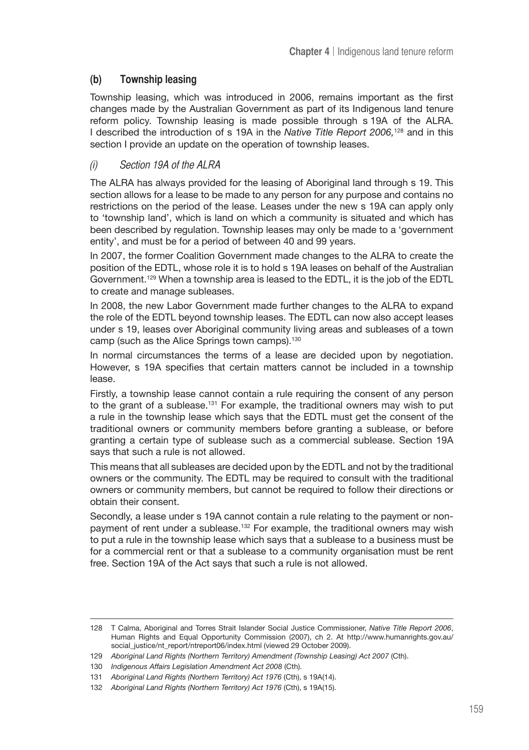### (b) Township leasing

Township leasing, which was introduced in 2006, remains important as the first changes made by the Australian Government as part of its Indigenous land tenure reform policy. Township leasing is made possible through s 19A of the ALRA. I described the introduction of s 19A in the *Native Title Report 2006,*[128] and in this section I provide an update on the operation of township leases.

#### *(i) Section 19A of the ALRA*

The ALRA has always provided for the leasing of Aboriginal land through s 19. This section allows for a lease to be made to any person for any purpose and contains no restrictions on the period of the lease. Leases under the new s 19A can apply only to 'township land', which is land on which a community is situated and which has been described by regulation. Township leases may only be made to a 'government entity', and must be for a period of between 40 and 99 years.

In 2007, the former Coalition Government made changes to the ALRA to create the position of the EDTL, whose role it is to hold s 19A leases on behalf of the Australian Government.[129] When a township area is leased to the EDTL, it is the job of the EDTL to create and manage subleases.

In 2008, the new Labor Government made further changes to the ALRA to expand the role of the EDTL beyond township leases. The EDTL can now also accept leases under s 19, leases over Aboriginal community living areas and subleases of a town camp (such as the Alice Springs town camps).[130]

In normal circumstances the terms of a lease are decided upon by negotiation. However, s 19A specifies that certain matters cannot be included in a township lease.

Firstly, a township lease cannot contain a rule requiring the consent of any person to the grant of a sublease.[131] For example, the traditional owners may wish to put a rule in the township lease which says that the EDTL must get the consent of the traditional owners or community members before granting a sublease, or before granting a certain type of sublease such as a commercial sublease. Section 19A says that such a rule is not allowed.

This means that all subleases are decided upon by the EDTL and not by the traditional owners or the community. The EDTL may be required to consult with the traditional owners or community members, but cannot be required to follow their directions or obtain their consent.

Secondly, a lease under s 19A cannot contain a rule relating to the payment or non-payment of rent under a sublease.[132] For example, the traditional owners may wish to put a rule in the township lease which says that a sublease to a business must be for a commercial rent or that a sublease to a community organisation must be rent free. Section 19A of the Act says that such a rule is not allowed.

---

128 T Calma, Aboriginal and Torres Strait Islander Social Justice Commissioner, *Native Title Report 2006*, Human Rights and Equal Opportunity Commission (2007), ch 2. At http://www.humanrights.gov.au/social_justice/nt_report/ntreport06/index.html (viewed 29 October 2009).

129 *Aboriginal Land Rights (Northern Territory) Amendment (Township Leasing) Act 2007* (Cth).

130 *Indigenous Affairs Legislation Amendment Act 2008* (Cth).

131 *Aboriginal Land Rights (Northern Territory) Act 1976* (Cth), s 19A(14).

132 *Aboriginal Land Rights (Northern Territory) Act 1976* (Cth), s 19A(15).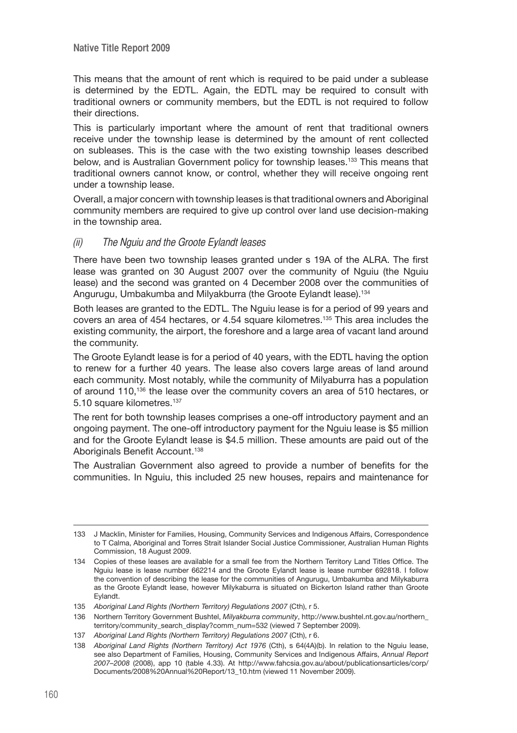This means that the amount of rent which is required to be paid under a sublease is determined by the EDTL. Again, the EDTL may be required to consult with traditional owners or community members, but the EDTL is not required to follow their directions.

This is particularly important where the amount of rent that traditional owners receive under the township lease is determined by the amount of rent collected on subleases. This is the case with the two existing township leases described below, and is Australian Government policy for township leases.[133] This means that traditional owners cannot know, or control, whether they will receive ongoing rent under a township lease.

Overall, a major concern with township leases is that traditional owners and Aboriginal community members are required to give up control over land use decision-making in the township area.

### *(ii) The Nguiu and the Groote Eylandt leases*

There have been two township leases granted under s 19A of the ALRA. The first lease was granted on 30 August 2007 over the community of Nguiu (the Nguiu lease) and the second was granted on 4 December 2008 over the communities of Angurugu, Umbakumba and Milyakburra (the Groote Eylandt lease).[134]

Both leases are granted to the EDTL. The Nguiu lease is for a period of 99 years and covers an area of 454 hectares, or 4.54 square kilometres.[135] This area includes the existing community, the airport, the foreshore and a large area of vacant land around the community.

The Groote Eylandt lease is for a period of 40 years, with the EDTL having the option to renew for a further 40 years. The lease also covers large areas of land around each community. Most notably, while the community of Milyaburra has a population of around 110,[136] the lease over the community covers an area of 510 hectares, or 5.10 square kilometres.[137]

The rent for both township leases comprises a one-off introductory payment and an ongoing payment. The one-off introductory payment for the Nguiu lease is $5 million and for the Groote Eylandt lease is $4.5 million. These amounts are paid out of the Aboriginals Benefit Account.[138]

The Australian Government also agreed to provide a number of benefits for the communities. In Nguiu, this included 25 new houses, repairs and maintenance for

---

133 J Macklin, Minister for Families, Housing, Community Services and Indigenous Affairs, Correspondence to T Calma, Aboriginal and Torres Strait Islander Social Justice Commissioner, Australian Human Rights Commission, 18 August 2009.

134 Copies of these leases are available for a small fee from the Northern Territory Land Titles Office. The Nguiu lease is lease number 662214 and the Groote Eylandt lease is lease number 692818. I follow the convention of describing the lease for the communities of Angurugu, Umbakumba and Milykaburra as the Groote Eylandt lease, however Milykaburra is situated on Bickerton Island rather than Groote Eylandt.

135 *Aboriginal Land Rights (Northern Territory) Regulations 2007* (Cth), r 5.

136 Northern Territory Government Bushtel, *Milyakburra community*, http://www.bushtel.nt.gov.au/northern_territory/community_search_display?comm_num=532 (viewed 7 September 2009).

137 *Aboriginal Land Rights (Northern Territory) Regulations 2007* (Cth), r 6.

138 *Aboriginal Land Rights (Northern Territory) Act 1976* (Cth), s 64(4A)(b). In relation to the Nguiu lease, see also Department of Families, Housing, Community Services and Indigenous Affairs, *Annual Report 2007–2008* (2008), app 10 (table 4.33). At http://www.fahcsia.gov.au/about/publicationsarticles/corp/Documents/2008%20Annual%20Report/13_10.htm (viewed 11 November 2009).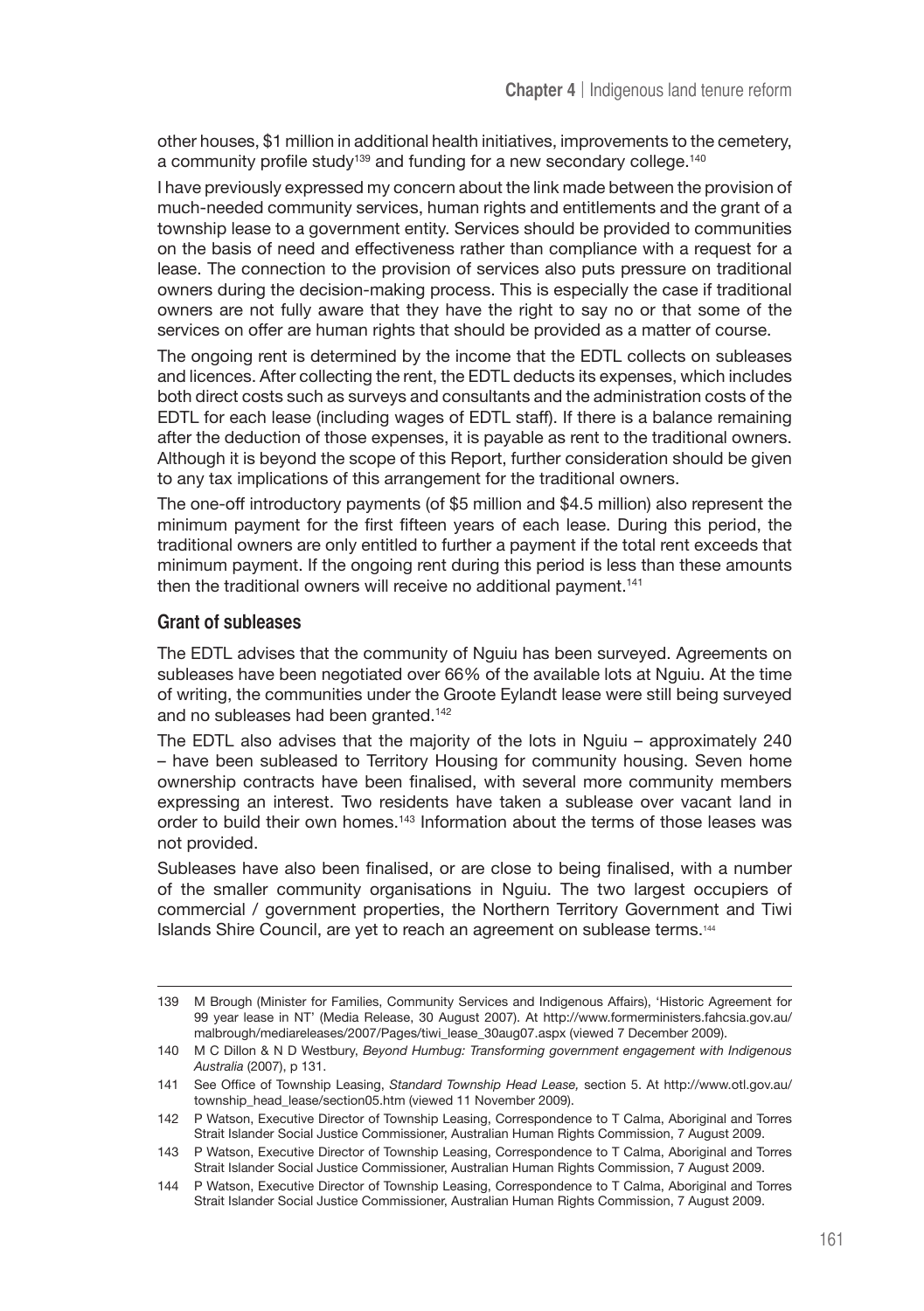other houses, $1 million in additional health initiatives, improvements to the cemetery, a community profile study[139] and funding for a new secondary college.[140]

I have previously expressed my concern about the link made between the provision of much-needed community services, human rights and entitlements and the grant of a township lease to a government entity. Services should be provided to communities on the basis of need and effectiveness rather than compliance with a request for a lease. The connection to the provision of services also puts pressure on traditional owners during the decision-making process. This is especially the case if traditional owners are not fully aware that they have the right to say no or that some of the services on offer are human rights that should be provided as a matter of course.

The ongoing rent is determined by the income that the EDTL collects on subleases and licences. After collecting the rent, the EDTL deducts its expenses, which includes both direct costs such as surveys and consultants and the administration costs of the EDTL for each lease (including wages of EDTL staff). If there is a balance remaining after the deduction of those expenses, it is payable as rent to the traditional owners. Although it is beyond the scope of this Report, further consideration should be given to any tax implications of this arrangement for the traditional owners.

The one-off introductory payments (of $5 million and $4.5 million) also represent the minimum payment for the first fifteen years of each lease. During this period, the traditional owners are only entitled to further a payment if the total rent exceeds that minimum payment. If the ongoing rent during this period is less than these amounts then the traditional owners will receive no additional payment.[141]

### Grant of subleases

The EDTL advises that the community of Nguiu has been surveyed. Agreements on subleases have been negotiated over 66% of the available lots at Nguiu. At the time of writing, the communities under the Groote Eylandt lease were still being surveyed and no subleases had been granted.[142]

The EDTL also advises that the majority of the lots in Nguiu – approximately 240 – have been subleased to Territory Housing for community housing. Seven home ownership contracts have been finalised, with several more community members expressing an interest. Two residents have taken a sublease over vacant land in order to build their own homes.[143] Information about the terms of those leases was not provided.

Subleases have also been finalised, or are close to being finalised, with a number of the smaller community organisations in Nguiu. The two largest occupiers of commercial / government properties, the Northern Territory Government and Tiwi Islands Shire Council, are yet to reach an agreement on sublease terms.[144]

---

139 M Brough (Minister for Families, Community Services and Indigenous Affairs), 'Historic Agreement for 99 year lease in NT' (Media Release, 30 August 2007). At http://www.formerministers.fahcsia.gov.au/malbrough/mediareleases/2007/Pages/tiwi_lease_30aug07.aspx (viewed 7 December 2009).

140 M C Dillon & N D Westbury, *Beyond Humbug: Transforming government engagement with Indigenous Australia* (2007), p 131.

141 See Office of Township Leasing, *Standard Township Head Lease,* section 5. At http://www.otl.gov.au/township_head_lease/section05.htm (viewed 11 November 2009).

142 P Watson, Executive Director of Township Leasing, Correspondence to T Calma, Aboriginal and Torres Strait Islander Social Justice Commissioner, Australian Human Rights Commission, 7 August 2009.

143 P Watson, Executive Director of Township Leasing, Correspondence to T Calma, Aboriginal and Torres Strait Islander Social Justice Commissioner, Australian Human Rights Commission, 7 August 2009.

144 P Watson, Executive Director of Township Leasing, Correspondence to T Calma, Aboriginal and Torres Strait Islander Social Justice Commissioner, Australian Human Rights Commission, 7 August 2009.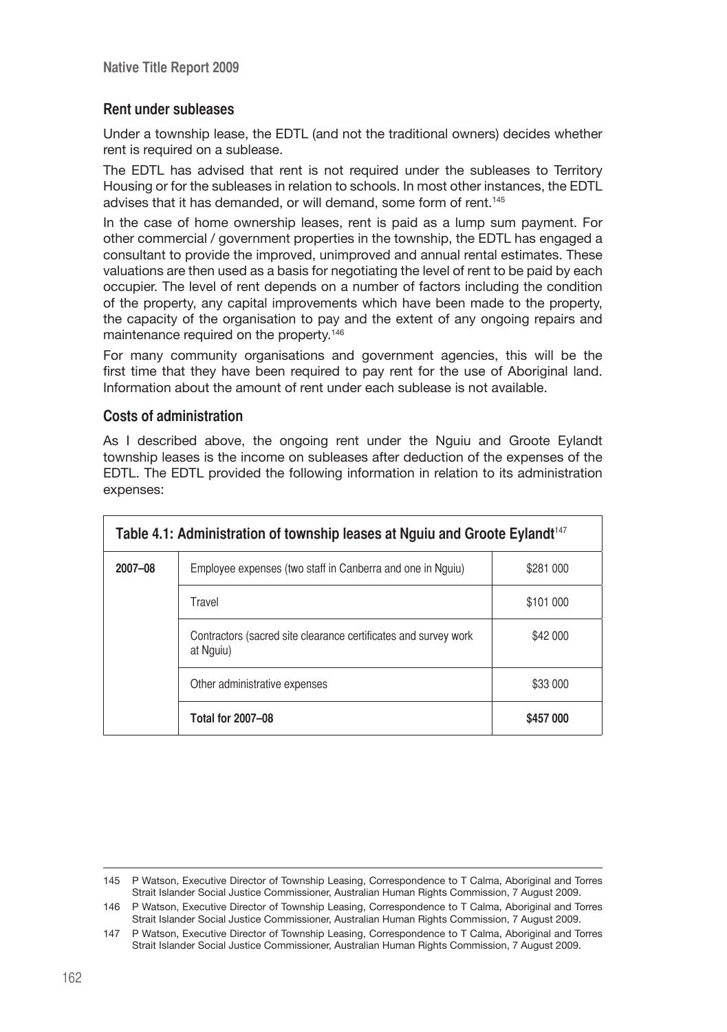## Rent under subleases

Under a township lease, the EDTL (and not the traditional owners) decides whether rent is required on a sublease.

The EDTL has advised that rent is not required under the subleases to Territory Housing or for the subleases in relation to schools. In most other instances, the EDTL advises that it has demanded, or will demand, some form of rent.[145]

In the case of home ownership leases, rent is paid as a lump sum payment. For other commercial / government properties in the township, the EDTL has engaged a consultant to provide the improved, unimproved and annual rental estimates. These valuations are then used as a basis for negotiating the level of rent to be paid by each occupier. The level of rent depends on a number of factors including the condition of the property, any capital improvements which have been made to the property, the capacity of the organisation to pay and the extent of any ongoing repairs and maintenance required on the property.[146]

For many community organisations and government agencies, this will be the first time that they have been required to pay rent for the use of Aboriginal land. Information about the amount of rent under each sublease is not available.

## Costs of administration

As I described above, the ongoing rent under the Nguiu and Groote Eylandt township leases is the income on subleases after deduction of the expenses of the EDTL. The EDTL provided the following information in relation to its administration expenses:

**Table 4.1: Administration of township leases at Nguiu and Groote Eylandt[147]**

| | | |
|---|---|---|
| **2007–08** | Employee expenses (two staff in Canberra and one in Nguiu) | $281 000 |
| | Travel | $101 000 |
| | Contractors (sacred site clearance certificates and survey work at Nguiu) | $42 000 |
| | Other administrative expenses | $33 000 |
| | **Total for 2007–08** | **$457 000** |

---

145 P Watson, Executive Director of Township Leasing, Correspondence to T Calma, Aboriginal and Torres Strait Islander Social Justice Commissioner, Australian Human Rights Commission, 7 August 2009.

146 P Watson, Executive Director of Township Leasing, Correspondence to T Calma, Aboriginal and Torres Strait Islander Social Justice Commissioner, Australian Human Rights Commission, 7 August 2009.

147 P Watson, Executive Director of Township Leasing, Correspondence to T Calma, Aboriginal and Torres Strait Islander Social Justice Commissioner, Australian Human Rights Commission, 7 August 2009.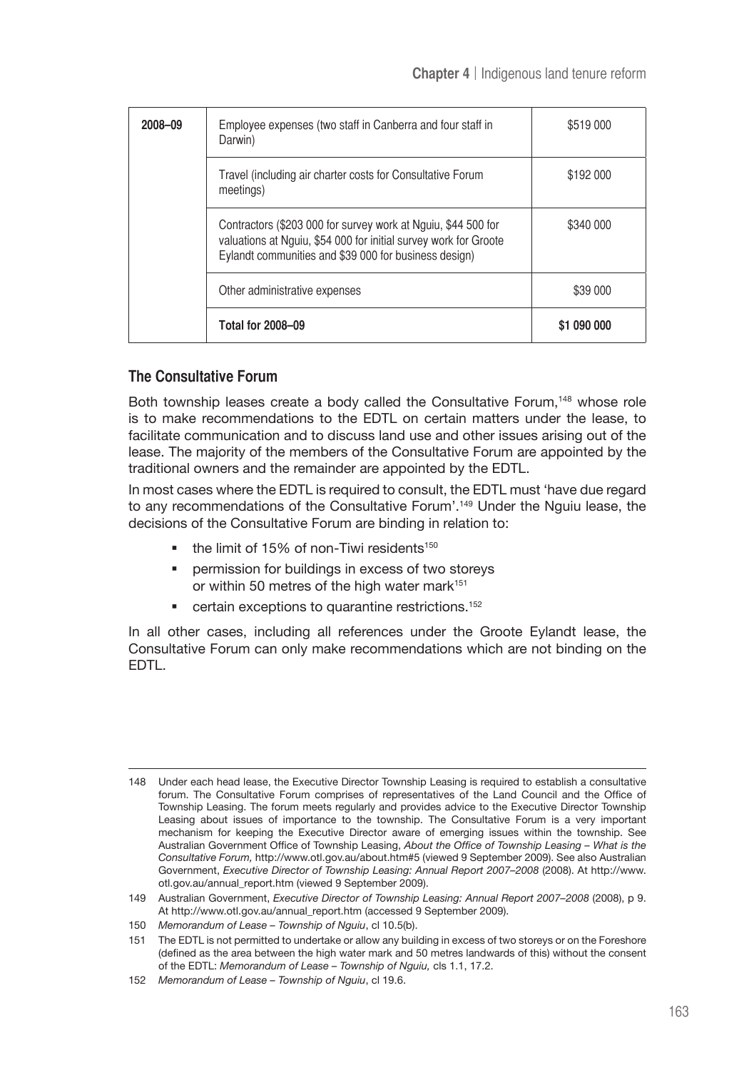| 2008–09 | Employee expenses (two staff in Canberra and four staff in Darwin) | \$519 000 |
|---|---|---|
| | Travel (including air charter costs for Consultative Forum meetings) | \$192 000 |
| | Contractors (\$203 000 for survey work at Nguiu, \$44 500 for valuations at Nguiu, \$54 000 for initial survey work for Groote Eylandt communities and \$39 000 for business design) | \$340 000 |
| | Other administrative expenses | \$39 000 |
| | **Total for 2008–09** | **\$1 090 000** |

### The Consultative Forum

Both township leases create a body called the Consultative Forum,[148] whose role is to make recommendations to the EDTL on certain matters under the lease, to facilitate communication and to discuss land use and other issues arising out of the lease. The majority of the members of the Consultative Forum are appointed by the traditional owners and the remainder are appointed by the EDTL.

In most cases where the EDTL is required to consult, the EDTL must 'have due regard to any recommendations of the Consultative Forum'.[149] Under the Nguiu lease, the decisions of the Consultative Forum are binding in relation to:

- the limit of 15% of non-Tiwi residents[150]
- permission for buildings in excess of two storeys or within 50 metres of the high water mark[151]
- certain exceptions to quarantine restrictions.[152]

In all other cases, including all references under the Groote Eylandt lease, the Consultative Forum can only make recommendations which are not binding on the EDTL.

---

148 Under each head lease, the Executive Director Township Leasing is required to establish a consultative forum. The Consultative Forum comprises of representatives of the Land Council and the Office of Township Leasing. The forum meets regularly and provides advice to the Executive Director Township Leasing about issues of importance to the township. The Consultative Forum is a very important mechanism for keeping the Executive Director aware of emerging issues within the township. See Australian Government Office of Township Leasing, *About the Office of Township Leasing – What is the Consultative Forum,* http://www.otl.gov.au/about.htm#5 (viewed 9 September 2009). See also Australian Government, *Executive Director of Township Leasing: Annual Report 2007–2008* (2008). At http://www.otl.gov.au/annual_report.htm (viewed 9 September 2009).

149 Australian Government, *Executive Director of Township Leasing: Annual Report 2007–2008* (2008), p 9. At http://www.otl.gov.au/annual_report.htm (accessed 9 September 2009).

150 *Memorandum of Lease – Township of Nguiu*, cl 10.5(b).

151 The EDTL is not permitted to undertake or allow any building in excess of two storeys or on the Foreshore (defined as the area between the high water mark and 50 metres landwards of this) without the consent of the EDTL: *Memorandum of Lease – Township of Nguiu,* cls 1.1, 17.2.

152 *Memorandum of Lease – Township of Nguiu*, cl 19.6.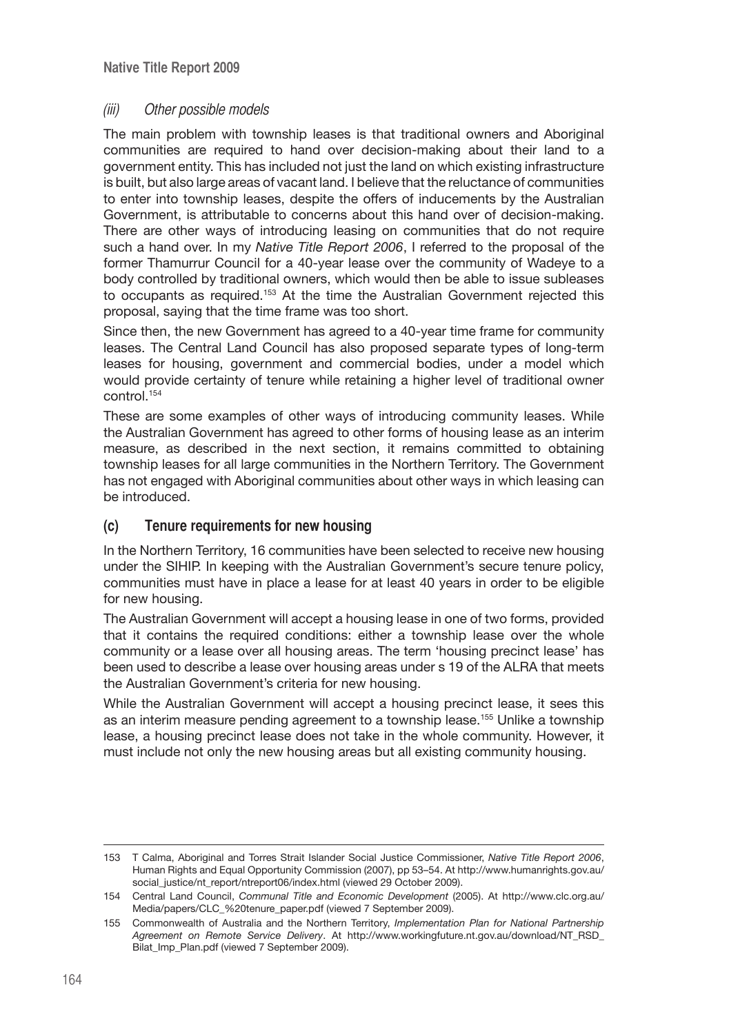### *(iii) Other possible models*

The main problem with township leases is that traditional owners and Aboriginal communities are required to hand over decision-making about their land to a government entity. This has included not just the land on which existing infrastructure is built, but also large areas of vacant land. I believe that the reluctance of communities to enter into township leases, despite the offers of inducements by the Australian Government, is attributable to concerns about this hand over of decision-making. There are other ways of introducing leasing on communities that do not require such a hand over. In my *Native Title Report 2006*, I referred to the proposal of the former Thamurrur Council for a 40-year lease over the community of Wadeye to a body controlled by traditional owners, which would then be able to issue subleases to occupants as required.[153] At the time the Australian Government rejected this proposal, saying that the time frame was too short.

Since then, the new Government has agreed to a 40-year time frame for community leases. The Central Land Council has also proposed separate types of long-term leases for housing, government and commercial bodies, under a model which would provide certainty of tenure while retaining a higher level of traditional owner control.[154]

These are some examples of other ways of introducing community leases. While the Australian Government has agreed to other forms of housing lease as an interim measure, as described in the next section, it remains committed to obtaining township leases for all large communities in the Northern Territory. The Government has not engaged with Aboriginal communities about other ways in which leasing can be introduced.

## (c) Tenure requirements for new housing

In the Northern Territory, 16 communities have been selected to receive new housing under the SIHIP. In keeping with the Australian Government's secure tenure policy, communities must have in place a lease for at least 40 years in order to be eligible for new housing.

The Australian Government will accept a housing lease in one of two forms, provided that it contains the required conditions: either a township lease over the whole community or a lease over all housing areas. The term 'housing precinct lease' has been used to describe a lease over housing areas under s 19 of the ALRA that meets the Australian Government's criteria for new housing.

While the Australian Government will accept a housing precinct lease, it sees this as an interim measure pending agreement to a township lease.[155] Unlike a township lease, a housing precinct lease does not take in the whole community. However, it must include not only the new housing areas but all existing community housing.

---

153 T Calma, Aboriginal and Torres Strait Islander Social Justice Commissioner, *Native Title Report 2006*, Human Rights and Equal Opportunity Commission (2007), pp 53–54. At http://www.humanrights.gov.au/social_justice/nt_report/ntreport06/index.html (viewed 29 October 2009).

154 Central Land Council, *Communal Title and Economic Development* (2005). At http://www.clc.org.au/Media/papers/CLC_%20tenure_paper.pdf (viewed 7 September 2009).

155 Commonwealth of Australia and the Northern Territory, *Implementation Plan for National Partnership Agreement on Remote Service Delivery*. At http://www.workingfuture.nt.gov.au/download/NT_RSD_Bilat_Imp_Plan.pdf (viewed 7 September 2009).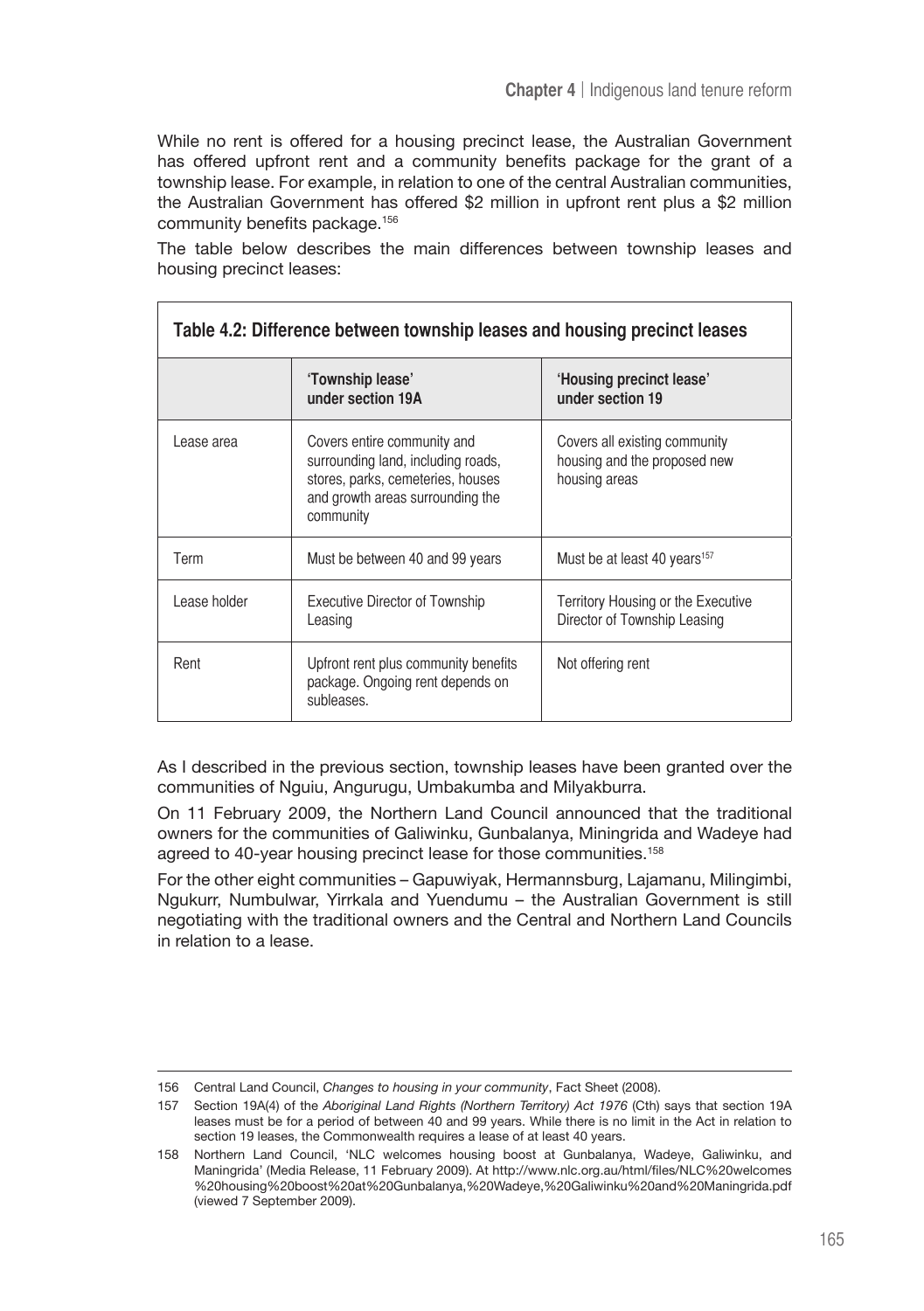While no rent is offered for a housing precinct lease, the Australian Government has offered upfront rent and a community benefits package for the grant of a township lease. For example, in relation to one of the central Australian communities, the Australian Government has offered $2 million in upfront rent plus a $2 million community benefits package.[156]

The table below describes the main differences between township leases and housing precinct leases:

**Table 4.2: Difference between township leases and housing precinct leases**

| | 'Township lease' under section 19A | 'Housing precinct lease' under section 19 |
|---|---|---|
| Lease area | Covers entire community and surrounding land, including roads, stores, parks, cemeteries, houses and growth areas surrounding the community | Covers all existing community housing and the proposed new housing areas |
| Term | Must be between 40 and 99 years | Must be at least 40 years[157] |
| Lease holder | Executive Director of Township Leasing | Territory Housing or the Executive Director of Township Leasing |
| Rent | Upfront rent plus community benefits package. Ongoing rent depends on subleases. | Not offering rent |

As I described in the previous section, township leases have been granted over the communities of Nguiu, Angurugu, Umbakumba and Milyakburra.

On 11 February 2009, the Northern Land Council announced that the traditional owners for the communities of Galiwinku, Gunbalanya, Miningrida and Wadeye had agreed to 40-year housing precinct lease for those communities.[158]

For the other eight communities – Gapuwiyak, Hermannsburg, Lajamanu, Milingimbi, Ngukurr, Numbulwar, Yirrkala and Yuendumu – the Australian Government is still negotiating with the traditional owners and the Central and Northern Land Councils in relation to a lease.

---

156 Central Land Council, *Changes to housing in your community*, Fact Sheet (2008).

157 Section 19A(4) of the *Aboriginal Land Rights (Northern Territory) Act 1976* (Cth) says that section 19A leases must be for a period of between 40 and 99 years. While there is no limit in the Act in relation to section 19 leases, the Commonwealth requires a lease of at least 40 years.

158 Northern Land Council, 'NLC welcomes housing boost at Gunbalanya, Wadeye, Galiwinku, and Maningrida' (Media Release, 11 February 2009). At http://www.nlc.org.au/html/files/NLC%20welcomes%20housing%20boost%20at%20Gunbalanya,%20Wadeye,%20Galiwinku%20and%20Maningrida.pdf (viewed 7 September 2009).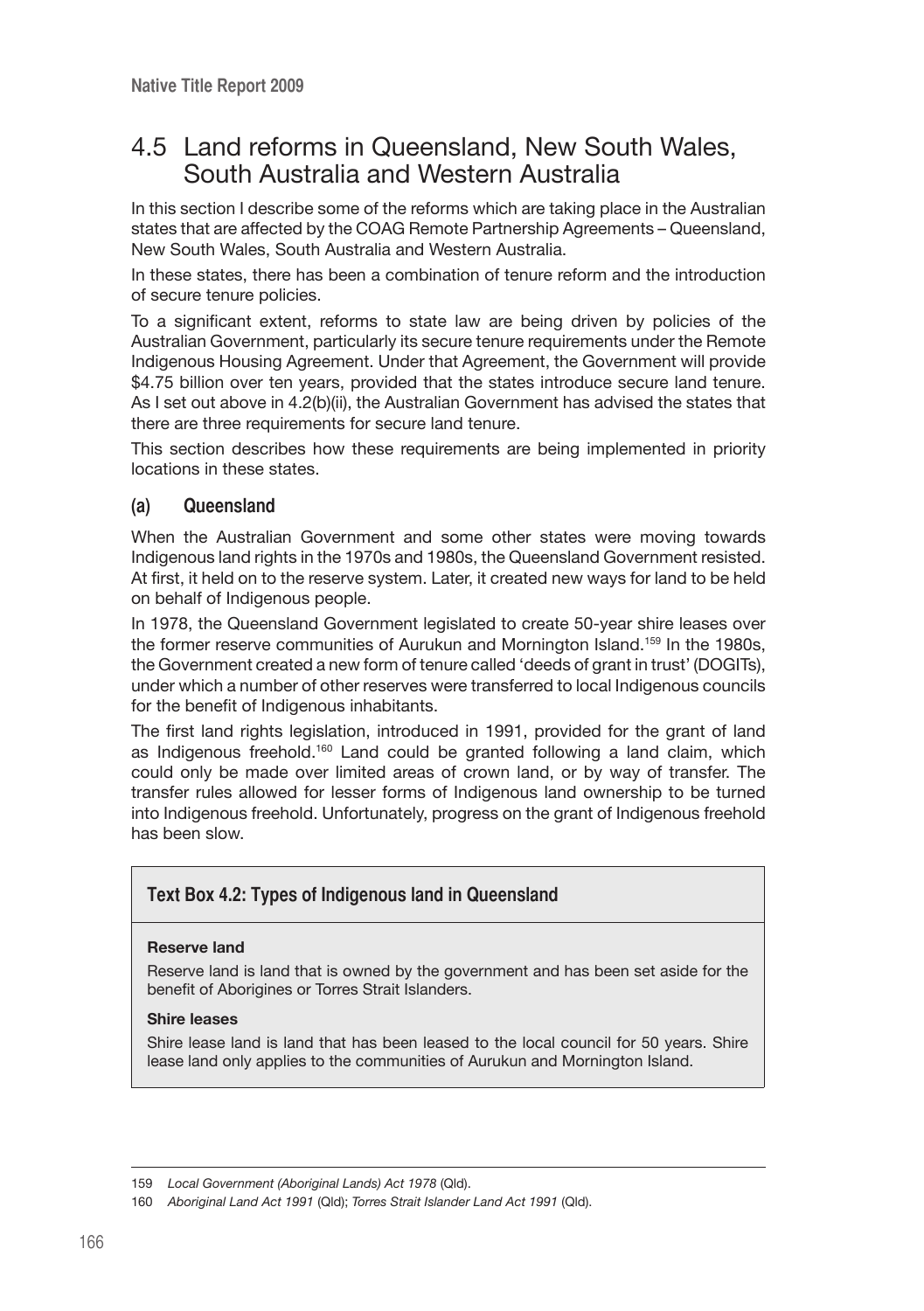## 4.5 Land reforms in Queensland, New South Wales, South Australia and Western Australia

In this section I describe some of the reforms which are taking place in the Australian states that are affected by the COAG Remote Partnership Agreements – Queensland, New South Wales, South Australia and Western Australia.

In these states, there has been a combination of tenure reform and the introduction of secure tenure policies.

To a significant extent, reforms to state law are being driven by policies of the Australian Government, particularly its secure tenure requirements under the Remote Indigenous Housing Agreement. Under that Agreement, the Government will provide $4.75 billion over ten years, provided that the states introduce secure land tenure. As I set out above in 4.2(b)(ii), the Australian Government has advised the states that there are three requirements for secure land tenure.

This section describes how these requirements are being implemented in priority locations in these states.

### (a) Queensland

When the Australian Government and some other states were moving towards Indigenous land rights in the 1970s and 1980s, the Queensland Government resisted. At first, it held on to the reserve system. Later, it created new ways for land to be held on behalf of Indigenous people.

In 1978, the Queensland Government legislated to create 50-year shire leases over the former reserve communities of Aurukun and Mornington Island.[159] In the 1980s, the Government created a new form of tenure called 'deeds of grant in trust' (DOGITs), under which a number of other reserves were transferred to local Indigenous councils for the benefit of Indigenous inhabitants.

The first land rights legislation, introduced in 1991, provided for the grant of land as Indigenous freehold.[160] Land could be granted following a land claim, which could only be made over limited areas of crown land, or by way of transfer. The transfer rules allowed for lesser forms of Indigenous land ownership to be turned into Indigenous freehold. Unfortunately, progress on the grant of Indigenous freehold has been slow.

> **Text Box 4.2: Types of Indigenous land in Queensland**
>
> **Reserve land**
>
> Reserve land is land that is owned by the government and has been set aside for the benefit of Aborigines or Torres Strait Islanders.
>
> **Shire leases**
>
> Shire lease land is land that has been leased to the local council for 50 years. Shire lease land only applies to the communities of Aurukun and Mornington Island.

---

159 *Local Government (Aboriginal Lands) Act 1978* (Qld).

160 *Aboriginal Land Act 1991* (Qld); *Torres Strait Islander Land Act 1991* (Qld).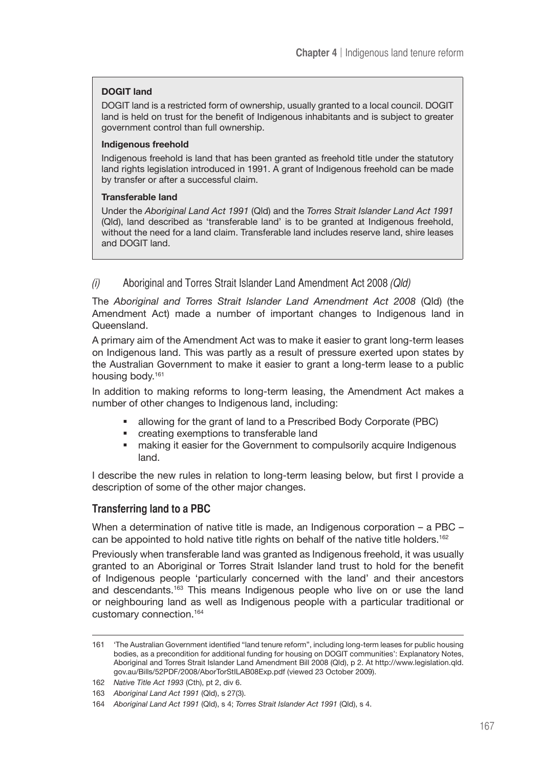**DOGIT land**

DOGIT land is a restricted form of ownership, usually granted to a local council. DOGIT land is held on trust for the benefit of Indigenous inhabitants and is subject to greater government control than full ownership.

**Indigenous freehold**

Indigenous freehold is land that has been granted as freehold title under the statutory land rights legislation introduced in 1991. A grant of Indigenous freehold can be made by transfer or after a successful claim.

**Transferable land**

Under the *Aboriginal Land Act 1991* (Qld) and the *Torres Strait Islander Land Act 1991* (Qld), land described as 'transferable land' is to be granted at Indigenous freehold, without the need for a land claim. Transferable land includes reserve land, shire leases and DOGIT land.

### *(i)* Aboriginal and Torres Strait Islander Land Amendment Act 2008 *(Qld)*

The *Aboriginal and Torres Strait Islander Land Amendment Act 2008* (Qld) (the Amendment Act) made a number of important changes to Indigenous land in Queensland.

A primary aim of the Amendment Act was to make it easier to grant long-term leases on Indigenous land. This was partly as a result of pressure exerted upon states by the Australian Government to make it easier to grant a long-term lease to a public housing body.[161]

In addition to making reforms to long-term leasing, the Amendment Act makes a number of other changes to Indigenous land, including:

- allowing for the grant of land to a Prescribed Body Corporate (PBC)
- creating exemptions to transferable land
- making it easier for the Government to compulsorily acquire Indigenous land.

I describe the new rules in relation to long-term leasing below, but first I provide a description of some of the other major changes.

#### Transferring land to a PBC

When a determination of native title is made, an Indigenous corporation – a PBC – can be appointed to hold native title rights on behalf of the native title holders.[162]

Previously when transferable land was granted as Indigenous freehold, it was usually granted to an Aboriginal or Torres Strait Islander land trust to hold for the benefit of Indigenous people 'particularly concerned with the land' and their ancestors and descendants.[163] This means Indigenous people who live on or use the land or neighbouring land as well as Indigenous people with a particular traditional or customary connection.[164]

---

161 'The Australian Government identified "land tenure reform", including long-term leases for public housing bodies, as a precondition for additional funding for housing on DOGIT communities': Explanatory Notes, Aboriginal and Torres Strait Islander Land Amendment Bill 2008 (Qld), p 2. At http://www.legislation.qld.gov.au/Bills/52PDF/2008/AborTorStILAB08Exp.pdf (viewed 23 October 2009).

162 *Native Title Act 1993* (Cth), pt 2, div 6.

163 *Aboriginal Land Act 1991* (Qld), s 27(3).

164 *Aboriginal Land Act 1991* (Qld), s 4; *Torres Strait Islander Act 1991* (Qld), s 4.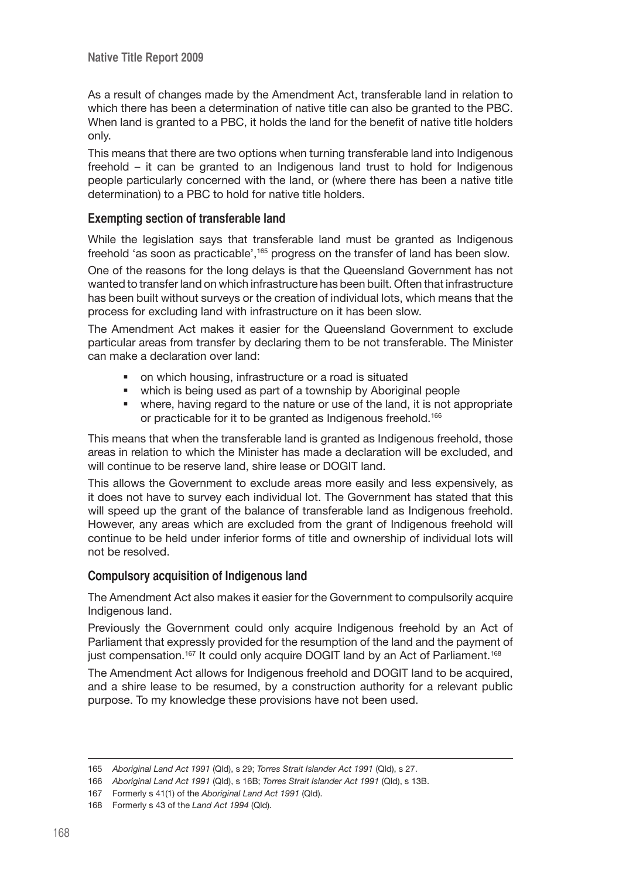As a result of changes made by the Amendment Act, transferable land in relation to which there has been a determination of native title can also be granted to the PBC. When land is granted to a PBC, it holds the land for the benefit of native title holders only.

This means that there are two options when turning transferable land into Indigenous freehold – it can be granted to an Indigenous land trust to hold for Indigenous people particularly concerned with the land, or (where there has been a native title determination) to a PBC to hold for native title holders.

### Exempting section of transferable land

While the legislation says that transferable land must be granted as Indigenous freehold 'as soon as practicable',[165] progress on the transfer of land has been slow.

One of the reasons for the long delays is that the Queensland Government has not wanted to transfer land on which infrastructure has been built. Often that infrastructure has been built without surveys or the creation of individual lots, which means that the process for excluding land with infrastructure on it has been slow.

The Amendment Act makes it easier for the Queensland Government to exclude particular areas from transfer by declaring them to be not transferable. The Minister can make a declaration over land:

- on which housing, infrastructure or a road is situated
- which is being used as part of a township by Aboriginal people
- where, having regard to the nature or use of the land, it is not appropriate or practicable for it to be granted as Indigenous freehold.[166]

This means that when the transferable land is granted as Indigenous freehold, those areas in relation to which the Minister has made a declaration will be excluded, and will continue to be reserve land, shire lease or DOGIT land.

This allows the Government to exclude areas more easily and less expensively, as it does not have to survey each individual lot. The Government has stated that this will speed up the grant of the balance of transferable land as Indigenous freehold. However, any areas which are excluded from the grant of Indigenous freehold will continue to be held under inferior forms of title and ownership of individual lots will not be resolved.

### Compulsory acquisition of Indigenous land

The Amendment Act also makes it easier for the Government to compulsorily acquire Indigenous land.

Previously the Government could only acquire Indigenous freehold by an Act of Parliament that expressly provided for the resumption of the land and the payment of just compensation.[167] It could only acquire DOGIT land by an Act of Parliament.[168]

The Amendment Act allows for Indigenous freehold and DOGIT land to be acquired, and a shire lease to be resumed, by a construction authority for a relevant public purpose. To my knowledge these provisions have not been used.

---

165 *Aboriginal Land Act 1991* (Qld), s 29; *Torres Strait Islander Act 1991* (Qld), s 27.

166 *Aboriginal Land Act 1991* (Qld), s 16B; *Torres Strait Islander Act 1991* (Qld), s 13B.

167 Formerly s 41(1) of the *Aboriginal Land Act 1991* (Qld).

168 Formerly s 43 of the *Land Act 1994* (Qld).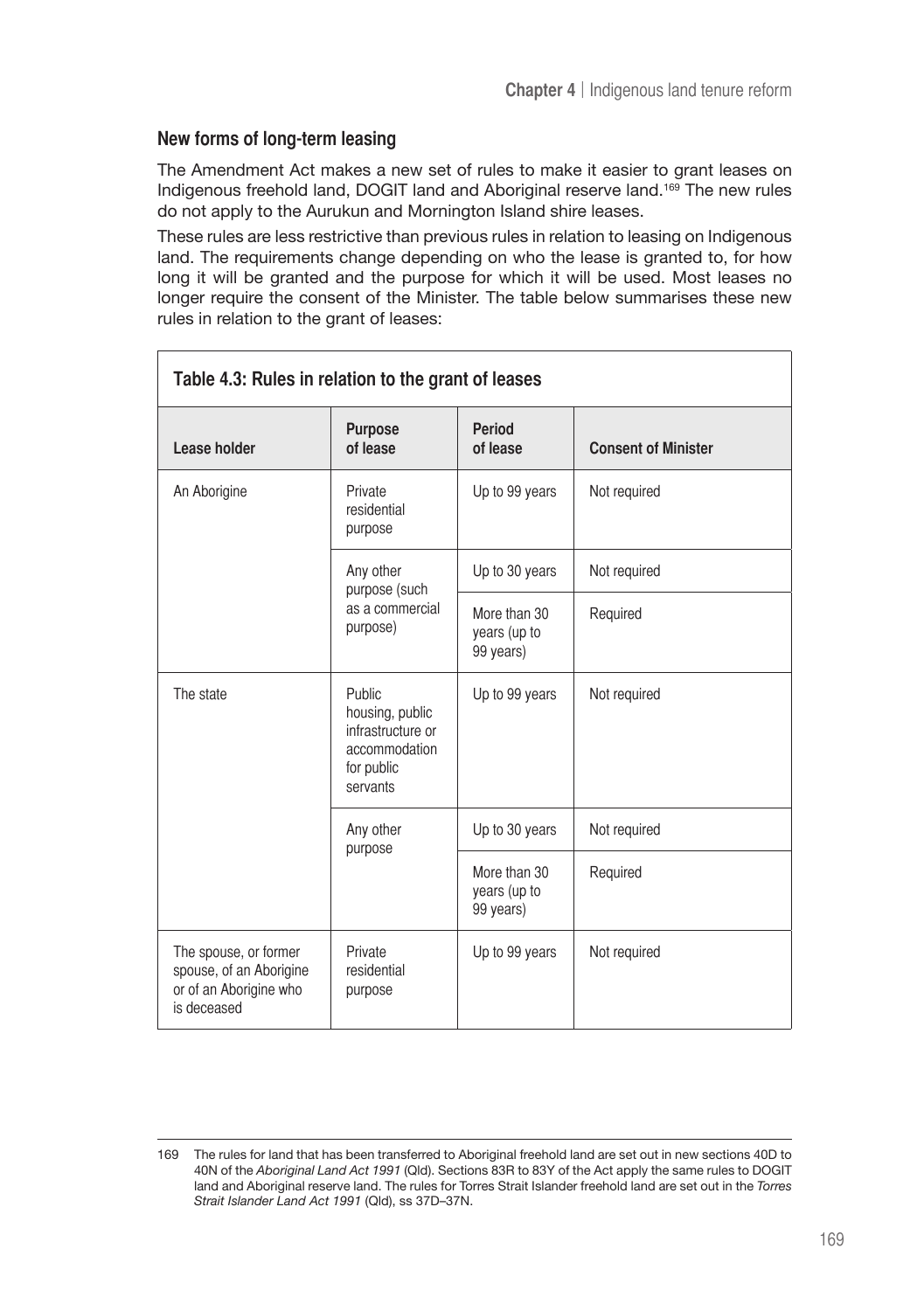## New forms of long-term leasing

The Amendment Act makes a new set of rules to make it easier to grant leases on Indigenous freehold land, DOGIT land and Aboriginal reserve land.[169] The new rules do not apply to the Aurukun and Mornington Island shire leases.

These rules are less restrictive than previous rules in relation to leasing on Indigenous land. The requirements change depending on who the lease is granted to, for how long it will be granted and the purpose for which it will be used. Most leases no longer require the consent of the Minister. The table below summarises these new rules in relation to the grant of leases:

**Table 4.3: Rules in relation to the grant of leases**

| Lease holder | Purpose of lease | Period of lease | Consent of Minister |
|---|---|---|---|
| An Aborigine | Private residential purpose | Up to 99 years | Not required |
| | Any other purpose (such as a commercial purpose) | Up to 30 years | Not required |
| | | More than 30 years (up to 99 years) | Required |
| The state | Public housing, public infrastructure or accommodation for public servants | Up to 99 years | Not required |
| | Any other purpose | Up to 30 years | Not required |
| | | More than 30 years (up to 99 years) | Required |
| The spouse, or former spouse, of an Aborigine or of an Aborigine who is deceased | Private residential purpose | Up to 99 years | Not required |

---

169 The rules for land that has been transferred to Aboriginal freehold land are set out in new sections 40D to 40N of the *Aboriginal Land Act 1991* (Qld). Sections 83R to 83Y of the Act apply the same rules to DOGIT land and Aboriginal reserve land. The rules for Torres Strait Islander freehold land are set out in the *Torres Strait Islander Land Act 1991* (Qld), ss 37D–37N.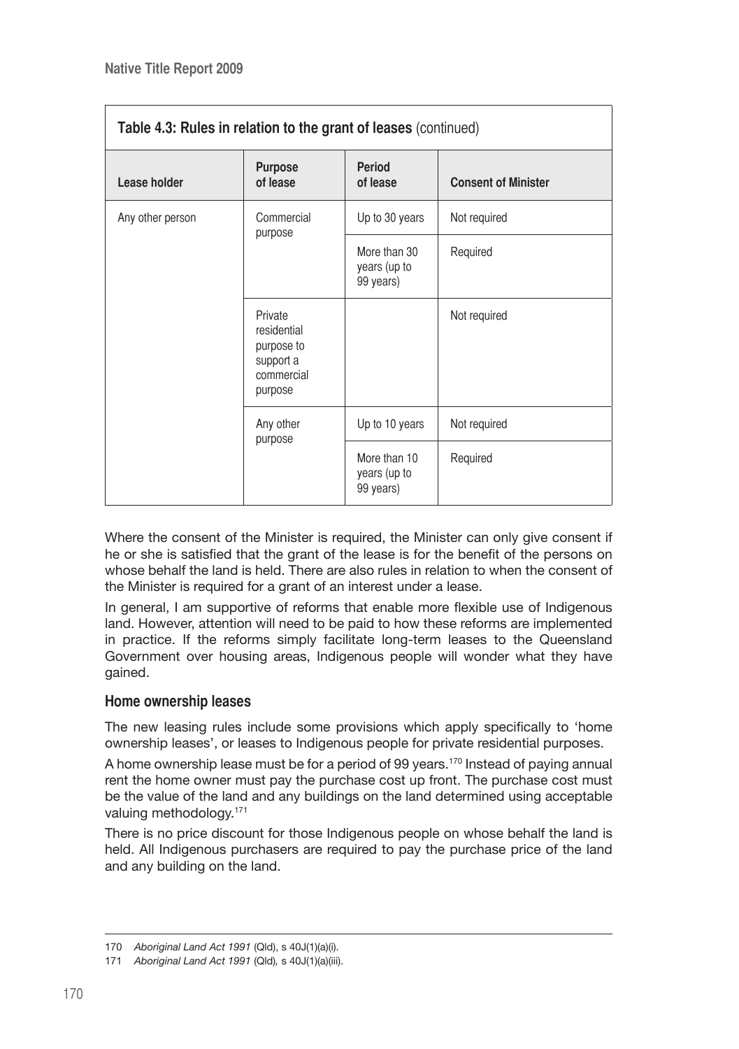**Table 4.3: Rules in relation to the grant of leases** (continued)

| Lease holder | Purpose of lease | Period of lease | Consent of Minister |
|---|---|---|---|
| Any other person | Commercial purpose | Up to 30 years | Not required |
| | | More than 30 years (up to 99 years) | Required |
| | Private residential purpose to support a commercial purpose | | Not required |
| | Any other purpose | Up to 10 years | Not required |
| | | More than 10 years (up to 99 years) | Required |

Where the consent of the Minister is required, the Minister can only give consent if he or she is satisfied that the grant of the lease is for the benefit of the persons on whose behalf the land is held. There are also rules in relation to when the consent of the Minister is required for a grant of an interest under a lease.

In general, I am supportive of reforms that enable more flexible use of Indigenous land. However, attention will need to be paid to how these reforms are implemented in practice. If the reforms simply facilitate long-term leases to the Queensland Government over housing areas, Indigenous people will wonder what they have gained.

### Home ownership leases

The new leasing rules include some provisions which apply specifically to 'home ownership leases', or leases to Indigenous people for private residential purposes.

A home ownership lease must be for a period of 99 years.[170] Instead of paying annual rent the home owner must pay the purchase cost up front. The purchase cost must be the value of the land and any buildings on the land determined using acceptable valuing methodology.[171]

There is no price discount for those Indigenous people on whose behalf the land is held. All Indigenous purchasers are required to pay the purchase price of the land and any building on the land.

---

170 *Aboriginal Land Act 1991* (Qld), s 40J(1)(a)(i).

171 *Aboriginal Land Act 1991* (Qld), s 40J(1)(a)(iii).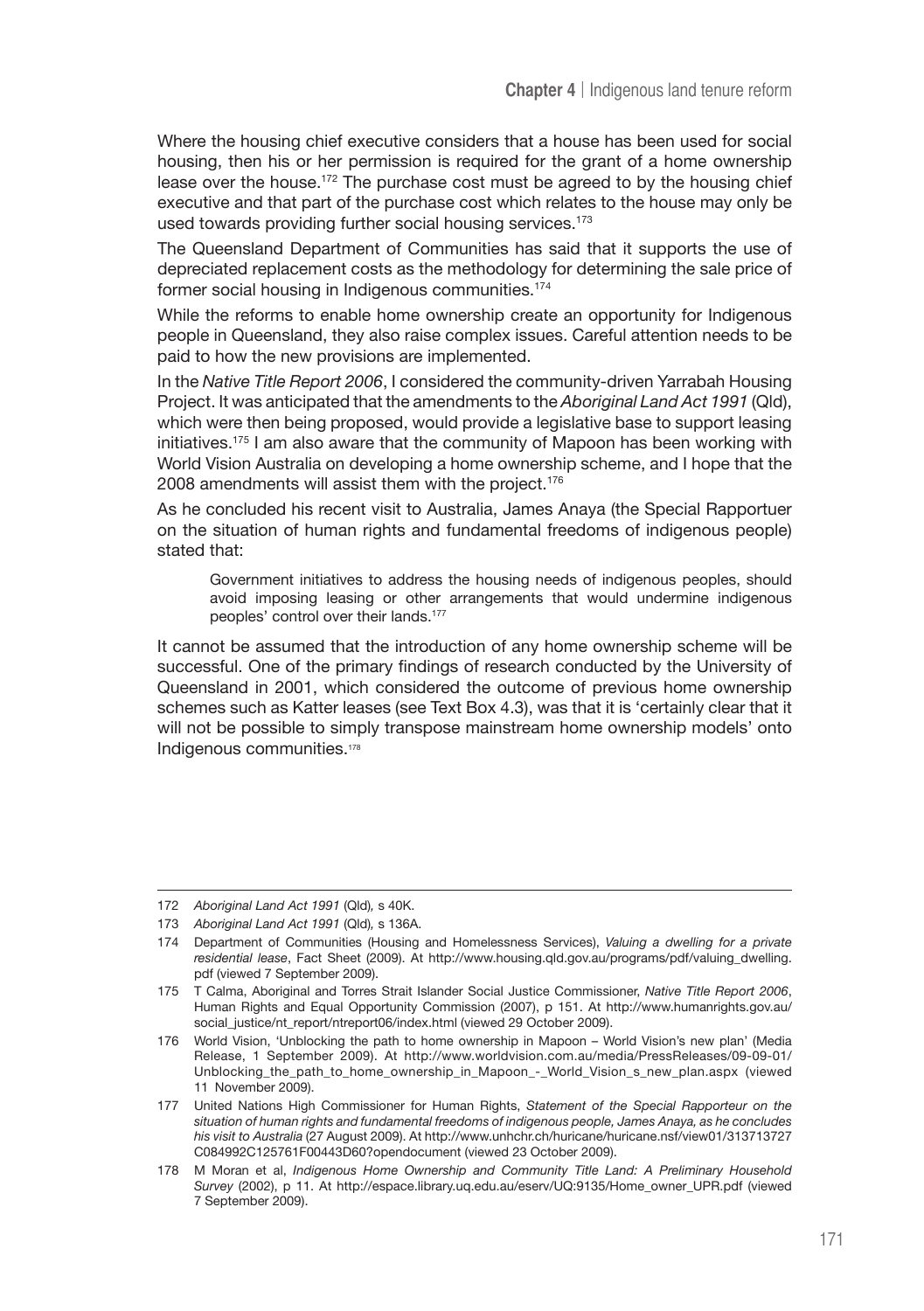Where the housing chief executive considers that a house has been used for social housing, then his or her permission is required for the grant of a home ownership lease over the house.[172] The purchase cost must be agreed to by the housing chief executive and that part of the purchase cost which relates to the house may only be used towards providing further social housing services.[173]

The Queensland Department of Communities has said that it supports the use of depreciated replacement costs as the methodology for determining the sale price of former social housing in Indigenous communities.[174]

While the reforms to enable home ownership create an opportunity for Indigenous people in Queensland, they also raise complex issues. Careful attention needs to be paid to how the new provisions are implemented.

In the *Native Title Report 2006*, I considered the community-driven Yarrabah Housing Project. It was anticipated that the amendments to the *Aboriginal Land Act 1991* (Qld), which were then being proposed, would provide a legislative base to support leasing initiatives.[175] I am also aware that the community of Mapoon has been working with World Vision Australia on developing a home ownership scheme, and I hope that the 2008 amendments will assist them with the project.[176]

As he concluded his recent visit to Australia, James Anaya (the Special Rapportuer on the situation of human rights and fundamental freedoms of indigenous people) stated that:

> Government initiatives to address the housing needs of indigenous peoples, should avoid imposing leasing or other arrangements that would undermine indigenous peoples' control over their lands.[177]

It cannot be assumed that the introduction of any home ownership scheme will be successful. One of the primary findings of research conducted by the University of Queensland in 2001, which considered the outcome of previous home ownership schemes such as Katter leases (see Text Box 4.3), was that it is 'certainly clear that it will not be possible to simply transpose mainstream home ownership models' onto Indigenous communities.[178]

---

172 *Aboriginal Land Act 1991* (Qld), s 40K.

173 *Aboriginal Land Act 1991* (Qld), s 136A.

174 Department of Communities (Housing and Homelessness Services), *Valuing a dwelling for a private residential lease*, Fact Sheet (2009). At http://www.housing.qld.gov.au/programs/pdf/valuing_dwelling.pdf (viewed 7 September 2009).

175 T Calma, Aboriginal and Torres Strait Islander Social Justice Commissioner, *Native Title Report 2006*, Human Rights and Equal Opportunity Commission (2007), p 151. At http://www.humanrights.gov.au/social_justice/nt_report/ntreport06/index.html (viewed 29 October 2009).

176 World Vision, 'Unblocking the path to home ownership in Mapoon – World Vision's new plan' (Media Release, 1 September 2009). At http://www.worldvision.com.au/media/PressReleases/09-09-01/Unblocking_the_path_to_home_ownership_in_Mapoon_-_World_Vision_s_new_plan.aspx (viewed 11 November 2009).

177 United Nations High Commissioner for Human Rights, *Statement of the Special Rapporteur on the situation of human rights and fundamental freedoms of indigenous people, James Anaya, as he concludes his visit to Australia* (27 August 2009). At http://www.unhchr.ch/huricane/huricane.nsf/view01/313713727C084992C125761F00443D60?opendocument (viewed 23 October 2009).

178 M Moran et al, *Indigenous Home Ownership and Community Title Land: A Preliminary Household Survey* (2002), p 11. At http://espace.library.uq.edu.au/eserv/UQ:9135/Home_owner_UPR.pdf (viewed 7 September 2009).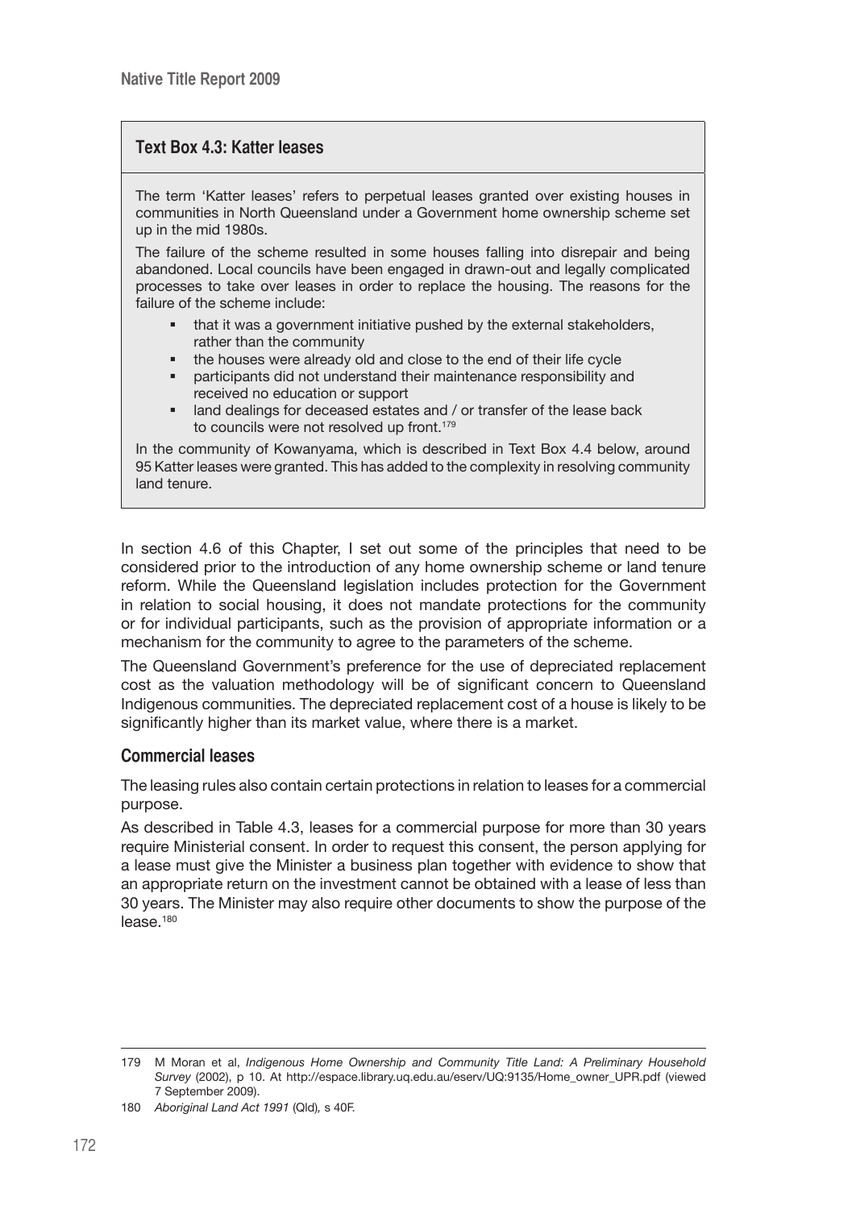### Text Box 4.3: Katter leases

The term 'Katter leases' refers to perpetual leases granted over existing houses in communities in North Queensland under a Government home ownership scheme set up in the mid 1980s.

The failure of the scheme resulted in some houses falling into disrepair and being abandoned. Local councils have been engaged in drawn-out and legally complicated processes to take over leases in order to replace the housing. The reasons for the failure of the scheme include:

- that it was a government initiative pushed by the external stakeholders, rather than the community
- the houses were already old and close to the end of their life cycle
- participants did not understand their maintenance responsibility and received no education or support
- land dealings for deceased estates and / or transfer of the lease back to councils were not resolved up front.[179]

In the community of Kowanyama, which is described in Text Box 4.4 below, around 95 Katter leases were granted. This has added to the complexity in resolving community land tenure.

In section 4.6 of this Chapter, I set out some of the principles that need to be considered prior to the introduction of any home ownership scheme or land tenure reform. While the Queensland legislation includes protection for the Government in relation to social housing, it does not mandate protections for the community or for individual participants, such as the provision of appropriate information or a mechanism for the community to agree to the parameters of the scheme.

The Queensland Government's preference for the use of depreciated replacement cost as the valuation methodology will be of significant concern to Queensland Indigenous communities. The depreciated replacement cost of a house is likely to be significantly higher than its market value, where there is a market.

### Commercial leases

The leasing rules also contain certain protections in relation to leases for a commercial purpose.

As described in Table 4.3, leases for a commercial purpose for more than 30 years require Ministerial consent. In order to request this consent, the person applying for a lease must give the Minister a business plan together with evidence to show that an appropriate return on the investment cannot be obtained with a lease of less than 30 years. The Minister may also require other documents to show the purpose of the lease.[180]

---

179 M Moran et al, *Indigenous Home Ownership and Community Title Land: A Preliminary Household Survey* (2002), p 10. At http://espace.library.uq.edu.au/eserv/UQ:9135/Home_owner_UPR.pdf (viewed 7 September 2009).

180 *Aboriginal Land Act 1991* (Qld), s 40F.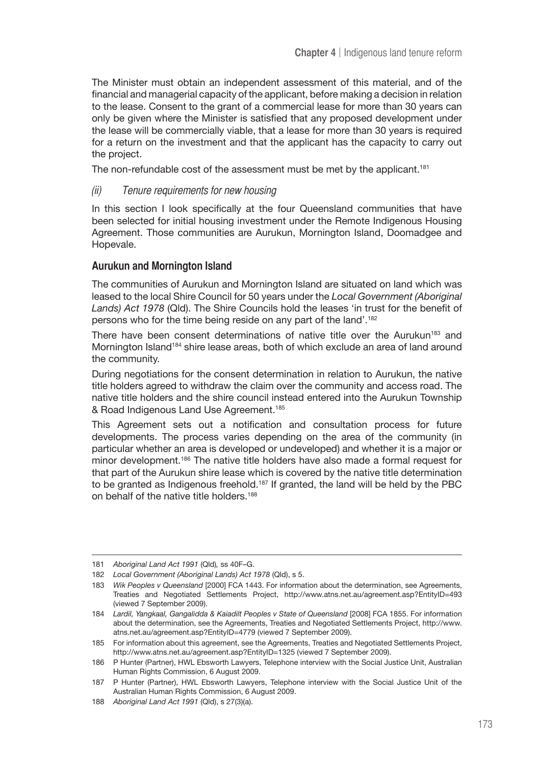The Minister must obtain an independent assessment of this material, and of the financial and managerial capacity of the applicant, before making a decision in relation to the lease. Consent to the grant of a commercial lease for more than 30 years can only be given where the Minister is satisfied that any proposed development under the lease will be commercially viable, that a lease for more than 30 years is required for a return on the investment and that the applicant has the capacity to carry out the project.

The non-refundable cost of the assessment must be met by the applicant.[181]

### *(ii) Tenure requirements for new housing*

In this section I look specifically at the four Queensland communities that have been selected for initial housing investment under the Remote Indigenous Housing Agreement. Those communities are Aurukun, Mornington Island, Doomadgee and Hopevale.

#### Aurukun and Mornington Island

The communities of Aurukun and Mornington Island are situated on land which was leased to the local Shire Council for 50 years under the *Local Government (Aboriginal Lands) Act 1978* (Qld). The Shire Councils hold the leases 'in trust for the benefit of persons who for the time being reside on any part of the land'.[182]

There have been consent determinations of native title over the Aurukun[183] and Mornington Island[184] shire lease areas, both of which exclude an area of land around the community.

During negotiations for the consent determination in relation to Aurukun, the native title holders agreed to withdraw the claim over the community and access road. The native title holders and the shire council instead entered into the Aurukun Township & Road Indigenous Land Use Agreement.[185]

This Agreement sets out a notification and consultation process for future developments. The process varies depending on the area of the community (in particular whether an area is developed or undeveloped) and whether it is a major or minor development.[186] The native title holders have also made a formal request for that part of the Aurukun shire lease which is covered by the native title determination to be granted as Indigenous freehold.[187] If granted, the land will be held by the PBC on behalf of the native title holders.[188]

---

181 *Aboriginal Land Act 1991* (Qld), ss 40F–G.

182 *Local Government (Aboriginal Lands) Act 1978* (Qld), s 5.

183 *Wik Peoples v Queensland* [2000] FCA 1443. For information about the determination, see Agreements, Treaties and Negotiated Settlements Project, http://www.atns.net.au/agreement.asp?EntityID=493 (viewed 7 September 2009).

184 *Lardil, Yangkaal, Gangalidda & Kaiadilt Peoples v State of Queensland* [2008] FCA 1855. For information about the determination, see the Agreements, Treaties and Negotiated Settlements Project, http://www.atns.net.au/agreement.asp?EntityID=4779 (viewed 7 September 2009).

185 For information about this agreement, see the Agreements, Treaties and Negotiated Settlements Project, http://www.atns.net.au/agreement.asp?EntityID=1325 (viewed 7 September 2009).

186 P Hunter (Partner), HWL Ebsworth Lawyers, Telephone interview with the Social Justice Unit, Australian Human Rights Commission, 6 August 2009.

187 P Hunter (Partner), HWL Ebsworth Lawyers, Telephone interview with the Social Justice Unit of the Australian Human Rights Commission, 6 August 2009.

188 *Aboriginal Land Act 1991* (Qld), s 27(3)(a).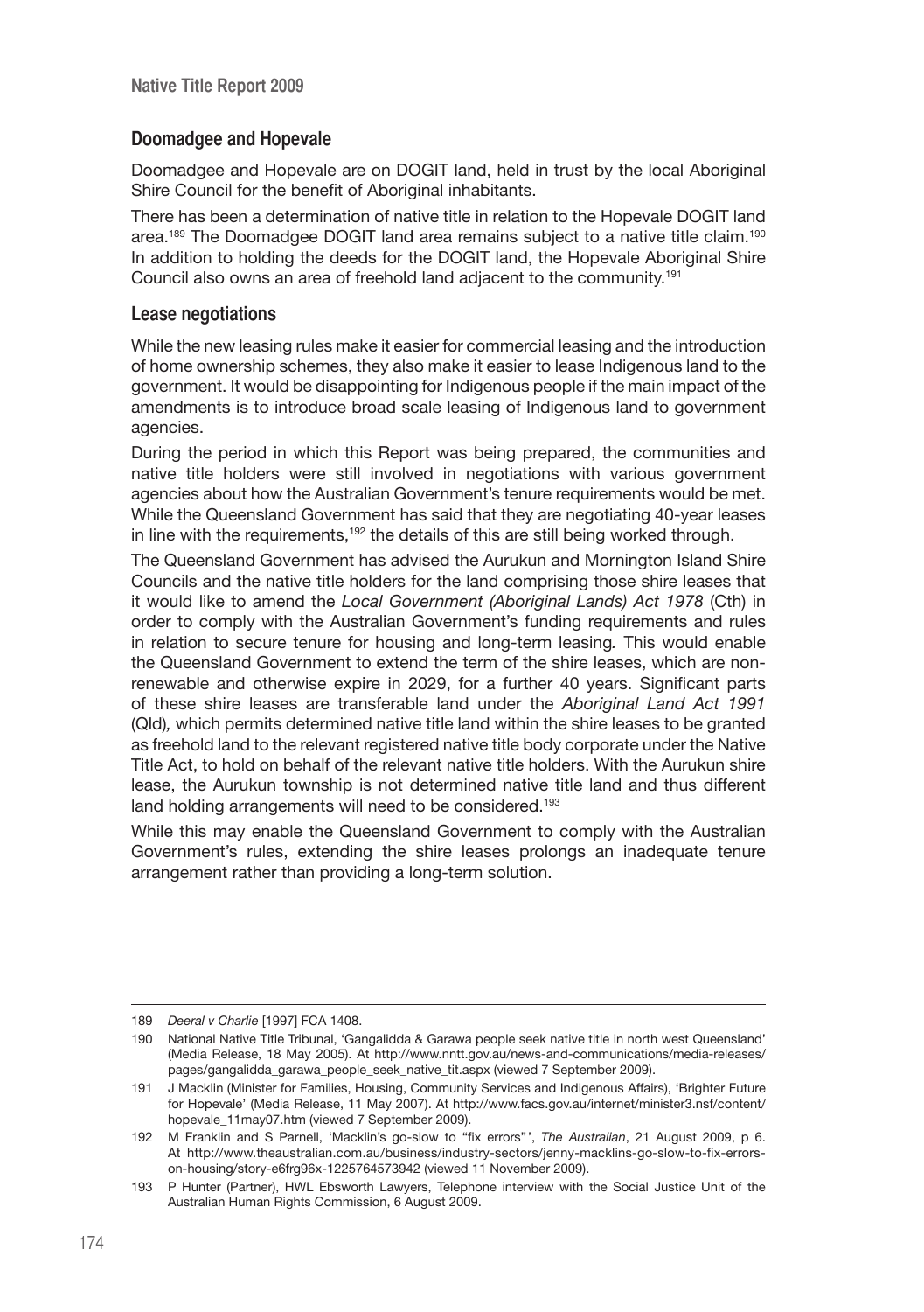### Doomadgee and Hopevale

Doomadgee and Hopevale are on DOGIT land, held in trust by the local Aboriginal Shire Council for the benefit of Aboriginal inhabitants.

There has been a determination of native title in relation to the Hopevale DOGIT land area.[189] The Doomadgee DOGIT land area remains subject to a native title claim.[190] In addition to holding the deeds for the DOGIT land, the Hopevale Aboriginal Shire Council also owns an area of freehold land adjacent to the community.[191]

### Lease negotiations

While the new leasing rules make it easier for commercial leasing and the introduction of home ownership schemes, they also make it easier to lease Indigenous land to the government. It would be disappointing for Indigenous people if the main impact of the amendments is to introduce broad scale leasing of Indigenous land to government agencies.

During the period in which this Report was being prepared, the communities and native title holders were still involved in negotiations with various government agencies about how the Australian Government's tenure requirements would be met. While the Queensland Government has said that they are negotiating 40-year leases in line with the requirements,[192] the details of this are still being worked through.

The Queensland Government has advised the Aurukun and Mornington Island Shire Councils and the native title holders for the land comprising those shire leases that it would like to amend the *Local Government (Aboriginal Lands) Act 1978* (Cth) in order to comply with the Australian Government's funding requirements and rules in relation to secure tenure for housing and long-term leasing. This would enable the Queensland Government to extend the term of the shire leases, which are non-renewable and otherwise expire in 2029, for a further 40 years. Significant parts of these shire leases are transferable land under the *Aboriginal Land Act 1991* (Qld), which permits determined native title land within the shire leases to be granted as freehold land to the relevant registered native title body corporate under the Native Title Act, to hold on behalf of the relevant native title holders. With the Aurukun shire lease, the Aurukun township is not determined native title land and thus different land holding arrangements will need to be considered.[193]

While this may enable the Queensland Government to comply with the Australian Government's rules, extending the shire leases prolongs an inadequate tenure arrangement rather than providing a long-term solution.

---

189 *Deeral v Charlie* [1997] FCA 1408.

190 National Native Title Tribunal, 'Gangalidda & Garawa people seek native title in north west Queensland' (Media Release, 18 May 2005). At http://www.nntt.gov.au/news-and-communications/media-releases/pages/gangalidda_garawa_people_seek_native_tit.aspx (viewed 7 September 2009).

191 J Macklin (Minister for Families, Housing, Community Services and Indigenous Affairs), 'Brighter Future for Hopevale' (Media Release, 11 May 2007). At http://www.facs.gov.au/internet/minister3.nsf/content/hopevale_11may07.htm (viewed 7 September 2009).

192 M Franklin and S Parnell, 'Macklin's go-slow to "fix errors"', *The Australian*, 21 August 2009, p 6. At http://www.theaustralian.com.au/business/industry-sectors/jenny-macklins-go-slow-to-fix-errors-on-housing/story-e6frg96x-1225764573942 (viewed 11 November 2009).

193 P Hunter (Partner), HWL Ebsworth Lawyers, Telephone interview with the Social Justice Unit of the Australian Human Rights Commission, 6 August 2009.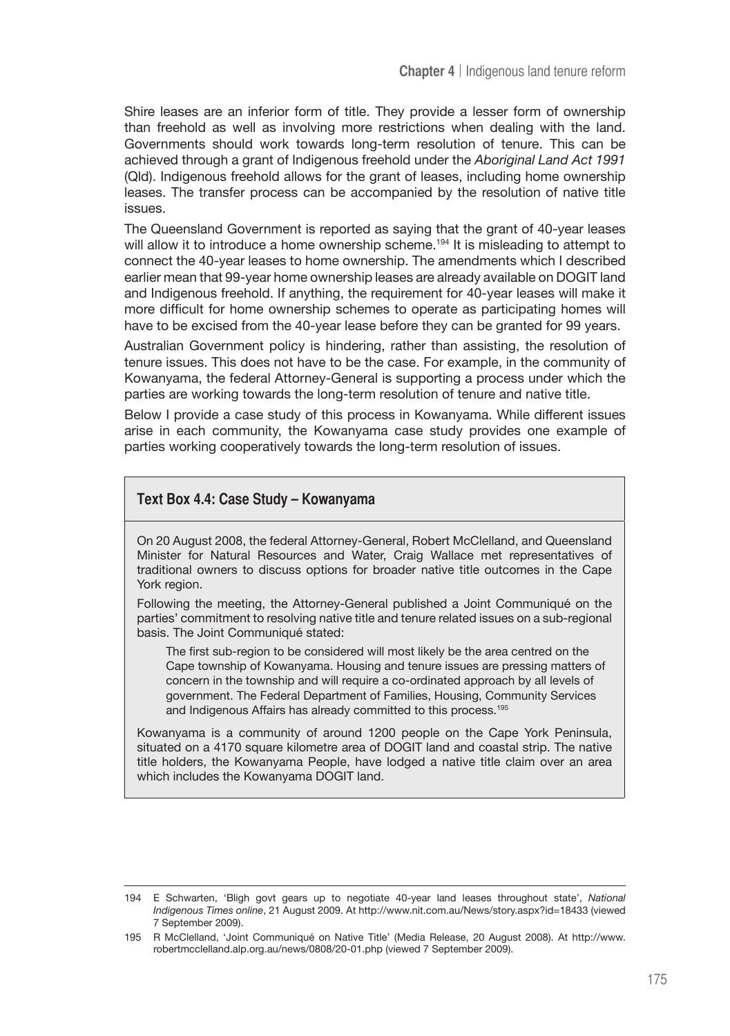Shire leases are an inferior form of title. They provide a lesser form of ownership than freehold as well as involving more restrictions when dealing with the land. Governments should work towards long-term resolution of tenure. This can be achieved through a grant of Indigenous freehold under the *Aboriginal Land Act 1991* (Qld). Indigenous freehold allows for the grant of leases, including home ownership leases. The transfer process can be accompanied by the resolution of native title issues.

The Queensland Government is reported as saying that the grant of 40-year leases will allow it to introduce a home ownership scheme.[194] It is misleading to attempt to connect the 40-year leases to home ownership. The amendments which I described earlier mean that 99-year home ownership leases are already available on DOGIT land and Indigenous freehold. If anything, the requirement for 40-year leases will make it more difficult for home ownership schemes to operate as participating homes will have to be excised from the 40-year lease before they can be granted for 99 years.

Australian Government policy is hindering, rather than assisting, the resolution of tenure issues. This does not have to be the case. For example, in the community of Kowanyama, the federal Attorney-General is supporting a process under which the parties are working towards the long-term resolution of tenure and native title.

Below I provide a case study of this process in Kowanyama. While different issues arise in each community, the Kowanyama case study provides one example of parties working cooperatively towards the long-term resolution of issues.

### Text Box 4.4: Case Study – Kowanyama

On 20 August 2008, the federal Attorney-General, Robert McClelland, and Queensland Minister for Natural Resources and Water, Craig Wallace met representatives of traditional owners to discuss options for broader native title outcomes in the Cape York region.

Following the meeting, the Attorney-General published a Joint Communiqué on the parties' commitment to resolving native title and tenure related issues on a sub-regional basis. The Joint Communiqué stated:

> The first sub-region to be considered will most likely be the area centred on the Cape township of Kowanyama. Housing and tenure issues are pressing matters of concern in the township and will require a co-ordinated approach by all levels of government. The Federal Department of Families, Housing, Community Services and Indigenous Affairs has already committed to this process.[195]

Kowanyama is a community of around 1200 people on the Cape York Peninsula, situated on a 4170 square kilometre area of DOGIT land and coastal strip. The native title holders, the Kowanyama People, have lodged a native title claim over an area which includes the Kowanyama DOGIT land.

---

194 E Schwarten, 'Bligh govt gears up to negotiate 40-year land leases throughout state', *National Indigenous Times online*, 21 August 2009. At http://www.nit.com.au/News/story.aspx?id=18433 (viewed 7 September 2009).

195 R McClelland, 'Joint Communiqué on Native Title' (Media Release, 20 August 2008). At http://www.robertmcclelland.alp.org.au/news/0808/20-01.php (viewed 7 September 2009).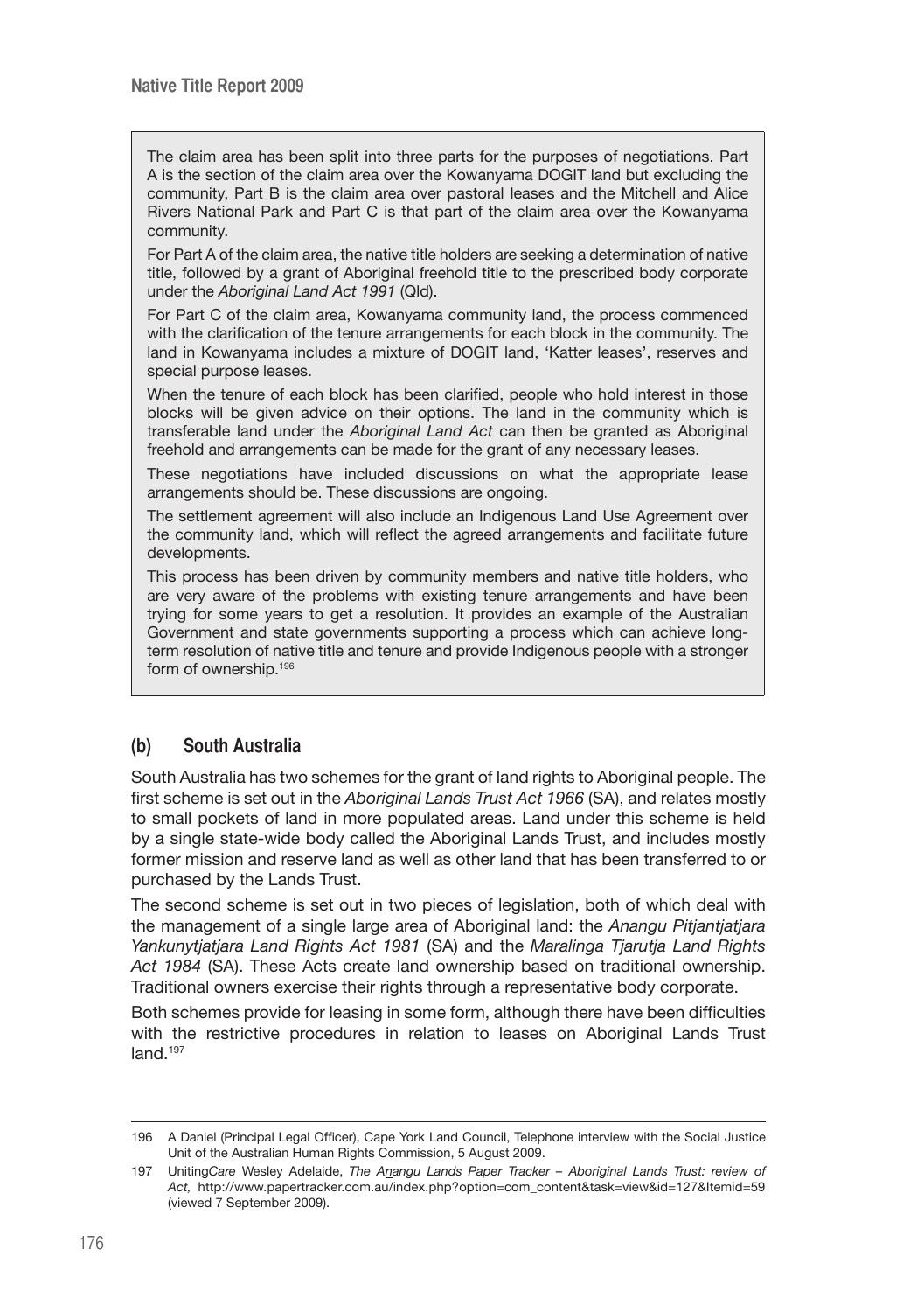The claim area has been split into three parts for the purposes of negotiations. Part A is the section of the claim area over the Kowanyama DOGIT land but excluding the community, Part B is the claim area over pastoral leases and the Mitchell and Alice Rivers National Park and Part C is that part of the claim area over the Kowanyama community.

For Part A of the claim area, the native title holders are seeking a determination of native title, followed by a grant of Aboriginal freehold title to the prescribed body corporate under the *Aboriginal Land Act 1991* (Qld).

For Part C of the claim area, Kowanyama community land, the process commenced with the clarification of the tenure arrangements for each block in the community. The land in Kowanyama includes a mixture of DOGIT land, 'Katter leases', reserves and special purpose leases.

When the tenure of each block has been clarified, people who hold interest in those blocks will be given advice on their options. The land in the community which is transferable land under the *Aboriginal Land Act* can then be granted as Aboriginal freehold and arrangements can be made for the grant of any necessary leases.

These negotiations have included discussions on what the appropriate lease arrangements should be. These discussions are ongoing.

The settlement agreement will also include an Indigenous Land Use Agreement over the community land, which will reflect the agreed arrangements and facilitate future developments.

This process has been driven by community members and native title holders, who are very aware of the problems with existing tenure arrangements and have been trying for some years to get a resolution. It provides an example of the Australian Government and state governments supporting a process which can achieve long-term resolution of native title and tenure and provide Indigenous people with a stronger form of ownership.[196]

### (b) South Australia

South Australia has two schemes for the grant of land rights to Aboriginal people. The first scheme is set out in the *Aboriginal Lands Trust Act 1966* (SA), and relates mostly to small pockets of land in more populated areas. Land under this scheme is held by a single state-wide body called the Aboriginal Lands Trust, and includes mostly former mission and reserve land as well as other land that has been transferred to or purchased by the Lands Trust.

The second scheme is set out in two pieces of legislation, both of which deal with the management of a single large area of Aboriginal land: the *Anangu Pitjantjatjara Yankunytjatjara Land Rights Act 1981* (SA) and the *Maralinga Tjarutja Land Rights Act 1984* (SA). These Acts create land ownership based on traditional ownership. Traditional owners exercise their rights through a representative body corporate.

Both schemes provide for leasing in some form, although there have been difficulties with the restrictive procedures in relation to leases on Aboriginal Lands Trust land.[197]

---

196 A Daniel (Principal Legal Officer), Cape York Land Council, Telephone interview with the Social Justice Unit of the Australian Human Rights Commission, 5 August 2009.

197 Uniting*Care* Wesley Adelaide, *The Anangu Lands Paper Tracker – Aboriginal Lands Trust: review of Act*, http://www.papertracker.com.au/index.php?option=com_content&task=view&id=127&Itemid=59 (viewed 7 September 2009).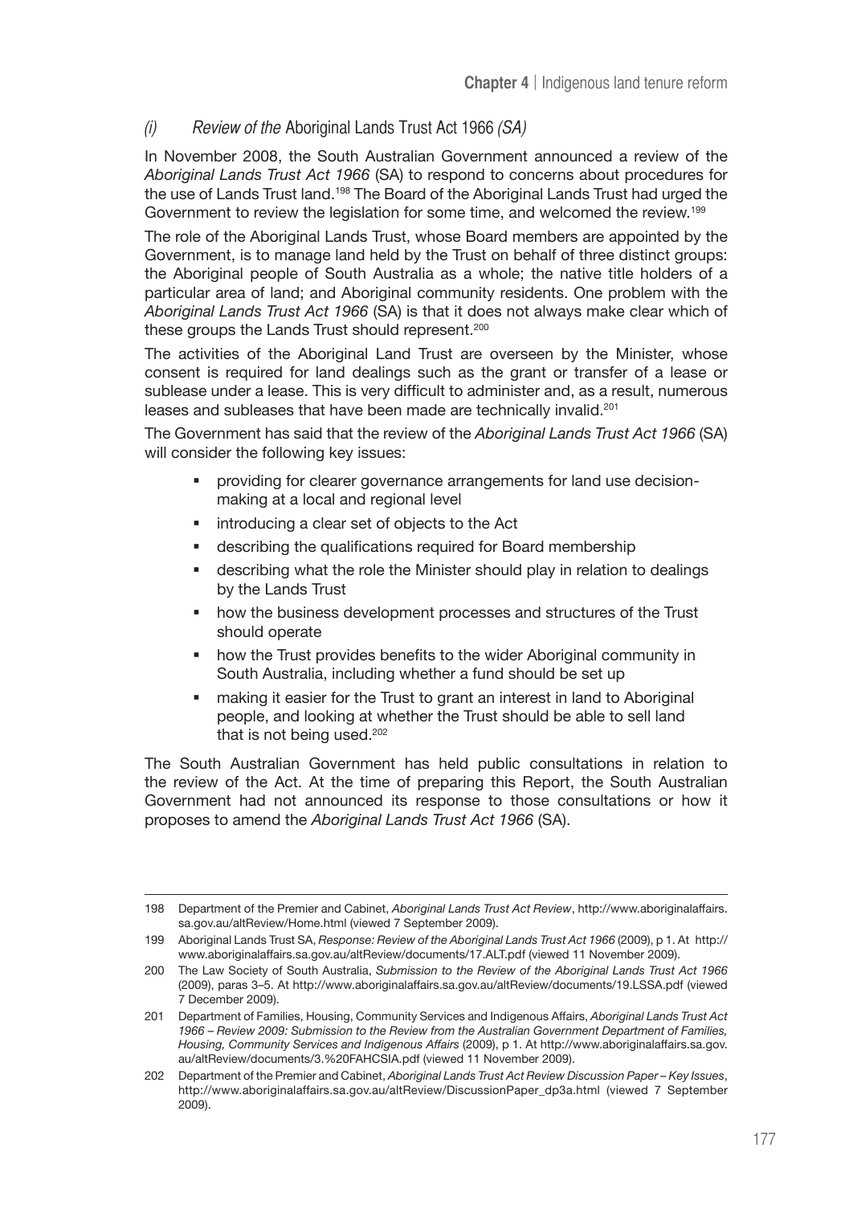### *(i) Review of the* Aboriginal Lands Trust Act 1966 *(SA)*

In November 2008, the South Australian Government announced a review of the *Aboriginal Lands Trust Act 1966* (SA) to respond to concerns about procedures for the use of Lands Trust land.[198] The Board of the Aboriginal Lands Trust had urged the Government to review the legislation for some time, and welcomed the review.[199]

The role of the Aboriginal Lands Trust, whose Board members are appointed by the Government, is to manage land held by the Trust on behalf of three distinct groups: the Aboriginal people of South Australia as a whole; the native title holders of a particular area of land; and Aboriginal community residents. One problem with the *Aboriginal Lands Trust Act 1966* (SA) is that it does not always make clear which of these groups the Lands Trust should represent.[200]

The activities of the Aboriginal Land Trust are overseen by the Minister, whose consent is required for land dealings such as the grant or transfer of a lease or sublease under a lease. This is very difficult to administer and, as a result, numerous leases and subleases that have been made are technically invalid.[201]

The Government has said that the review of the *Aboriginal Lands Trust Act 1966* (SA) will consider the following key issues:

- providing for clearer governance arrangements for land use decision-making at a local and regional level
- introducing a clear set of objects to the Act
- describing the qualifications required for Board membership
- describing what the role the Minister should play in relation to dealings by the Lands Trust
- how the business development processes and structures of the Trust should operate
- how the Trust provides benefits to the wider Aboriginal community in South Australia, including whether a fund should be set up
- making it easier for the Trust to grant an interest in land to Aboriginal people, and looking at whether the Trust should be able to sell land that is not being used.[202]

The South Australian Government has held public consultations in relation to the review of the Act. At the time of preparing this Report, the South Australian Government had not announced its response to those consultations or how it proposes to amend the *Aboriginal Lands Trust Act 1966* (SA).

---

198 Department of the Premier and Cabinet, *Aboriginal Lands Trust Act Review*, http://www.aboriginalaffairs.sa.gov.au/altReview/Home.html (viewed 7 September 2009).

199 Aboriginal Lands Trust SA, *Response: Review of the Aboriginal Lands Trust Act 1966* (2009), p 1. At http://www.aboriginalaffairs.sa.gov.au/altReview/documents/17.ALT.pdf (viewed 11 November 2009).

200 The Law Society of South Australia, *Submission to the Review of the Aboriginal Lands Trust Act 1966* (2009), paras 3–5. At http://www.aboriginalaffairs.sa.gov.au/altReview/documents/19.LSSA.pdf (viewed 7 December 2009).

201 Department of Families, Housing, Community Services and Indigenous Affairs, *Aboriginal Lands Trust Act 1966 – Review 2009: Submission to the Review from the Australian Government Department of Families, Housing, Community Services and Indigenous Affairs* (2009), p 1. At http://www.aboriginalaffairs.sa.gov.au/altReview/documents/3.%20FAHCSIA.pdf (viewed 11 November 2009).

202 Department of the Premier and Cabinet, *Aboriginal Lands Trust Act Review Discussion Paper – Key Issues*, http://www.aboriginalaffairs.sa.gov.au/altReview/DiscussionPaper_dp3a.html (viewed 7 September 2009).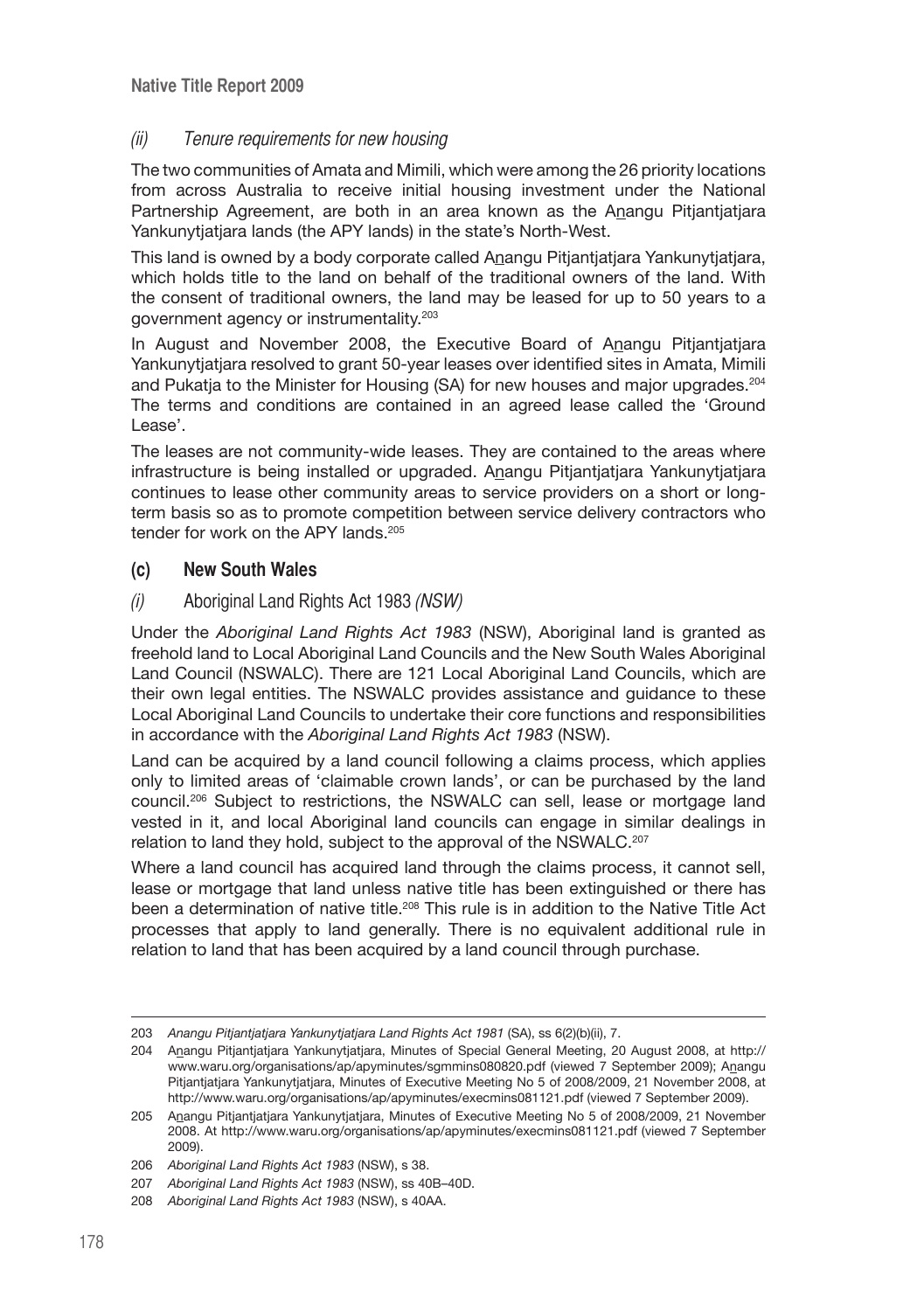### *(ii) Tenure requirements for new housing*

The two communities of Amata and Mimili, which were among the 26 priority locations from across Australia to receive initial housing investment under the National Partnership Agreement, are both in an area known as the Anangu Pitjantjatjara Yankunytjatjara lands (the APY lands) in the state's North-West.

This land is owned by a body corporate called Anangu Pitjantjatjara Yankunytjatjara, which holds title to the land on behalf of the traditional owners of the land. With the consent of traditional owners, the land may be leased for up to 50 years to a government agency or instrumentality.[203]

In August and November 2008, the Executive Board of Anangu Pitjantjatjara Yankunytjatjara resolved to grant 50-year leases over identified sites in Amata, Mimili and Pukatja to the Minister for Housing (SA) for new houses and major upgrades.[204] The terms and conditions are contained in an agreed lease called the 'Ground Lease'.

The leases are not community-wide leases. They are contained to the areas where infrastructure is being installed or upgraded. Anangu Pitjantjatjara Yankunytjatjara continues to lease other community areas to service providers on a short or long-term basis so as to promote competition between service delivery contractors who tender for work on the APY lands.[205]

## (c) New South Wales

### *(i)* Aboriginal Land Rights Act 1983 *(NSW)*

Under the *Aboriginal Land Rights Act 1983* (NSW), Aboriginal land is granted as freehold land to Local Aboriginal Land Councils and the New South Wales Aboriginal Land Council (NSWALC). There are 121 Local Aboriginal Land Councils, which are their own legal entities. The NSWALC provides assistance and guidance to these Local Aboriginal Land Councils to undertake their core functions and responsibilities in accordance with the *Aboriginal Land Rights Act 1983* (NSW).

Land can be acquired by a land council following a claims process, which applies only to limited areas of 'claimable crown lands', or can be purchased by the land council.[206] Subject to restrictions, the NSWALC can sell, lease or mortgage land vested in it, and local Aboriginal land councils can engage in similar dealings in relation to land they hold, subject to the approval of the NSWALC.[207]

Where a land council has acquired land through the claims process, it cannot sell, lease or mortgage that land unless native title has been extinguished or there has been a determination of native title.[208] This rule is in addition to the Native Title Act processes that apply to land generally. There is no equivalent additional rule in relation to land that has been acquired by a land council through purchase.

---

203 *Anangu Pitjantjatjara Yankunytjatjara Land Rights Act 1981* (SA), ss 6(2)(b)(ii), 7.

204 Anangu Pitjantjatjara Yankunytjatjara, Minutes of Special General Meeting, 20 August 2008, at http://www.waru.org/organisations/ap/apyminutes/sgmmins080820.pdf (viewed 7 September 2009); Anangu Pitjantjatjara Yankunytjatjara, Minutes of Executive Meeting No 5 of 2008/2009, 21 November 2008, at http://www.waru.org/organisations/ap/apyminutes/execmins081121.pdf (viewed 7 September 2009).

205 Anangu Pitjantjatjara Yankunytjatjara, Minutes of Executive Meeting No 5 of 2008/2009, 21 November 2008. At http://www.waru.org/organisations/ap/apyminutes/execmins081121.pdf (viewed 7 September 2009).

206 *Aboriginal Land Rights Act 1983* (NSW), s 38.

207 *Aboriginal Land Rights Act 1983* (NSW), ss 40B–40D.

208 *Aboriginal Land Rights Act 1983* (NSW), s 40AA.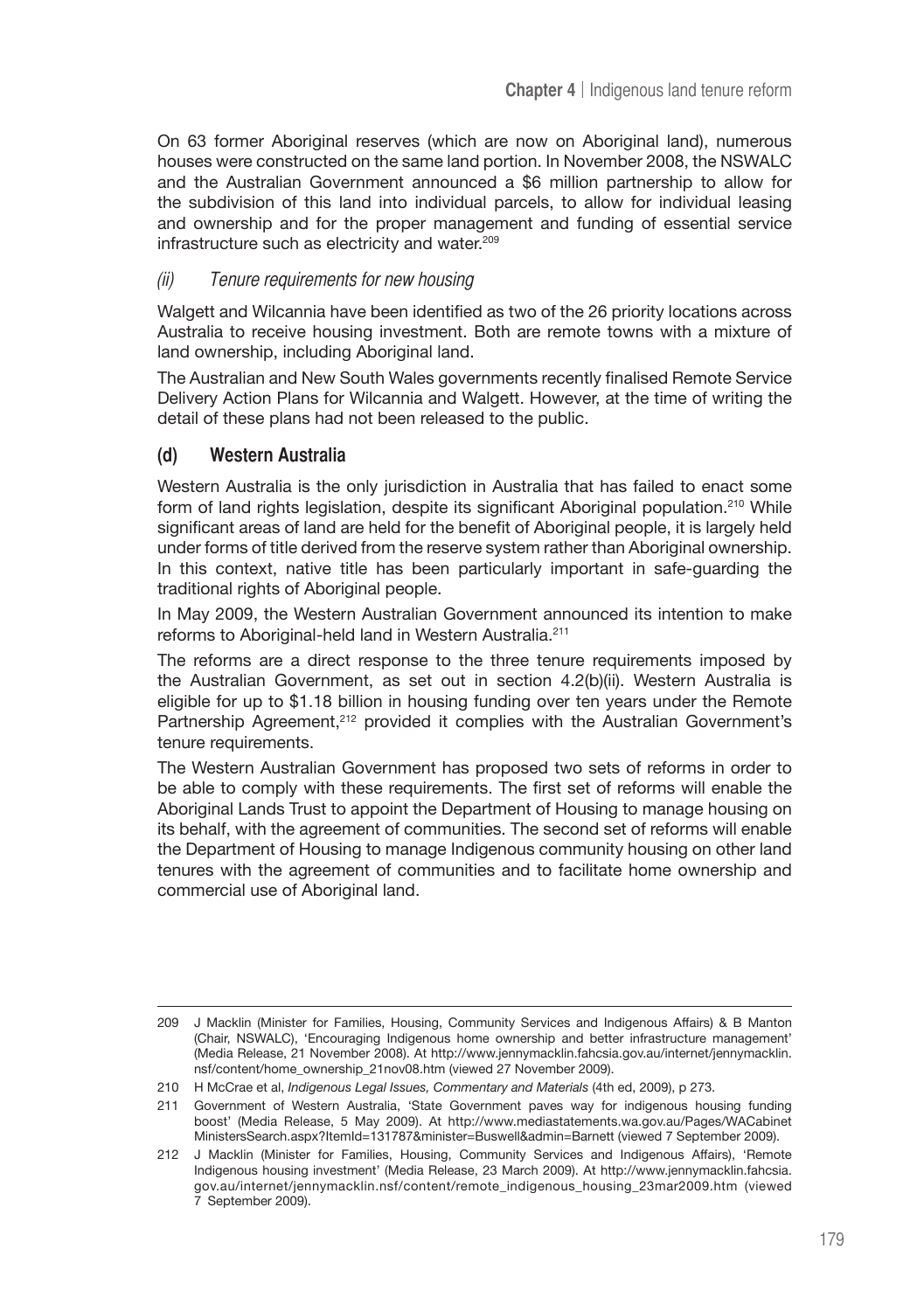On 63 former Aboriginal reserves (which are now on Aboriginal land), numerous houses were constructed on the same land portion. In November 2008, the NSWALC and the Australian Government announced a $6 million partnership to allow for the subdivision of this land into individual parcels, to allow for individual leasing and ownership and for the proper management and funding of essential service infrastructure such as electricity and water.[209]

#### *(ii) Tenure requirements for new housing*

Walgett and Wilcannia have been identified as two of the 26 priority locations across Australia to receive housing investment. Both are remote towns with a mixture of land ownership, including Aboriginal land.

The Australian and New South Wales governments recently finalised Remote Service Delivery Action Plans for Wilcannia and Walgett. However, at the time of writing the detail of these plans had not been released to the public.

### (d) Western Australia

Western Australia is the only jurisdiction in Australia that has failed to enact some form of land rights legislation, despite its significant Aboriginal population.[210] While significant areas of land are held for the benefit of Aboriginal people, it is largely held under forms of title derived from the reserve system rather than Aboriginal ownership. In this context, native title has been particularly important in safe-guarding the traditional rights of Aboriginal people.

In May 2009, the Western Australian Government announced its intention to make reforms to Aboriginal-held land in Western Australia.[211]

The reforms are a direct response to the three tenure requirements imposed by the Australian Government, as set out in section 4.2(b)(ii). Western Australia is eligible for up to $1.18 billion in housing funding over ten years under the Remote Partnership Agreement,[212] provided it complies with the Australian Government's tenure requirements.

The Western Australian Government has proposed two sets of reforms in order to be able to comply with these requirements. The first set of reforms will enable the Aboriginal Lands Trust to appoint the Department of Housing to manage housing on its behalf, with the agreement of communities. The second set of reforms will enable the Department of Housing to manage Indigenous community housing on other land tenures with the agreement of communities and to facilitate home ownership and commercial use of Aboriginal land.

---

209 J Macklin (Minister for Families, Housing, Community Services and Indigenous Affairs) & B Manton (Chair, NSWALC), 'Encouraging Indigenous home ownership and better infrastructure management' (Media Release, 21 November 2008). At http://www.jennymacklin.fahcsia.gov.au/internet/jennymacklin.nsf/content/home_ownership_21nov08.htm (viewed 27 November 2009).

210 H McCrae et al, *Indigenous Legal Issues, Commentary and Materials* (4th ed, 2009), p 273.

211 Government of Western Australia, 'State Government paves way for indigenous housing funding boost' (Media Release, 5 May 2009). At http://www.mediastatements.wa.gov.au/Pages/WACabinetMinistersSearch.aspx?ItemId=131787&minister=Buswell&admin=Barnett (viewed 7 September 2009).

212 J Macklin (Minister for Families, Housing, Community Services and Indigenous Affairs), 'Remote Indigenous housing investment' (Media Release, 23 March 2009). At http://www.jennymacklin.fahcsia.gov.au/internet/jennymacklin.nsf/content/remote_indigenous_housing_23mar2009.htm (viewed 7 September 2009).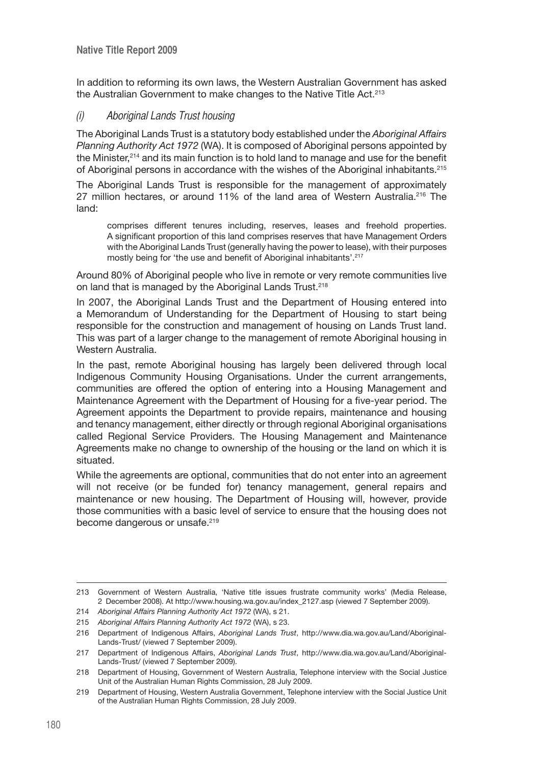In addition to reforming its own laws, the Western Australian Government has asked the Australian Government to make changes to the Native Title Act.[213]

### *(i) Aboriginal Lands Trust housing*

The Aboriginal Lands Trust is a statutory body established under the *Aboriginal Affairs Planning Authority Act 1972* (WA). It is composed of Aboriginal persons appointed by the Minister,[214] and its main function is to hold land to manage and use for the benefit of Aboriginal persons in accordance with the wishes of the Aboriginal inhabitants.[215]

The Aboriginal Lands Trust is responsible for the management of approximately 27 million hectares, or around 11% of the land area of Western Australia.[216] The land:

> comprises different tenures including, reserves, leases and freehold properties. A significant proportion of this land comprises reserves that have Management Orders with the Aboriginal Lands Trust (generally having the power to lease), with their purposes mostly being for 'the use and benefit of Aboriginal inhabitants'.[217]

Around 80% of Aboriginal people who live in remote or very remote communities live on land that is managed by the Aboriginal Lands Trust.[218]

In 2007, the Aboriginal Lands Trust and the Department of Housing entered into a Memorandum of Understanding for the Department of Housing to start being responsible for the construction and management of housing on Lands Trust land. This was part of a larger change to the management of remote Aboriginal housing in Western Australia.

In the past, remote Aboriginal housing has largely been delivered through local Indigenous Community Housing Organisations. Under the current arrangements, communities are offered the option of entering into a Housing Management and Maintenance Agreement with the Department of Housing for a five-year period. The Agreement appoints the Department to provide repairs, maintenance and housing and tenancy management, either directly or through regional Aboriginal organisations called Regional Service Providers. The Housing Management and Maintenance Agreements make no change to ownership of the housing or the land on which it is situated.

While the agreements are optional, communities that do not enter into an agreement will not receive (or be funded for) tenancy management, general repairs and maintenance or new housing. The Department of Housing will, however, provide those communities with a basic level of service to ensure that the housing does not become dangerous or unsafe.[219]

---

213 Government of Western Australia, 'Native title issues frustrate community works' (Media Release, 2 December 2008). At http://www.housing.wa.gov.au/index_2127.asp (viewed 7 September 2009).

214 *Aboriginal Affairs Planning Authority Act 1972* (WA), s 21.

215 *Aboriginal Affairs Planning Authority Act 1972* (WA), s 23.

216 Department of Indigenous Affairs, *Aboriginal Lands Trust*, http://www.dia.wa.gov.au/Land/Aboriginal-Lands-Trust/ (viewed 7 September 2009).

217 Department of Indigenous Affairs, *Aboriginal Lands Trust*, http://www.dia.wa.gov.au/Land/Aboriginal-Lands-Trust/ (viewed 7 September 2009).

218 Department of Housing, Government of Western Australia, Telephone interview with the Social Justice Unit of the Australian Human Rights Commission, 28 July 2009.

219 Department of Housing, Western Australia Government, Telephone interview with the Social Justice Unit of the Australian Human Rights Commission, 28 July 2009.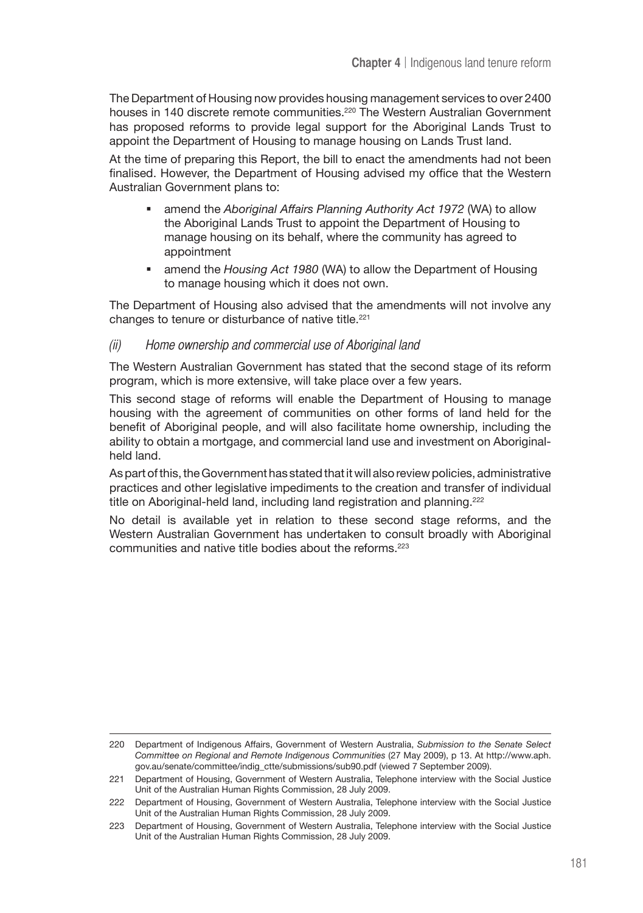The Department of Housing now provides housing management services to over 2400 houses in 140 discrete remote communities.[220] The Western Australian Government has proposed reforms to provide legal support for the Aboriginal Lands Trust to appoint the Department of Housing to manage housing on Lands Trust land.

At the time of preparing this Report, the bill to enact the amendments had not been finalised. However, the Department of Housing advised my office that the Western Australian Government plans to:

- amend the *Aboriginal Affairs Planning Authority Act 1972* (WA) to allow the Aboriginal Lands Trust to appoint the Department of Housing to manage housing on its behalf, where the community has agreed to appointment
- amend the *Housing Act 1980* (WA) to allow the Department of Housing to manage housing which it does not own.

The Department of Housing also advised that the amendments will not involve any changes to tenure or disturbance of native title.[221]

### *(ii) Home ownership and commercial use of Aboriginal land*

The Western Australian Government has stated that the second stage of its reform program, which is more extensive, will take place over a few years.

This second stage of reforms will enable the Department of Housing to manage housing with the agreement of communities on other forms of land held for the benefit of Aboriginal people, and will also facilitate home ownership, including the ability to obtain a mortgage, and commercial land use and investment on Aboriginal-held land.

As part of this, the Government has stated that it will also review policies, administrative practices and other legislative impediments to the creation and transfer of individual title on Aboriginal-held land, including land registration and planning.[222]

No detail is available yet in relation to these second stage reforms, and the Western Australian Government has undertaken to consult broadly with Aboriginal communities and native title bodies about the reforms.[223]

---

220 Department of Indigenous Affairs, Government of Western Australia, *Submission to the Senate Select Committee on Regional and Remote Indigenous Communities* (27 May 2009), p 13. At http://www.aph.gov.au/senate/committee/indig_ctte/submissions/sub90.pdf (viewed 7 September 2009).

221 Department of Housing, Government of Western Australia, Telephone interview with the Social Justice Unit of the Australian Human Rights Commission, 28 July 2009.

222 Department of Housing, Government of Western Australia, Telephone interview with the Social Justice Unit of the Australian Human Rights Commission, 28 July 2009.

223 Department of Housing, Government of Western Australia, Telephone interview with the Social Justice Unit of the Australian Human Rights Commission, 28 July 2009.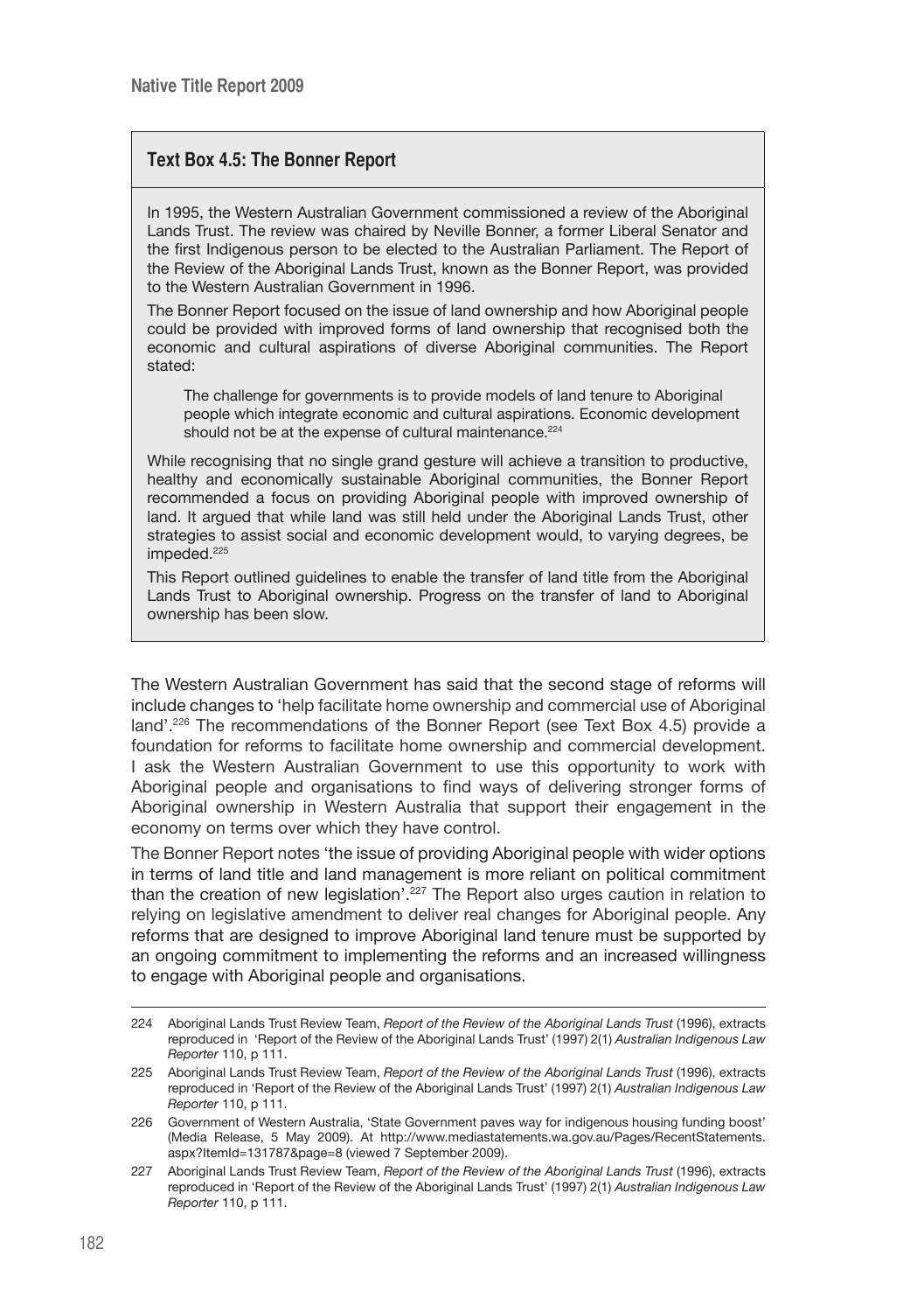### Text Box 4.5: The Bonner Report

In 1995, the Western Australian Government commissioned a review of the Aboriginal Lands Trust. The review was chaired by Neville Bonner, a former Liberal Senator and the first Indigenous person to be elected to the Australian Parliament. The Report of the Review of the Aboriginal Lands Trust, known as the Bonner Report, was provided to the Western Australian Government in 1996.

The Bonner Report focused on the issue of land ownership and how Aboriginal people could be provided with improved forms of land ownership that recognised both the economic and cultural aspirations of diverse Aboriginal communities. The Report stated:

> The challenge for governments is to provide models of land tenure to Aboriginal people which integrate economic and cultural aspirations. Economic development should not be at the expense of cultural maintenance.[224]

While recognising that no single grand gesture will achieve a transition to productive, healthy and economically sustainable Aboriginal communities, the Bonner Report recommended a focus on providing Aboriginal people with improved ownership of land. It argued that while land was still held under the Aboriginal Lands Trust, other strategies to assist social and economic development would, to varying degrees, be impeded.[225]

This Report outlined guidelines to enable the transfer of land title from the Aboriginal Lands Trust to Aboriginal ownership. Progress on the transfer of land to Aboriginal ownership has been slow.

The Western Australian Government has said that the second stage of reforms will include changes to 'help facilitate home ownership and commercial use of Aboriginal land'.[226] The recommendations of the Bonner Report (see Text Box 4.5) provide a foundation for reforms to facilitate home ownership and commercial development. I ask the Western Australian Government to use this opportunity to work with Aboriginal people and organisations to find ways of delivering stronger forms of Aboriginal ownership in Western Australia that support their engagement in the economy on terms over which they have control.

The Bonner Report notes 'the issue of providing Aboriginal people with wider options in terms of land title and land management is more reliant on political commitment than the creation of new legislation'.[227] The Report also urges caution in relation to relying on legislative amendment to deliver real changes for Aboriginal people. Any reforms that are designed to improve Aboriginal land tenure must be supported by an ongoing commitment to implementing the reforms and an increased willingness to engage with Aboriginal people and organisations.

---

224 Aboriginal Lands Trust Review Team, *Report of the Review of the Aboriginal Lands Trust* (1996), extracts reproduced in 'Report of the Review of the Aboriginal Lands Trust' (1997) 2(1) *Australian Indigenous Law Reporter* 110, p 111.

225 Aboriginal Lands Trust Review Team, *Report of the Review of the Aboriginal Lands Trust* (1996), extracts reproduced in 'Report of the Review of the Aboriginal Lands Trust' (1997) 2(1) *Australian Indigenous Law Reporter* 110, p 111.

226 Government of Western Australia, 'State Government paves way for indigenous housing funding boost' (Media Release, 5 May 2009). At http://www.mediastatements.wa.gov.au/Pages/RecentStatements.aspx?ItemId=131787&page=8 (viewed 7 September 2009).

227 Aboriginal Lands Trust Review Team, *Report of the Review of the Aboriginal Lands Trust* (1996), extracts reproduced in 'Report of the Review of the Aboriginal Lands Trust' (1997) 2(1) *Australian Indigenous Law Reporter* 110, p 111.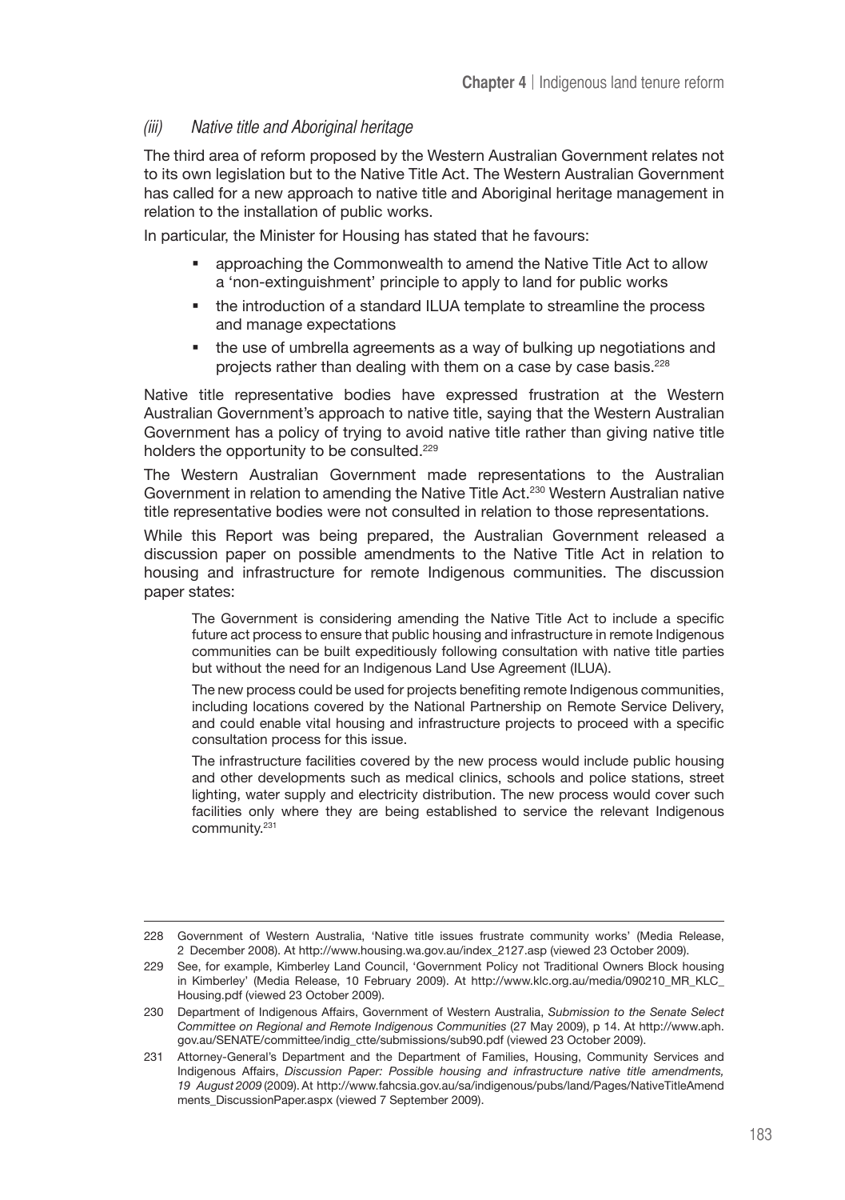### *(iii) Native title and Aboriginal heritage*

The third area of reform proposed by the Western Australian Government relates not to its own legislation but to the Native Title Act. The Western Australian Government has called for a new approach to native title and Aboriginal heritage management in relation to the installation of public works.

In particular, the Minister for Housing has stated that he favours:

- approaching the Commonwealth to amend the Native Title Act to allow a 'non-extinguishment' principle to apply to land for public works
- the introduction of a standard ILUA template to streamline the process and manage expectations
- the use of umbrella agreements as a way of bulking up negotiations and projects rather than dealing with them on a case by case basis.[228]

Native title representative bodies have expressed frustration at the Western Australian Government's approach to native title, saying that the Western Australian Government has a policy of trying to avoid native title rather than giving native title holders the opportunity to be consulted.[229]

The Western Australian Government made representations to the Australian Government in relation to amending the Native Title Act.[230] Western Australian native title representative bodies were not consulted in relation to those representations.

While this Report was being prepared, the Australian Government released a discussion paper on possible amendments to the Native Title Act in relation to housing and infrastructure for remote Indigenous communities. The discussion paper states:

> The Government is considering amending the Native Title Act to include a specific future act process to ensure that public housing and infrastructure in remote Indigenous communities can be built expeditiously following consultation with native title parties but without the need for an Indigenous Land Use Agreement (ILUA).
>
> The new process could be used for projects benefiting remote Indigenous communities, including locations covered by the National Partnership on Remote Service Delivery, and could enable vital housing and infrastructure projects to proceed with a specific consultation process for this issue.
>
> The infrastructure facilities covered by the new process would include public housing and other developments such as medical clinics, schools and police stations, street lighting, water supply and electricity distribution. The new process would cover such facilities only where they are being established to service the relevant Indigenous community.[231]

---

228 Government of Western Australia, 'Native title issues frustrate community works' (Media Release, 2 December 2008). At http://www.housing.wa.gov.au/index_2127.asp (viewed 23 October 2009).

229 See, for example, Kimberley Land Council, 'Government Policy not Traditional Owners Block housing in Kimberley' (Media Release, 10 February 2009). At http://www.klc.org.au/media/090210_MR_KLC_Housing.pdf (viewed 23 October 2009).

230 Department of Indigenous Affairs, Government of Western Australia, *Submission to the Senate Select Committee on Regional and Remote Indigenous Communities* (27 May 2009), p 14. At http://www.aph.gov.au/SENATE/committee/indig_ctte/submissions/sub90.pdf (viewed 23 October 2009).

231 Attorney-General's Department and the Department of Families, Housing, Community Services and Indigenous Affairs, *Discussion Paper: Possible housing and infrastructure native title amendments, 19 August 2009* (2009). At http://www.fahcsia.gov.au/sa/indigenous/pubs/land/Pages/NativeTitleAmendments_DiscussionPaper.aspx (viewed 7 September 2009).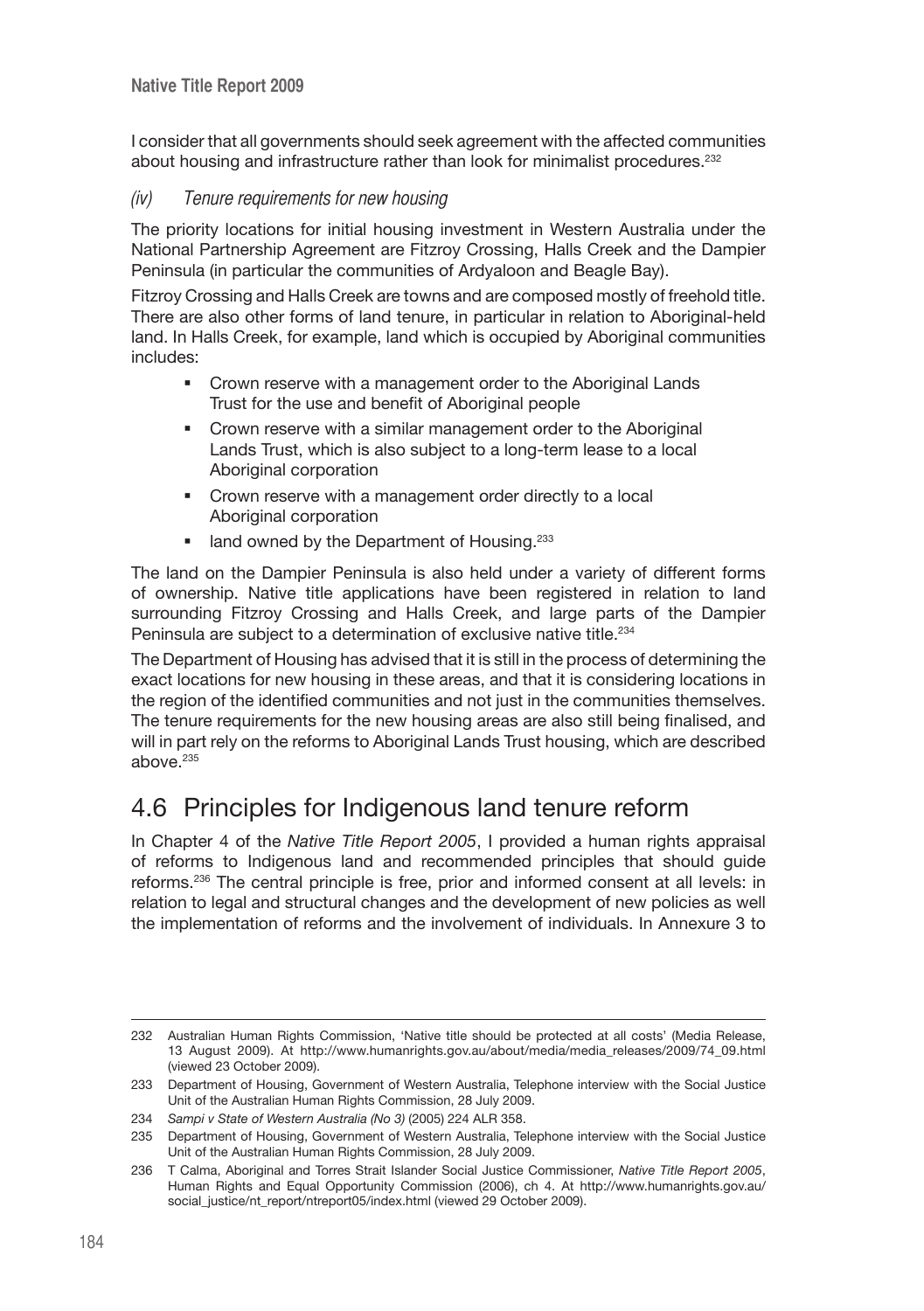I consider that all governments should seek agreement with the affected communities about housing and infrastructure rather than look for minimalist procedures.[232]

#### *(iv) Tenure requirements for new housing*

The priority locations for initial housing investment in Western Australia under the National Partnership Agreement are Fitzroy Crossing, Halls Creek and the Dampier Peninsula (in particular the communities of Ardyaloon and Beagle Bay).

Fitzroy Crossing and Halls Creek are towns and are composed mostly of freehold title. There are also other forms of land tenure, in particular in relation to Aboriginal-held land. In Halls Creek, for example, land which is occupied by Aboriginal communities includes:

- Crown reserve with a management order to the Aboriginal Lands Trust for the use and benefit of Aboriginal people
- Crown reserve with a similar management order to the Aboriginal Lands Trust, which is also subject to a long-term lease to a local Aboriginal corporation
- Crown reserve with a management order directly to a local Aboriginal corporation
- land owned by the Department of Housing.[233]

The land on the Dampier Peninsula is also held under a variety of different forms of ownership. Native title applications have been registered in relation to land surrounding Fitzroy Crossing and Halls Creek, and large parts of the Dampier Peninsula are subject to a determination of exclusive native title.[234]

The Department of Housing has advised that it is still in the process of determining the exact locations for new housing in these areas, and that it is considering locations in the region of the identified communities and not just in the communities themselves. The tenure requirements for the new housing areas are also still being finalised, and will in part rely on the reforms to Aboriginal Lands Trust housing, which are described above.[235]

## 4.6 Principles for Indigenous land tenure reform

In Chapter 4 of the *Native Title Report 2005*, I provided a human rights appraisal of reforms to Indigenous land and recommended principles that should guide reforms.[236] The central principle is free, prior and informed consent at all levels: in relation to legal and structural changes and the development of new policies as well the implementation of reforms and the involvement of individuals. In Annexure 3 to

---

232 Australian Human Rights Commission, 'Native title should be protected at all costs' (Media Release, 13 August 2009). At http://www.humanrights.gov.au/about/media/media_releases/2009/74_09.html (viewed 23 October 2009).

233 Department of Housing, Government of Western Australia, Telephone interview with the Social Justice Unit of the Australian Human Rights Commission, 28 July 2009.

234 *Sampi v State of Western Australia (No 3)* (2005) 224 ALR 358.

235 Department of Housing, Government of Western Australia, Telephone interview with the Social Justice Unit of the Australian Human Rights Commission, 28 July 2009.

236 T Calma, Aboriginal and Torres Strait Islander Social Justice Commissioner, *Native Title Report 2005*, Human Rights and Equal Opportunity Commission (2006), ch 4. At http://www.humanrights.gov.au/social_justice/nt_report/ntreport05/index.html (viewed 29 October 2009).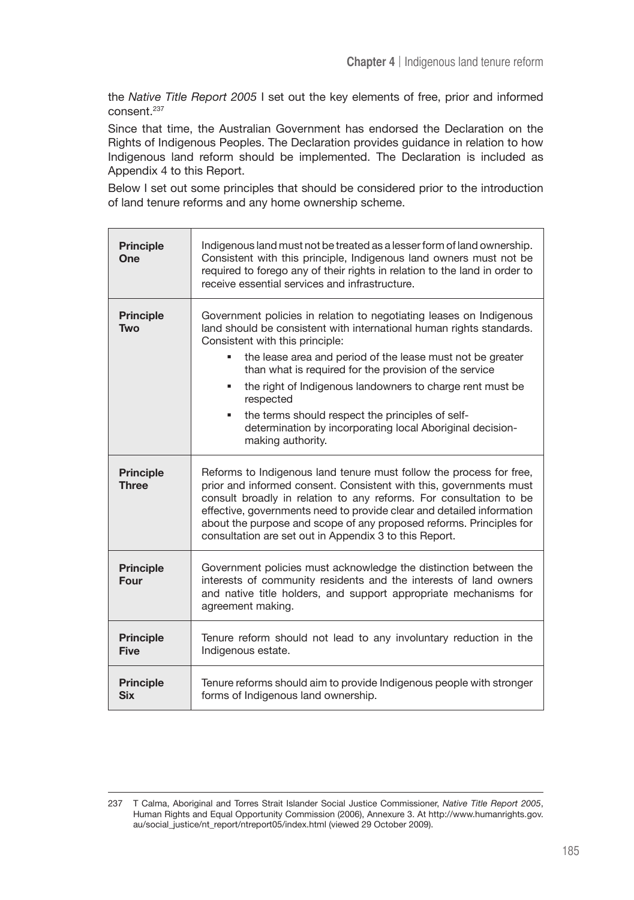the *Native Title Report 2005* I set out the key elements of free, prior and informed consent.[237]

Since that time, the Australian Government has endorsed the Declaration on the Rights of Indigenous Peoples. The Declaration provides guidance in relation to how Indigenous land reform should be implemented. The Declaration is included as Appendix 4 to this Report.

Below I set out some principles that should be considered prior to the introduction of land tenure reforms and any home ownership scheme.

| | |
|---|---|
| **Principle One** | Indigenous land must not be treated as a lesser form of land ownership. Consistent with this principle, Indigenous land owners must not be required to forego any of their rights in relation to the land in order to receive essential services and infrastructure. |
| **Principle Two** | Government policies in relation to negotiating leases on Indigenous land should be consistent with international human rights standards. Consistent with this principle: <br>▪ the lease area and period of the lease must not be greater than what is required for the provision of the service <br>▪ the right of Indigenous landowners to charge rent must be respected <br>▪ the terms should respect the principles of self-determination by incorporating local Aboriginal decision-making authority. |
| **Principle Three** | Reforms to Indigenous land tenure must follow the process for free, prior and informed consent. Consistent with this, governments must consult broadly in relation to any reforms. For consultation to be effective, governments need to provide clear and detailed information about the purpose and scope of any proposed reforms. Principles for consultation are set out in Appendix 3 to this Report. |
| **Principle Four** | Government policies must acknowledge the distinction between the interests of community residents and the interests of land owners and native title holders, and support appropriate mechanisms for agreement making. |
| **Principle Five** | Tenure reform should not lead to any involuntary reduction in the Indigenous estate. |
| **Principle Six** | Tenure reforms should aim to provide Indigenous people with stronger forms of Indigenous land ownership. |

---

237 T Calma, Aboriginal and Torres Strait Islander Social Justice Commissioner, *Native Title Report 2005*, Human Rights and Equal Opportunity Commission (2006), Annexure 3. At http://www.humanrights.gov.au/social_justice/nt_report/ntreport05/index.html (viewed 29 October 2009).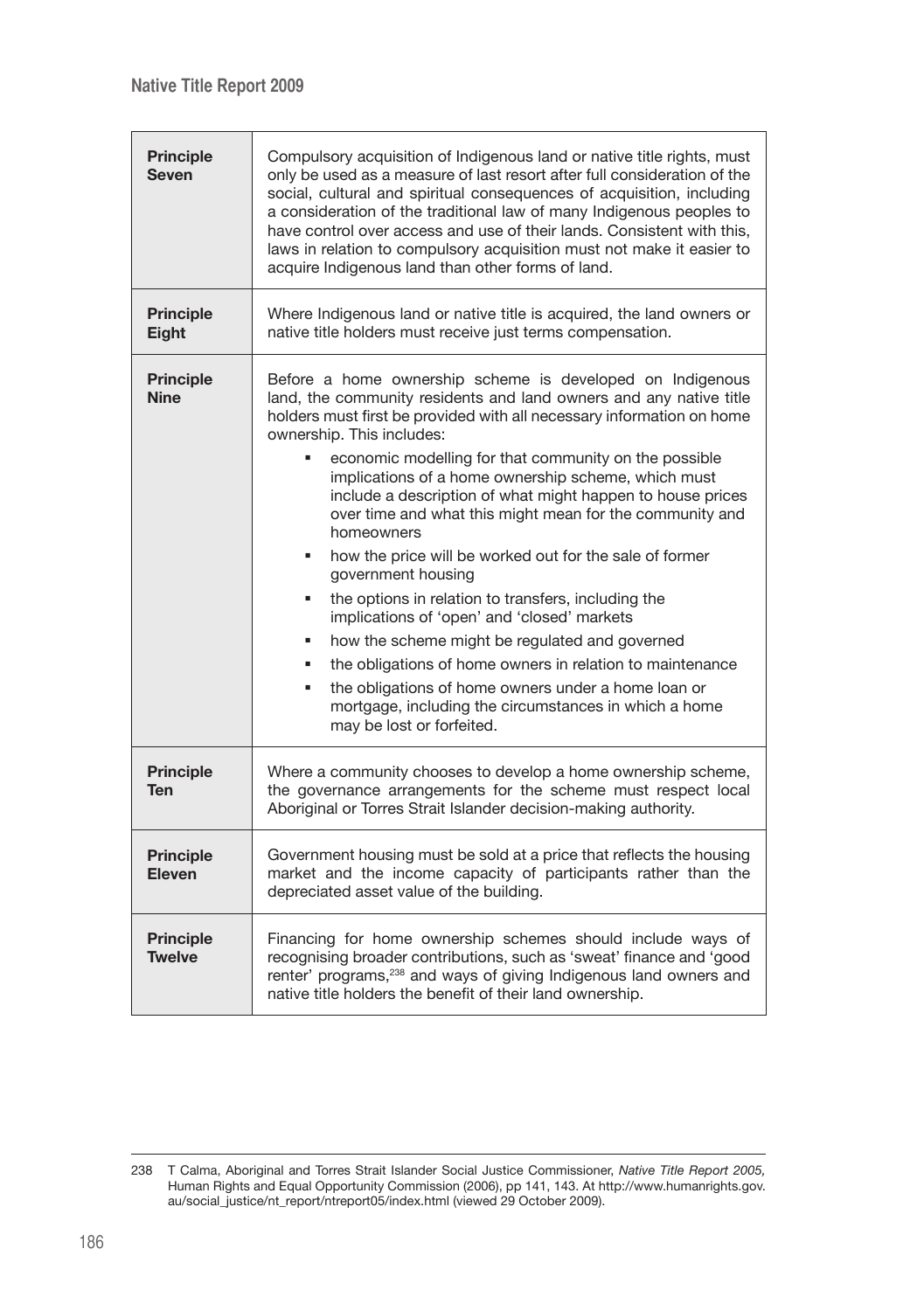| | |
|---|---|
| **Principle Seven** | Compulsory acquisition of Indigenous land or native title rights, must only be used as a measure of last resort after full consideration of the social, cultural and spiritual consequences of acquisition, including a consideration of the traditional law of many Indigenous peoples to have control over access and use of their lands. Consistent with this, laws in relation to compulsory acquisition must not make it easier to acquire Indigenous land than other forms of land. |
| **Principle Eight** | Where Indigenous land or native title is acquired, the land owners or native title holders must receive just terms compensation. |
| **Principle Nine** | Before a home ownership scheme is developed on Indigenous land, the community residents and land owners and any native title holders must first be provided with all necessary information on home ownership. This includes:<br>▪ economic modelling for that community on the possible implications of a home ownership scheme, which must include a description of what might happen to house prices over time and what this might mean for the community and homeowners<br>▪ how the price will be worked out for the sale of former government housing<br>▪ the options in relation to transfers, including the implications of 'open' and 'closed' markets<br>▪ how the scheme might be regulated and governed<br>▪ the obligations of home owners in relation to maintenance<br>▪ the obligations of home owners under a home loan or mortgage, including the circumstances in which a home may be lost or forfeited. |
| **Principle Ten** | Where a community chooses to develop a home ownership scheme, the governance arrangements for the scheme must respect local Aboriginal or Torres Strait Islander decision-making authority. |
| **Principle Eleven** | Government housing must be sold at a price that reflects the housing market and the income capacity of participants rather than the depreciated asset value of the building. |
| **Principle Twelve** | Financing for home ownership schemes should include ways of recognising broader contributions, such as 'sweat' finance and 'good renter' programs,[238] and ways of giving Indigenous land owners and native title holders the benefit of their land ownership. |

238 T Calma, Aboriginal and Torres Strait Islander Social Justice Commissioner, *Native Title Report 2005*, Human Rights and Equal Opportunity Commission (2006), pp 141, 143. At http://www.humanrights.gov.au/social_justice/nt_report/ntreport05/index.html (viewed 29 October 2009).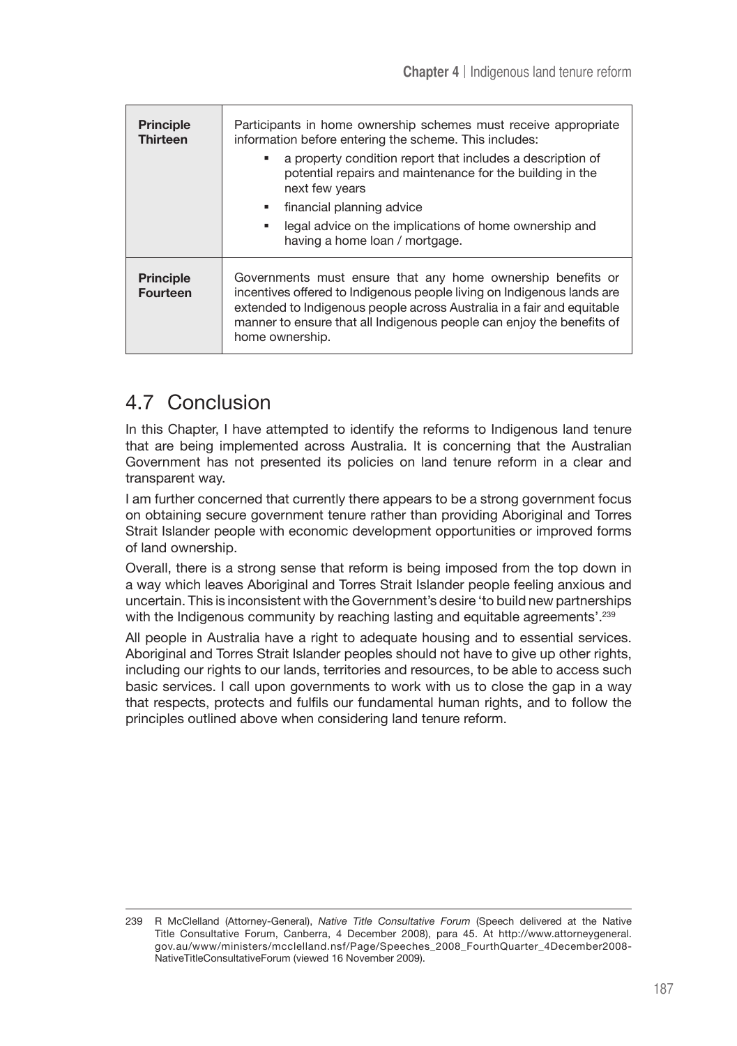| | |
|---|---|
| **Principle Thirteen** | Participants in home ownership schemes must receive appropriate information before entering the scheme. This includes:<br>▪ a property condition report that includes a description of potential repairs and maintenance for the building in the next few years<br>▪ financial planning advice<br>▪ legal advice on the implications of home ownership and having a home loan / mortgage. |
| **Principle Fourteen** | Governments must ensure that any home ownership benefits or incentives offered to Indigenous people living on Indigenous lands are extended to Indigenous people across Australia in a fair and equitable manner to ensure that all Indigenous people can enjoy the benefits of home ownership. |

## 4.7 Conclusion

In this Chapter, I have attempted to identify the reforms to Indigenous land tenure that are being implemented across Australia. It is concerning that the Australian Government has not presented its policies on land tenure reform in a clear and transparent way.

I am further concerned that currently there appears to be a strong government focus on obtaining secure government tenure rather than providing Aboriginal and Torres Strait Islander people with economic development opportunities or improved forms of land ownership.

Overall, there is a strong sense that reform is being imposed from the top down in a way which leaves Aboriginal and Torres Strait Islander people feeling anxious and uncertain. This is inconsistent with the Government's desire 'to build new partnerships with the Indigenous community by reaching lasting and equitable agreements'.[239]

All people in Australia have a right to adequate housing and to essential services. Aboriginal and Torres Strait Islander peoples should not have to give up other rights, including our rights to our lands, territories and resources, to be able to access such basic services. I call upon governments to work with us to close the gap in a way that respects, protects and fulfils our fundamental human rights, and to follow the principles outlined above when considering land tenure reform.

---

239 R McClelland (Attorney-General), *Native Title Consultative Forum* (Speech delivered at the Native Title Consultative Forum, Canberra, 4 December 2008), para 45. At http://www.attorneygeneral.gov.au/www/ministers/mcclelland.nsf/Page/Speeches_2008_FourthQuarter_4December2008-NativeTitleConsultativeForum (viewed 16 November 2009).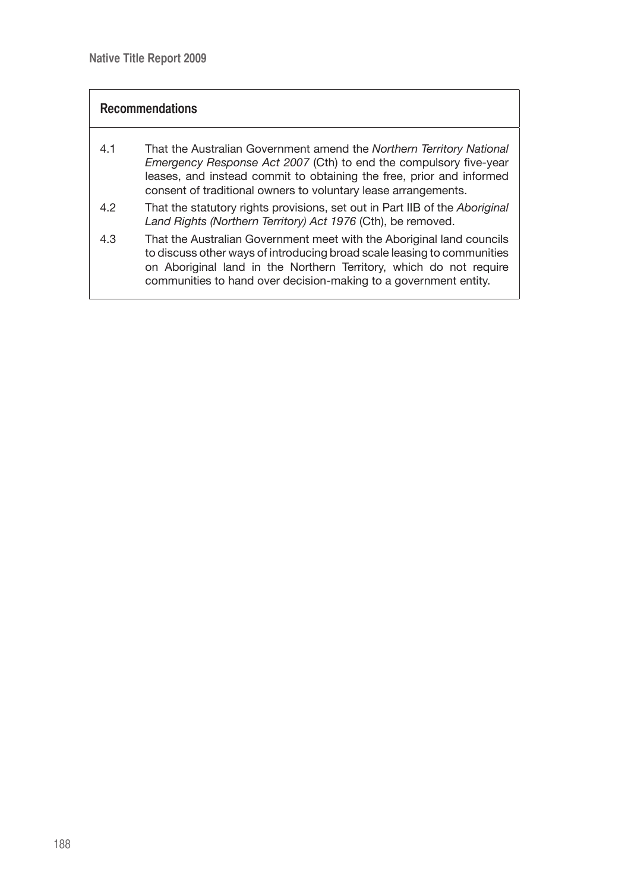## Recommendations

4.1 That the Australian Government amend the *Northern Territory National Emergency Response Act 2007* (Cth) to end the compulsory five-year leases, and instead commit to obtaining the free, prior and informed consent of traditional owners to voluntary lease arrangements.

4.2 That the statutory rights provisions, set out in Part IIB of the *Aboriginal Land Rights (Northern Territory) Act 1976* (Cth), be removed.

4.3 That the Australian Government meet with the Aboriginal land councils to discuss other ways of introducing broad scale leasing to communities on Aboriginal land in the Northern Territory, which do not require communities to hand over decision-making to a government entity.